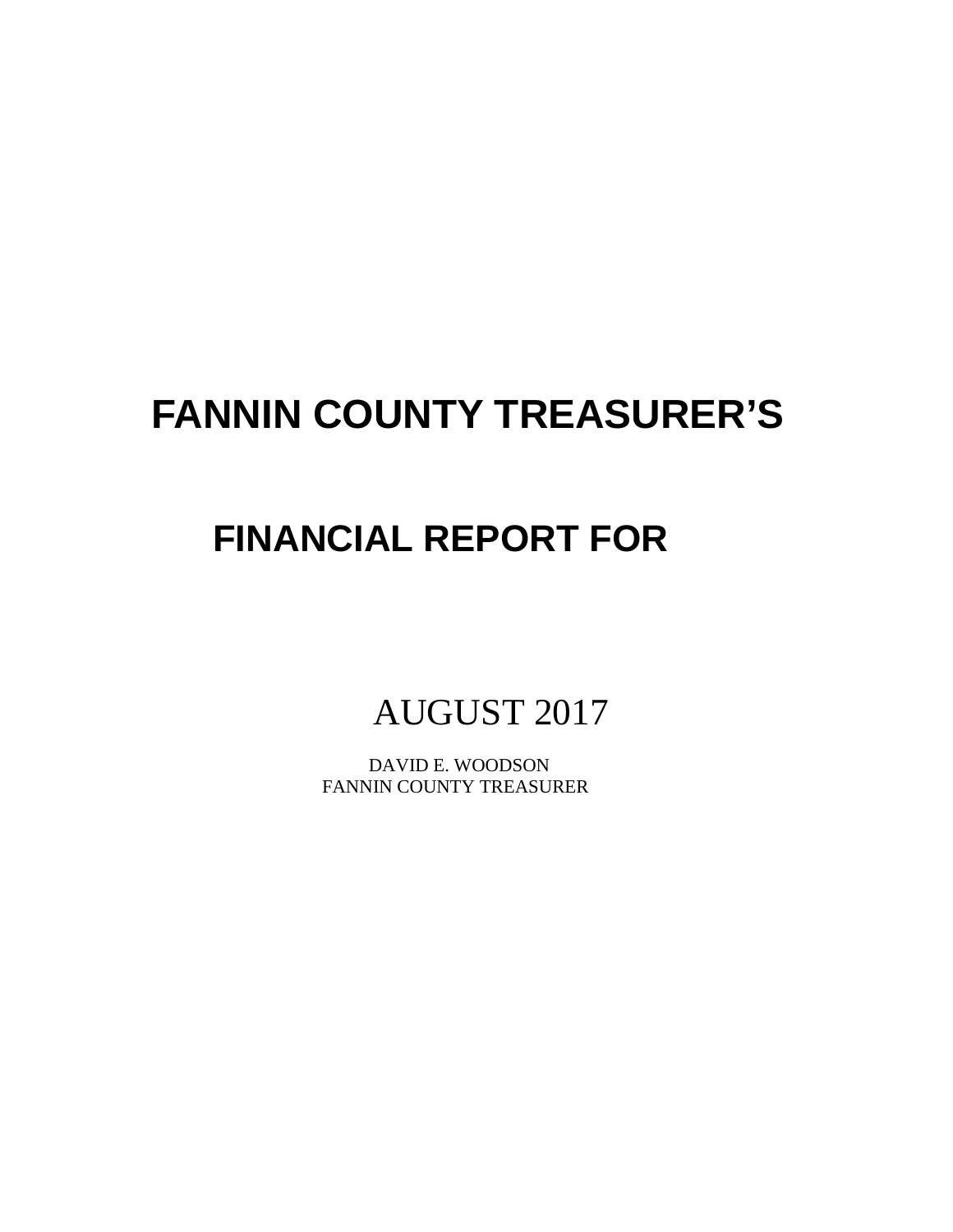# FANNIN COUNTY TREASURER'S

## FINANCIAL REPORT FOR

AUGUST 2017

DAVID E. WOODSON
FANNIN COUNTY TREASURER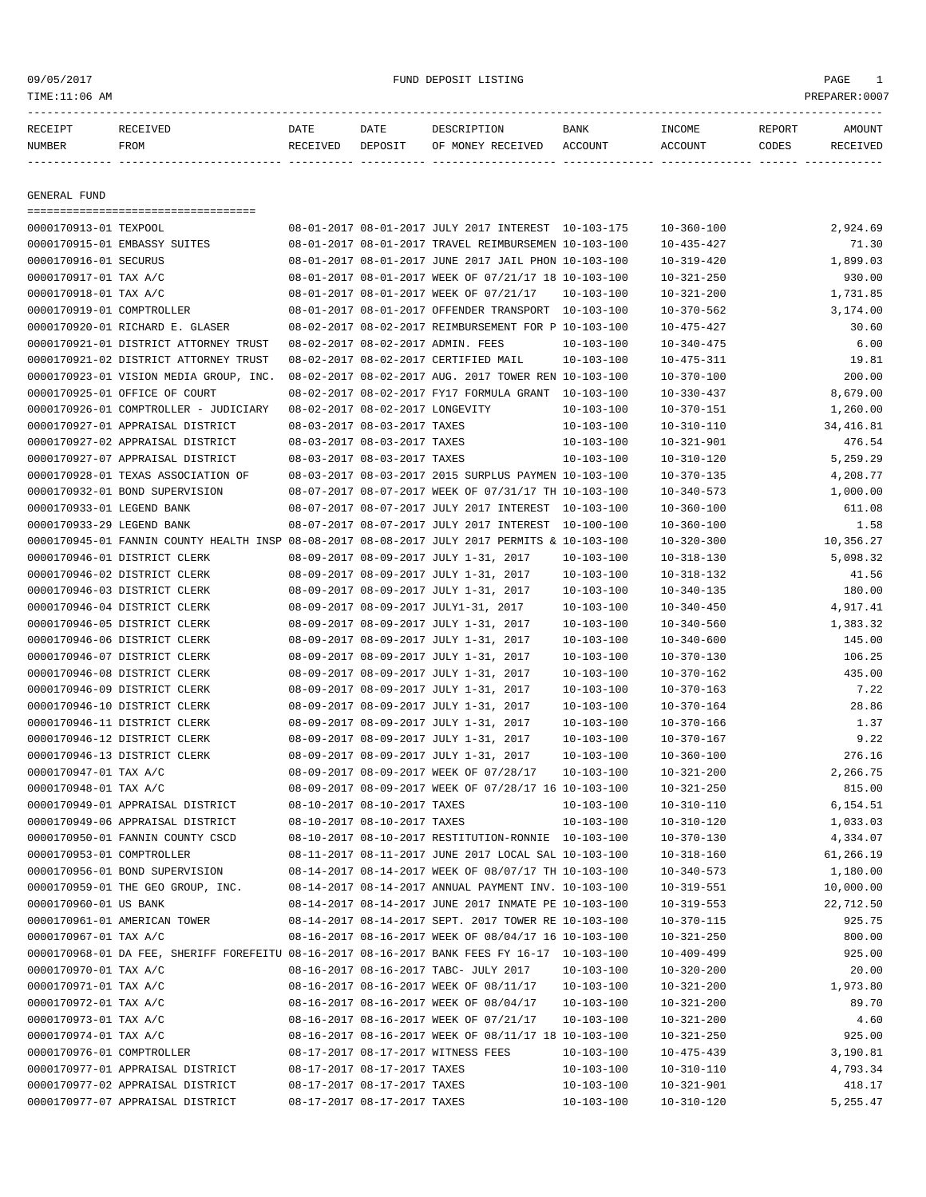FUND DEPOSIT LISTING

| RECEIPT NUMBER | RECEIVED FROM | DATE RECEIVED | DATE DEPOSIT | DESCRIPTION OF MONEY RECEIVED | BANK ACCOUNT | INCOME ACCOUNT | REPORT CODES | AMOUNT RECEIVED |
|---|---|---|---|---|---|---|---|---|

## GENERAL FUND

| RECEIPT NUMBER | RECEIVED FROM | DATE RECEIVED | DATE DEPOSIT | DESCRIPTION OF MONEY RECEIVED | BANK ACCOUNT | INCOME ACCOUNT | REPORT CODES | AMOUNT RECEIVED |
|---|---|---|---|---|---|---|---|---|
| 0000170913-01 | TEXPOOL | 08-01-2017 | 08-01-2017 | JULY 2017 INTEREST | 10-103-175 | 10-360-100 | | 2,924.69 |
| 0000170915-01 | EMBASSY SUITES | 08-01-2017 | 08-01-2017 | TRAVEL REIMBURSEMEN | 10-103-100 | 10-435-427 | | 71.30 |
| 0000170916-01 | SECURUS | 08-01-2017 | 08-01-2017 | JUNE 2017 JAIL PHON | 10-103-100 | 10-319-420 | | 1,899.03 |
| 0000170917-01 | TAX A/C | 08-01-2017 | 08-01-2017 | WEEK OF 07/21/17 18 | 10-103-100 | 10-321-250 | | 930.00 |
| 0000170918-01 | TAX A/C | 08-01-2017 | 08-01-2017 | WEEK OF 07/21/17 | 10-103-100 | 10-321-200 | | 1,731.85 |
| 0000170919-01 | COMPTROLLER | 08-01-2017 | 08-01-2017 | OFFENDER TRANSPORT | 10-103-100 | 10-370-562 | | 3,174.00 |
| 0000170920-01 | RICHARD E. GLASER | 08-02-2017 | 08-02-2017 | REIMBURSEMENT FOR P | 10-103-100 | 10-475-427 | | 30.60 |
| 0000170921-01 | DISTRICT ATTORNEY TRUST | 08-02-2017 | 08-02-2017 | ADMIN. FEES | 10-103-100 | 10-340-475 | | 6.00 |
| 0000170921-02 | DISTRICT ATTORNEY TRUST | 08-02-2017 | 08-02-2017 | CERTIFIED MAIL | 10-103-100 | 10-475-311 | | 19.81 |
| 0000170923-01 | VISION MEDIA GROUP, INC. | 08-02-2017 | 08-02-2017 | AUG. 2017 TOWER REN | 10-103-100 | 10-370-100 | | 200.00 |
| 0000170925-01 | OFFICE OF COURT | 08-02-2017 | 08-02-2017 | FY17 FORMULA GRANT | 10-103-100 | 10-330-437 | | 8,679.00 |
| 0000170926-01 | COMPTROLLER - JUDICIARY | 08-02-2017 | 08-02-2017 | LONGEVITY | 10-103-100 | 10-370-151 | | 1,260.00 |
| 0000170927-01 | APPRAISAL DISTRICT | 08-03-2017 | 08-03-2017 | TAXES | 10-103-100 | 10-310-110 | | 34,416.81 |
| 0000170927-02 | APPRAISAL DISTRICT | 08-03-2017 | 08-03-2017 | TAXES | 10-103-100 | 10-321-901 | | 476.54 |
| 0000170927-07 | APPRAISAL DISTRICT | 08-03-2017 | 08-03-2017 | TAXES | 10-103-100 | 10-310-120 | | 5,259.29 |
| 0000170928-01 | TEXAS ASSOCIATION OF | 08-03-2017 | 08-03-2017 | 2015 SURPLUS PAYMEN | 10-103-100 | 10-370-135 | | 4,208.77 |
| 0000170932-01 | BOND SUPERVISION | 08-07-2017 | 08-07-2017 | WEEK OF 07/31/17 TH | 10-103-100 | 10-340-573 | | 1,000.00 |
| 0000170933-01 | LEGEND BANK | 08-07-2017 | 08-07-2017 | JULY 2017 INTEREST | 10-103-100 | 10-360-100 | | 611.08 |
| 0000170933-29 | LEGEND BANK | 08-07-2017 | 08-07-2017 | JULY 2017 INTEREST | 10-100-100 | 10-360-100 | | 1.58 |
| 0000170945-01 | FANNIN COUNTY HEALTH INSP | 08-08-2017 | 08-08-2017 | JULY 2017 PERMITS & | 10-103-100 | 10-320-300 | | 10,356.27 |
| 0000170946-01 | DISTRICT CLERK | 08-09-2017 | 08-09-2017 | JULY 1-31, 2017 | 10-103-100 | 10-318-130 | | 5,098.32 |
| 0000170946-02 | DISTRICT CLERK | 08-09-2017 | 08-09-2017 | JULY 1-31, 2017 | 10-103-100 | 10-318-132 | | 41.56 |
| 0000170946-03 | DISTRICT CLERK | 08-09-2017 | 08-09-2017 | JULY 1-31, 2017 | 10-103-100 | 10-340-135 | | 180.00 |
| 0000170946-04 | DISTRICT CLERK | 08-09-2017 | 08-09-2017 | JULY1-31, 2017 | 10-103-100 | 10-340-450 | | 4,917.41 |
| 0000170946-05 | DISTRICT CLERK | 08-09-2017 | 08-09-2017 | JULY 1-31, 2017 | 10-103-100 | 10-340-560 | | 1,383.32 |
| 0000170946-06 | DISTRICT CLERK | 08-09-2017 | 08-09-2017 | JULY 1-31, 2017 | 10-103-100 | 10-340-600 | | 145.00 |
| 0000170946-07 | DISTRICT CLERK | 08-09-2017 | 08-09-2017 | JULY 1-31, 2017 | 10-103-100 | 10-370-130 | | 106.25 |
| 0000170946-08 | DISTRICT CLERK | 08-09-2017 | 08-09-2017 | JULY 1-31, 2017 | 10-103-100 | 10-370-162 | | 435.00 |
| 0000170946-09 | DISTRICT CLERK | 08-09-2017 | 08-09-2017 | JULY 1-31, 2017 | 10-103-100 | 10-370-163 | | 7.22 |
| 0000170946-10 | DISTRICT CLERK | 08-09-2017 | 08-09-2017 | JULY 1-31, 2017 | 10-103-100 | 10-370-164 | | 28.86 |
| 0000170946-11 | DISTRICT CLERK | 08-09-2017 | 08-09-2017 | JULY 1-31, 2017 | 10-103-100 | 10-370-166 | | 1.37 |
| 0000170946-12 | DISTRICT CLERK | 08-09-2017 | 08-09-2017 | JULY 1-31, 2017 | 10-103-100 | 10-370-167 | | 9.22 |
| 0000170946-13 | DISTRICT CLERK | 08-09-2017 | 08-09-2017 | JULY 1-31, 2017 | 10-103-100 | 10-360-100 | | 276.16 |
| 0000170947-01 | TAX A/C | 08-09-2017 | 08-09-2017 | WEEK OF 07/28/17 | 10-103-100 | 10-321-200 | | 2,266.75 |
| 0000170948-01 | TAX A/C | 08-09-2017 | 08-09-2017 | WEEK OF 07/28/17 16 | 10-103-100 | 10-321-250 | | 815.00 |
| 0000170949-01 | APPRAISAL DISTRICT | 08-10-2017 | 08-10-2017 | TAXES | 10-103-100 | 10-310-110 | | 6,154.51 |
| 0000170949-06 | APPRAISAL DISTRICT | 08-10-2017 | 08-10-2017 | TAXES | 10-103-100 | 10-310-120 | | 1,033.03 |
| 0000170950-01 | FANNIN COUNTY CSCD | 08-10-2017 | 08-10-2017 | RESTITUTION-RONNIE | 10-103-100 | 10-370-130 | | 4,334.07 |
| 0000170953-01 | COMPTROLLER | 08-11-2017 | 08-11-2017 | JUNE 2017 LOCAL SAL | 10-103-100 | 10-318-160 | | 61,266.19 |
| 0000170956-01 | BOND SUPERVISION | 08-14-2017 | 08-14-2017 | WEEK OF 08/07/17 TH | 10-103-100 | 10-340-573 | | 1,180.00 |
| 0000170959-01 | THE GEO GROUP, INC. | 08-14-2017 | 08-14-2017 | ANNUAL PAYMENT INV. | 10-103-100 | 10-319-551 | | 10,000.00 |
| 0000170960-01 | US BANK | 08-14-2017 | 08-14-2017 | JUNE 2017 INMATE PE | 10-103-100 | 10-319-553 | | 22,712.50 |
| 0000170961-01 | AMERICAN TOWER | 08-14-2017 | 08-14-2017 | SEPT. 2017 TOWER RE | 10-103-100 | 10-370-115 | | 925.75 |
| 0000170967-01 | TAX A/C | 08-16-2017 | 08-16-2017 | WEEK OF 08/04/17 16 | 10-103-100 | 10-321-250 | | 800.00 |
| 0000170968-01 | DA FEE, SHERIFF FOREFEITU | 08-16-2017 | 08-16-2017 | BANK FEES FY 16-17 | 10-103-100 | 10-409-499 | | 925.00 |
| 0000170970-01 | TAX A/C | 08-16-2017 | 08-16-2017 | TABC- JULY 2017 | 10-103-100 | 10-320-200 | | 20.00 |
| 0000170971-01 | TAX A/C | 08-16-2017 | 08-16-2017 | WEEK OF 08/11/17 | 10-103-100 | 10-321-200 | | 1,973.80 |
| 0000170972-01 | TAX A/C | 08-16-2017 | 08-16-2017 | WEEK OF 08/04/17 | 10-103-100 | 10-321-200 | | 89.70 |
| 0000170973-01 | TAX A/C | 08-16-2017 | 08-16-2017 | WEEK OF 07/21/17 | 10-103-100 | 10-321-200 | | 4.60 |
| 0000170974-01 | TAX A/C | 08-16-2017 | 08-16-2017 | WEEK OF 08/11/17 18 | 10-103-100 | 10-321-250 | | 925.00 |
| 0000170976-01 | COMPTROLLER | 08-17-2017 | 08-17-2017 | WITNESS FEES | 10-103-100 | 10-475-439 | | 3,190.81 |
| 0000170977-01 | APPRAISAL DISTRICT | 08-17-2017 | 08-17-2017 | TAXES | 10-103-100 | 10-310-110 | | 4,793.34 |
| 0000170977-02 | APPRAISAL DISTRICT | 08-17-2017 | 08-17-2017 | TAXES | 10-103-100 | 10-321-901 | | 418.17 |
| 0000170977-07 | APPRAISAL DISTRICT | 08-17-2017 | 08-17-2017 | TAXES | 10-103-100 | 10-310-120 | | 5,255.47 |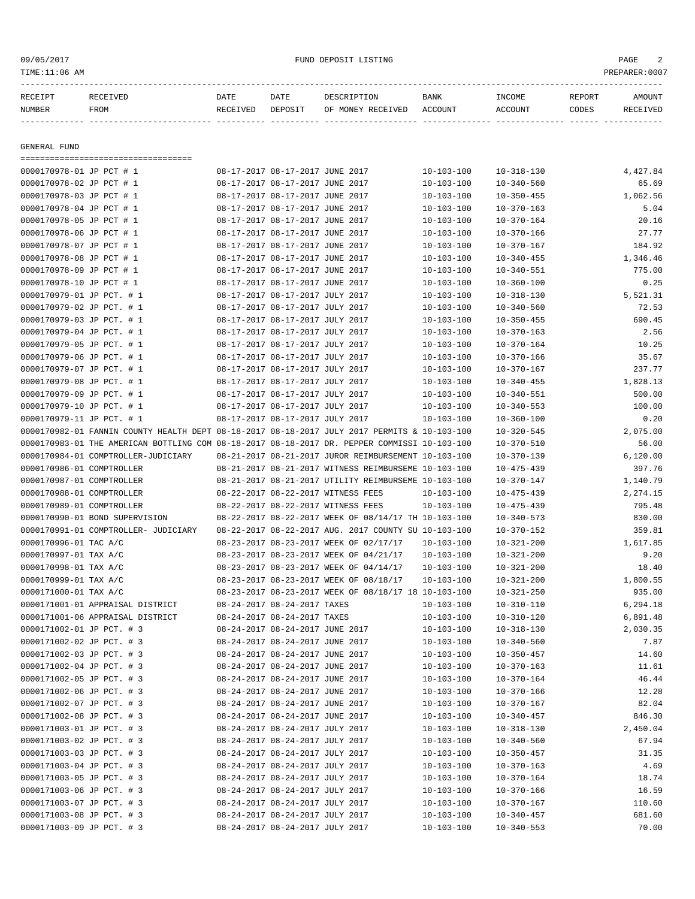| RECEIPT NUMBER | RECEIVED FROM | DATE RECEIVED | DATE DEPOSIT | DESCRIPTION OF MONEY RECEIVED | BANK ACCOUNT | INCOME ACCOUNT | REPORT CODES | AMOUNT RECEIVED |
|---|---|---|---|---|---|---|---|---|

GENERAL FUND

| RECEIPT NUMBER | RECEIVED FROM | DATE RECEIVED | DATE DEPOSIT | DESCRIPTION OF MONEY RECEIVED | BANK ACCOUNT | INCOME ACCOUNT | REPORT CODES | AMOUNT RECEIVED |
|---|---|---|---|---|---|---|---|---|
| 0000170978-01 | JP PCT # 1 | 08-17-2017 | 08-17-2017 | JUNE 2017 | 10-103-100 | 10-318-130 | | 4,427.84 |
| 0000170978-02 | JP PCT # 1 | 08-17-2017 | 08-17-2017 | JUNE 2017 | 10-103-100 | 10-340-560 | | 65.69 |
| 0000170978-03 | JP PCT # 1 | 08-17-2017 | 08-17-2017 | JUNE 2017 | 10-103-100 | 10-350-455 | | 1,062.56 |
| 0000170978-04 | JP PCT # 1 | 08-17-2017 | 08-17-2017 | JUNE 2017 | 10-103-100 | 10-370-163 | | 5.04 |
| 0000170978-05 | JP PCT # 1 | 08-17-2017 | 08-17-2017 | JUNE 2017 | 10-103-100 | 10-370-164 | | 20.16 |
| 0000170978-06 | JP PCT # 1 | 08-17-2017 | 08-17-2017 | JUNE 2017 | 10-103-100 | 10-370-166 | | 27.77 |
| 0000170978-07 | JP PCT # 1 | 08-17-2017 | 08-17-2017 | JUNE 2017 | 10-103-100 | 10-370-167 | | 184.92 |
| 0000170978-08 | JP PCT # 1 | 08-17-2017 | 08-17-2017 | JUNE 2017 | 10-103-100 | 10-340-455 | | 1,346.46 |
| 0000170978-09 | JP PCT # 1 | 08-17-2017 | 08-17-2017 | JUNE 2017 | 10-103-100 | 10-340-551 | | 775.00 |
| 0000170978-10 | JP PCT # 1 | 08-17-2017 | 08-17-2017 | JUNE 2017 | 10-103-100 | 10-360-100 | | 0.25 |
| 0000170979-01 | JP PCT. # 1 | 08-17-2017 | 08-17-2017 | JULY 2017 | 10-103-100 | 10-318-130 | | 5,521.31 |
| 0000170979-02 | JP PCT. # 1 | 08-17-2017 | 08-17-2017 | JULY 2017 | 10-103-100 | 10-340-560 | | 72.53 |
| 0000170979-03 | JP PCT. # 1 | 08-17-2017 | 08-17-2017 | JULY 2017 | 10-103-100 | 10-350-455 | | 690.45 |
| 0000170979-04 | JP PCT. # 1 | 08-17-2017 | 08-17-2017 | JULY 2017 | 10-103-100 | 10-370-163 | | 2.56 |
| 0000170979-05 | JP PCT. # 1 | 08-17-2017 | 08-17-2017 | JULY 2017 | 10-103-100 | 10-370-164 | | 10.25 |
| 0000170979-06 | JP PCT. # 1 | 08-17-2017 | 08-17-2017 | JULY 2017 | 10-103-100 | 10-370-166 | | 35.67 |
| 0000170979-07 | JP PCT. # 1 | 08-17-2017 | 08-17-2017 | JULY 2017 | 10-103-100 | 10-370-167 | | 237.77 |
| 0000170979-08 | JP PCT. # 1 | 08-17-2017 | 08-17-2017 | JULY 2017 | 10-103-100 | 10-340-455 | | 1,828.13 |
| 0000170979-09 | JP PCT. # 1 | 08-17-2017 | 08-17-2017 | JULY 2017 | 10-103-100 | 10-340-551 | | 500.00 |
| 0000170979-10 | JP PCT. # 1 | 08-17-2017 | 08-17-2017 | JULY 2017 | 10-103-100 | 10-340-553 | | 100.00 |
| 0000170979-11 | JP PCT. # 1 | 08-17-2017 | 08-17-2017 | JULY 2017 | 10-103-100 | 10-360-100 | | 0.20 |
| 0000170982-01 | FANNIN COUNTY HEALTH DEPT | 08-18-2017 | 08-18-2017 | JULY 2017 PERMITS & | 10-103-100 | 10-320-545 | | 2,075.00 |
| 0000170983-01 | THE AMERICAN BOTTLING COM | 08-18-2017 | 08-18-2017 | DR. PEPPER COMMISSI | 10-103-100 | 10-370-510 | | 56.00 |
| 0000170984-01 | COMPTROLLER-JUDICIARY | 08-21-2017 | 08-21-2017 | JUROR REIMBURSEMENT | 10-103-100 | 10-370-139 | | 6,120.00 |
| 0000170986-01 | COMPTROLLER | 08-21-2017 | 08-21-2017 | WITNESS REIMBURSEME | 10-103-100 | 10-475-439 | | 397.76 |
| 0000170987-01 | COMPTROLLER | 08-21-2017 | 08-21-2017 | UTILITY REIMBURSEME | 10-103-100 | 10-370-147 | | 1,140.79 |
| 0000170988-01 | COMPTROLLER | 08-22-2017 | 08-22-2017 | WITNESS FEES | 10-103-100 | 10-475-439 | | 2,274.15 |
| 0000170989-01 | COMPTROLLER | 08-22-2017 | 08-22-2017 | WITNESS FEES | 10-103-100 | 10-475-439 | | 795.48 |
| 0000170990-01 | BOND SUPERVISION | 08-22-2017 | 08-22-2017 | WEEK OF 08/14/17 TH | 10-103-100 | 10-340-573 | | 830.00 |
| 0000170991-01 | COMPTROLLER- JUDICIARY | 08-22-2017 | 08-22-2017 | AUG. 2017 COUNTY SU | 10-103-100 | 10-370-152 | | 359.81 |
| 0000170996-01 | TAC A/C | 08-23-2017 | 08-23-2017 | WEEK OF 02/17/17 | 10-103-100 | 10-321-200 | | 1,617.85 |
| 0000170997-01 | TAX A/C | 08-23-2017 | 08-23-2017 | WEEK OF 04/21/17 | 10-103-100 | 10-321-200 | | 9.20 |
| 0000170998-01 | TAX A/C | 08-23-2017 | 08-23-2017 | WEEK OF 04/14/17 | 10-103-100 | 10-321-200 | | 18.40 |
| 0000170999-01 | TAX A/C | 08-23-2017 | 08-23-2017 | WEEK OF 08/18/17 | 10-103-100 | 10-321-200 | | 1,800.55 |
| 0000171000-01 | TAX A/C | 08-23-2017 | 08-23-2017 | WEEK OF 08/18/17 18 | 10-103-100 | 10-321-250 | | 935.00 |
| 0000171001-01 | APPRAISAL DISTRICT | 08-24-2017 | 08-24-2017 | TAXES | 10-103-100 | 10-310-110 | | 6,294.18 |
| 0000171001-06 | APPRAISAL DISTRICT | 08-24-2017 | 08-24-2017 | TAXES | 10-103-100 | 10-310-120 | | 6,891.48 |
| 0000171002-01 | JP PCT. # 3 | 08-24-2017 | 08-24-2017 | JUNE 2017 | 10-103-100 | 10-318-130 | | 2,030.35 |
| 0000171002-02 | JP PCT. # 3 | 08-24-2017 | 08-24-2017 | JUNE 2017 | 10-103-100 | 10-340-560 | | 7.87 |
| 0000171002-03 | JP PCT. # 3 | 08-24-2017 | 08-24-2017 | JUNE 2017 | 10-103-100 | 10-350-457 | | 14.60 |
| 0000171002-04 | JP PCT. # 3 | 08-24-2017 | 08-24-2017 | JUNE 2017 | 10-103-100 | 10-370-163 | | 11.61 |
| 0000171002-05 | JP PCT. # 3 | 08-24-2017 | 08-24-2017 | JUNE 2017 | 10-103-100 | 10-370-164 | | 46.44 |
| 0000171002-06 | JP PCT. # 3 | 08-24-2017 | 08-24-2017 | JUNE 2017 | 10-103-100 | 10-370-166 | | 12.28 |
| 0000171002-07 | JP PCT. # 3 | 08-24-2017 | 08-24-2017 | JUNE 2017 | 10-103-100 | 10-370-167 | | 82.04 |
| 0000171002-08 | JP PCT. # 3 | 08-24-2017 | 08-24-2017 | JUNE 2017 | 10-103-100 | 10-340-457 | | 846.30 |
| 0000171003-01 | JP PCT. # 3 | 08-24-2017 | 08-24-2017 | JULY 2017 | 10-103-100 | 10-318-130 | | 2,450.04 |
| 0000171003-02 | JP PCT. # 3 | 08-24-2017 | 08-24-2017 | JULY 2017 | 10-103-100 | 10-340-560 | | 67.94 |
| 0000171003-03 | JP PCT. # 3 | 08-24-2017 | 08-24-2017 | JULY 2017 | 10-103-100 | 10-350-457 | | 31.35 |
| 0000171003-04 | JP PCT. # 3 | 08-24-2017 | 08-24-2017 | JULY 2017 | 10-103-100 | 10-370-163 | | 4.69 |
| 0000171003-05 | JP PCT. # 3 | 08-24-2017 | 08-24-2017 | JULY 2017 | 10-103-100 | 10-370-164 | | 18.74 |
| 0000171003-06 | JP PCT. # 3 | 08-24-2017 | 08-24-2017 | JULY 2017 | 10-103-100 | 10-370-166 | | 16.59 |
| 0000171003-07 | JP PCT. # 3 | 08-24-2017 | 08-24-2017 | JULY 2017 | 10-103-100 | 10-370-167 | | 110.60 |
| 0000171003-08 | JP PCT. # 3 | 08-24-2017 | 08-24-2017 | JULY 2017 | 10-103-100 | 10-340-457 | | 681.60 |
| 0000171003-09 | JP PCT. # 3 | 08-24-2017 | 08-24-2017 | JULY 2017 | 10-103-100 | 10-340-553 | | 70.00 |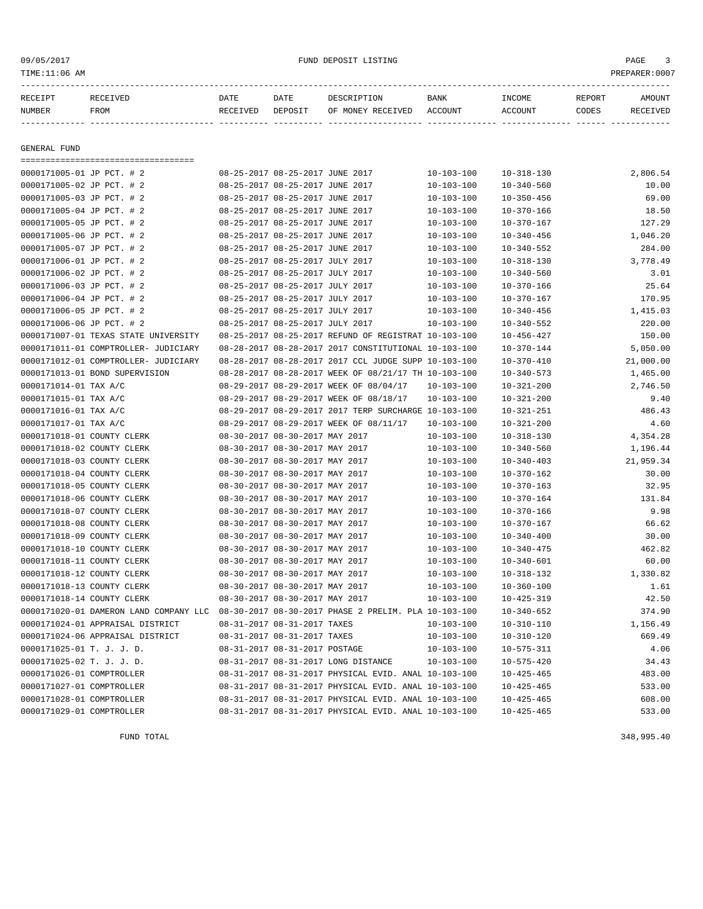FUND DEPOSIT LISTING

| RECEIPT NUMBER | RECEIVED FROM | DATE RECEIVED | DATE DEPOSIT | DESCRIPTION OF MONEY RECEIVED | BANK ACCOUNT | INCOME ACCOUNT | REPORT CODES | AMOUNT RECEIVED |
|---|---|---|---|---|---|---|---|---|

## GENERAL FUND

| RECEIPT NUMBER | RECEIVED FROM | DATE RECEIVED | DATE DEPOSIT | DESCRIPTION OF MONEY RECEIVED | BANK ACCOUNT | INCOME ACCOUNT | REPORT CODES | AMOUNT RECEIVED |
|---|---|---|---|---|---|---|---|---|
| 0000171005-01 | JP PCT. # 2 | 08-25-2017 | 08-25-2017 | JUNE 2017 | 10-103-100 | 10-318-130 | | 2,806.54 |
| 0000171005-02 | JP PCT. # 2 | 08-25-2017 | 08-25-2017 | JUNE 2017 | 10-103-100 | 10-340-560 | | 10.00 |
| 0000171005-03 | JP PCT. # 2 | 08-25-2017 | 08-25-2017 | JUNE 2017 | 10-103-100 | 10-350-456 | | 69.00 |
| 0000171005-04 | JP PCT. # 2 | 08-25-2017 | 08-25-2017 | JUNE 2017 | 10-103-100 | 10-370-166 | | 18.50 |
| 0000171005-05 | JP PCT. # 2 | 08-25-2017 | 08-25-2017 | JUNE 2017 | 10-103-100 | 10-370-167 | | 127.29 |
| 0000171005-06 | JP PCT. # 2 | 08-25-2017 | 08-25-2017 | JUNE 2017 | 10-103-100 | 10-340-456 | | 1,046.20 |
| 0000171005-07 | JP PCT. # 2 | 08-25-2017 | 08-25-2017 | JUNE 2017 | 10-103-100 | 10-340-552 | | 284.00 |
| 0000171006-01 | JP PCT. # 2 | 08-25-2017 | 08-25-2017 | JULY 2017 | 10-103-100 | 10-318-130 | | 3,778.49 |
| 0000171006-02 | JP PCT. # 2 | 08-25-2017 | 08-25-2017 | JULY 2017 | 10-103-100 | 10-340-560 | | 3.01 |
| 0000171006-03 | JP PCT. # 2 | 08-25-2017 | 08-25-2017 | JULY 2017 | 10-103-100 | 10-370-166 | | 25.64 |
| 0000171006-04 | JP PCT. # 2 | 08-25-2017 | 08-25-2017 | JULY 2017 | 10-103-100 | 10-370-167 | | 170.95 |
| 0000171006-05 | JP PCT. # 2 | 08-25-2017 | 08-25-2017 | JULY 2017 | 10-103-100 | 10-340-456 | | 1,415.03 |
| 0000171006-06 | JP PCT. # 2 | 08-25-2017 | 08-25-2017 | JULY 2017 | 10-103-100 | 10-340-552 | | 220.00 |
| 0000171007-01 | TEXAS STATE UNIVERSITY | 08-25-2017 | 08-25-2017 | REFUND OF REGISTRAT | 10-103-100 | 10-456-427 | | 150.00 |
| 0000171011-01 | COMPTROLLER- JUDICIARY | 08-28-2017 | 08-28-2017 | 2017 CONSTITUTIONAL | 10-103-100 | 10-370-144 | | 5,050.00 |
| 0000171012-01 | COMPTROLLER- JUDICIARY | 08-28-2017 | 08-28-2017 | 2017 CCL JUDGE SUPP | 10-103-100 | 10-370-410 | | 21,000.00 |
| 0000171013-01 | BOND SUPERVISION | 08-28-2017 | 08-28-2017 | WEEK OF 08/21/17 TH | 10-103-100 | 10-340-573 | | 1,465.00 |
| 0000171014-01 | TAX A/C | 08-29-2017 | 08-29-2017 | WEEK OF 08/04/17 | 10-103-100 | 10-321-200 | | 2,746.50 |
| 0000171015-01 | TAX A/C | 08-29-2017 | 08-29-2017 | WEEK OF 08/18/17 | 10-103-100 | 10-321-200 | | 9.40 |
| 0000171016-01 | TAX A/C | 08-29-2017 | 08-29-2017 | 2017 TERP SURCHARGE | 10-103-100 | 10-321-251 | | 486.43 |
| 0000171017-01 | TAX A/C | 08-29-2017 | 08-29-2017 | WEEK OF 08/11/17 | 10-103-100 | 10-321-200 | | 4.60 |
| 0000171018-01 | COUNTY CLERK | 08-30-2017 | 08-30-2017 | MAY 2017 | 10-103-100 | 10-318-130 | | 4,354.28 |
| 0000171018-02 | COUNTY CLERK | 08-30-2017 | 08-30-2017 | MAY 2017 | 10-103-100 | 10-340-560 | | 1,196.44 |
| 0000171018-03 | COUNTY CLERK | 08-30-2017 | 08-30-2017 | MAY 2017 | 10-103-100 | 10-340-403 | | 21,959.34 |
| 0000171018-04 | COUNTY CLERK | 08-30-2017 | 08-30-2017 | MAY 2017 | 10-103-100 | 10-370-162 | | 30.00 |
| 0000171018-05 | COUNTY CLERK | 08-30-2017 | 08-30-2017 | MAY 2017 | 10-103-100 | 10-370-163 | | 32.95 |
| 0000171018-06 | COUNTY CLERK | 08-30-2017 | 08-30-2017 | MAY 2017 | 10-103-100 | 10-370-164 | | 131.84 |
| 0000171018-07 | COUNTY CLERK | 08-30-2017 | 08-30-2017 | MAY 2017 | 10-103-100 | 10-370-166 | | 9.98 |
| 0000171018-08 | COUNTY CLERK | 08-30-2017 | 08-30-2017 | MAY 2017 | 10-103-100 | 10-370-167 | | 66.62 |
| 0000171018-09 | COUNTY CLERK | 08-30-2017 | 08-30-2017 | MAY 2017 | 10-103-100 | 10-340-400 | | 30.00 |
| 0000171018-10 | COUNTY CLERK | 08-30-2017 | 08-30-2017 | MAY 2017 | 10-103-100 | 10-340-475 | | 462.82 |
| 0000171018-11 | COUNTY CLERK | 08-30-2017 | 08-30-2017 | MAY 2017 | 10-103-100 | 10-340-601 | | 60.00 |
| 0000171018-12 | COUNTY CLERK | 08-30-2017 | 08-30-2017 | MAY 2017 | 10-103-100 | 10-318-132 | | 1,330.82 |
| 0000171018-13 | COUNTY CLERK | 08-30-2017 | 08-30-2017 | MAY 2017 | 10-103-100 | 10-360-100 | | 1.61 |
| 0000171018-14 | COUNTY CLERK | 08-30-2017 | 08-30-2017 | MAY 2017 | 10-103-100 | 10-425-319 | | 42.50 |
| 0000171020-01 | DAMERON LAND COMPANY LLC | 08-30-2017 | 08-30-2017 | PHASE 2 PRELIM. PLA | 10-103-100 | 10-340-652 | | 374.90 |
| 0000171024-01 | APPRAISAL DISTRICT | 08-31-2017 | 08-31-2017 | TAXES | 10-103-100 | 10-310-110 | | 1,156.49 |
| 0000171024-06 | APPRAISAL DISTRICT | 08-31-2017 | 08-31-2017 | TAXES | 10-103-100 | 10-310-120 | | 669.49 |
| 0000171025-01 | T. J. J. D. | 08-31-2017 | 08-31-2017 | POSTAGE | 10-103-100 | 10-575-311 | | 4.06 |
| 0000171025-02 | T. J. J. D. | 08-31-2017 | 08-31-2017 | LONG DISTANCE | 10-103-100 | 10-575-420 | | 34.43 |
| 0000171026-01 | COMPTROLLER | 08-31-2017 | 08-31-2017 | PHYSICAL EVID. ANAL | 10-103-100 | 10-425-465 | | 483.00 |
| 0000171027-01 | COMPTROLLER | 08-31-2017 | 08-31-2017 | PHYSICAL EVID. ANAL | 10-103-100 | 10-425-465 | | 533.00 |
| 0000171028-01 | COMPTROLLER | 08-31-2017 | 08-31-2017 | PHYSICAL EVID. ANAL | 10-103-100 | 10-425-465 | | 608.00 |
| 0000171029-01 | COMPTROLLER | 08-31-2017 | 08-31-2017 | PHYSICAL EVID. ANAL | 10-103-100 | 10-425-465 | | 533.00 |
| | FUND TOTAL | | | | | | | 348,995.40 |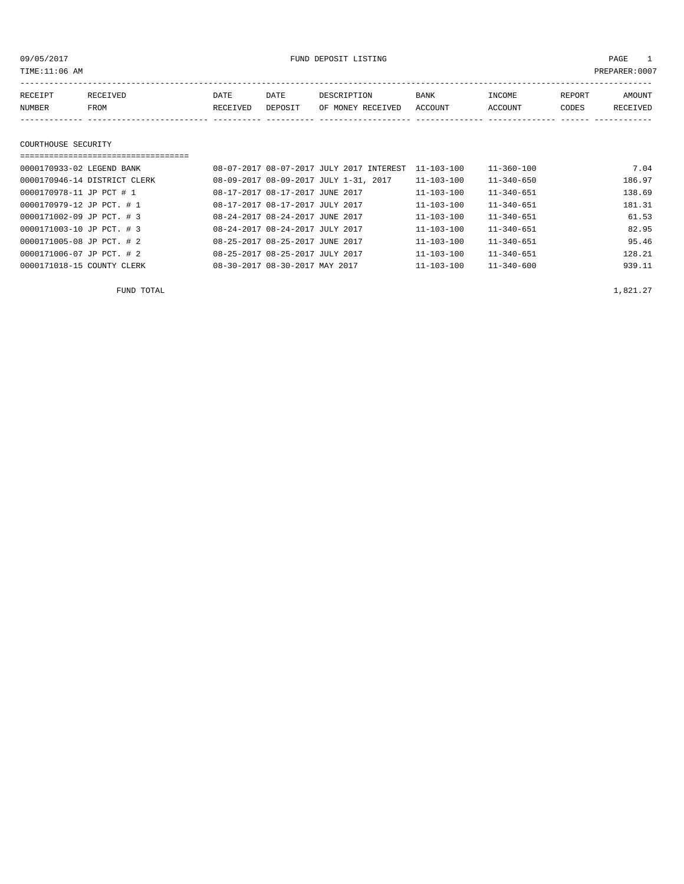09/05/2017 FUND DEPOSIT LISTING

TIME:11:06 AM PREPARER:0007

| RECEIPT NUMBER | RECEIVED FROM | DATE RECEIVED | DATE DEPOSIT | DESCRIPTION OF MONEY RECEIVED | BANK ACCOUNT | INCOME ACCOUNT | REPORT CODES | AMOUNT RECEIVED |
|---|---|---|---|---|---|---|---|---|

## COURTHOUSE SECURITY

| RECEIPT NUMBER | RECEIVED FROM | DATE RECEIVED | DATE DEPOSIT | DESCRIPTION OF MONEY RECEIVED | BANK ACCOUNT | INCOME ACCOUNT | REPORT CODES | AMOUNT RECEIVED |
|---|---|---|---|---|---|---|---|---|
| 0000170933-02 | LEGEND BANK | 08-07-2017 | 08-07-2017 | JULY 2017 INTEREST | 11-103-100 | 11-360-100 | | 7.04 |
| 0000170946-14 | DISTRICT CLERK | 08-09-2017 | 08-09-2017 | JULY 1-31, 2017 | 11-103-100 | 11-340-650 | | 186.97 |
| 0000170978-11 | JP PCT # 1 | 08-17-2017 | 08-17-2017 | JUNE 2017 | 11-103-100 | 11-340-651 | | 138.69 |
| 0000170979-12 | JP PCT. # 1 | 08-17-2017 | 08-17-2017 | JULY 2017 | 11-103-100 | 11-340-651 | | 181.31 |
| 0000171002-09 | JP PCT. # 3 | 08-24-2017 | 08-24-2017 | JUNE 2017 | 11-103-100 | 11-340-651 | | 61.53 |
| 0000171003-10 | JP PCT. # 3 | 08-24-2017 | 08-24-2017 | JULY 2017 | 11-103-100 | 11-340-651 | | 82.95 |
| 0000171005-08 | JP PCT. # 2 | 08-25-2017 | 08-25-2017 | JUNE 2017 | 11-103-100 | 11-340-651 | | 95.46 |
| 0000171006-07 | JP PCT. # 2 | 08-25-2017 | 08-25-2017 | JULY 2017 | 11-103-100 | 11-340-651 | | 128.21 |
| 0000171018-15 | COUNTY CLERK | 08-30-2017 | 08-30-2017 | MAY 2017 | 11-103-100 | 11-340-600 | | 939.11 |

FUND TOTAL 1,821.27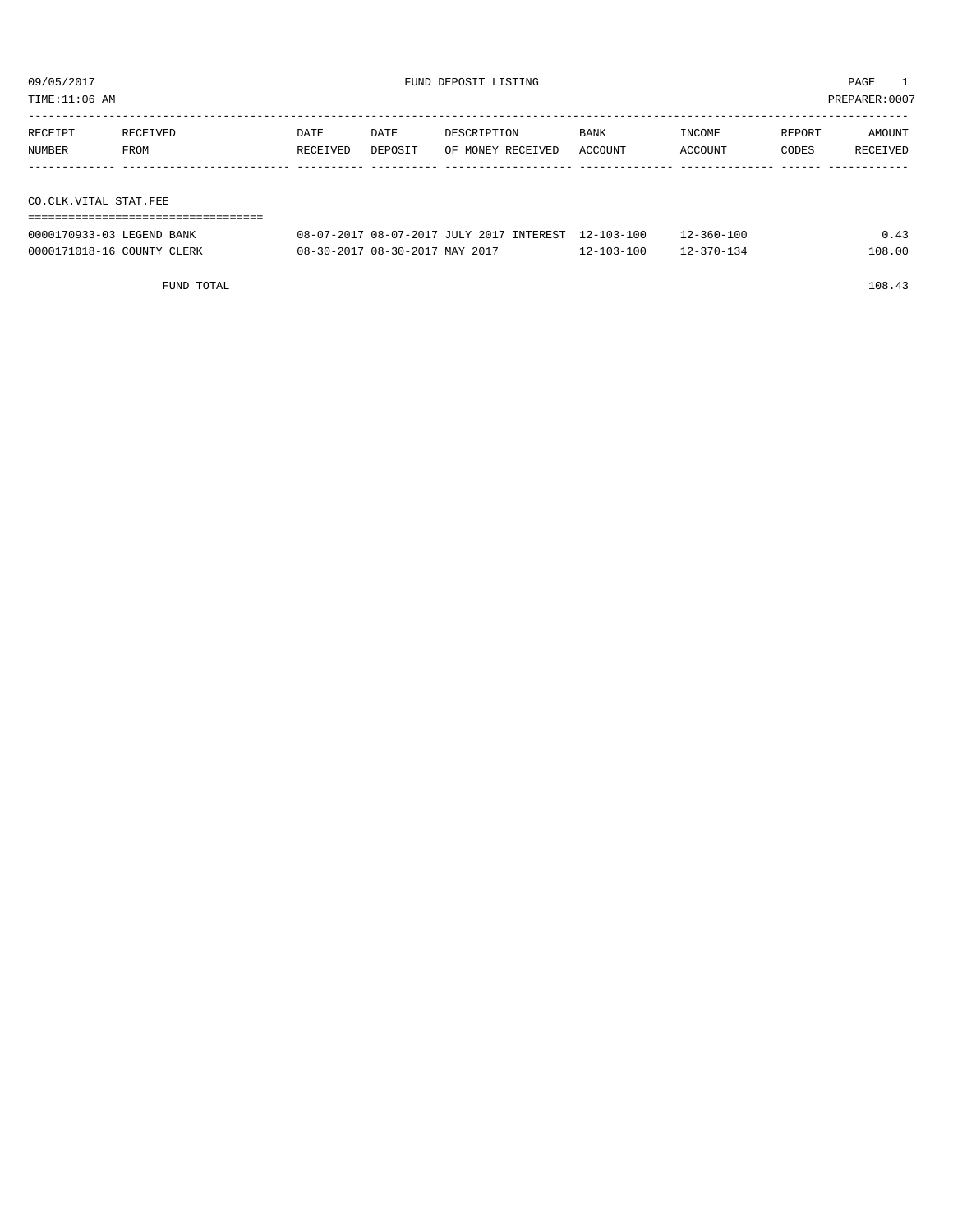09/05/2017 FUND DEPOSIT LISTING PAGE 1

TIME:11:06 AM PREPARER:0007

| RECEIPT NUMBER | RECEIVED FROM | DATE RECEIVED | DATE DEPOSIT | DESCRIPTION OF MONEY RECEIVED | BANK ACCOUNT | INCOME ACCOUNT | REPORT CODES | AMOUNT RECEIVED |
|---|---|---|---|---|---|---|---|---|

## CO.CLK.VITAL STAT.FEE

| RECEIPT NUMBER | RECEIVED FROM | DATE RECEIVED | DATE DEPOSIT | DESCRIPTION OF MONEY RECEIVED | BANK ACCOUNT | INCOME ACCOUNT | REPORT CODES | AMOUNT RECEIVED |
|---|---|---|---|---|---|---|---|---|
| 0000170933-03 | LEGEND BANK | 08-07-2017 | 08-07-2017 | JULY 2017 INTEREST | 12-103-100 | 12-360-100 | | 0.43 |
| 0000171018-16 | COUNTY CLERK | 08-30-2017 | 08-30-2017 | MAY 2017 | 12-103-100 | 12-370-134 | | 108.00 |

FUND TOTAL 108.43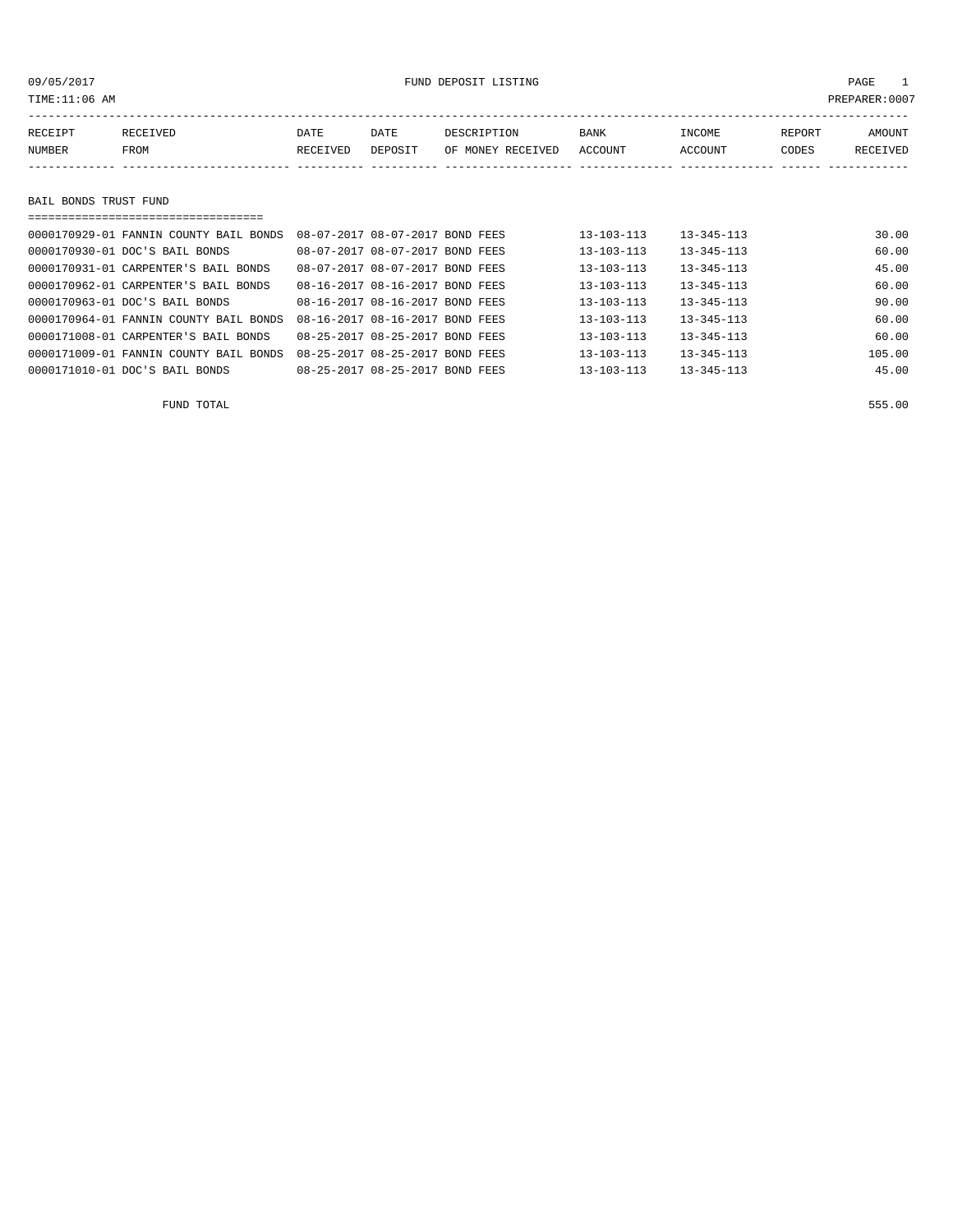09/05/2017 FUND DEPOSIT LISTING

TIME:11:06 AM PREPARER:0007

| RECEIPT NUMBER | RECEIVED FROM | DATE RECEIVED | DATE DEPOSIT | DESCRIPTION OF MONEY RECEIVED | BANK ACCOUNT | INCOME ACCOUNT | REPORT CODES | AMOUNT RECEIVED |
|---|---|---|---|---|---|---|---|---|

## BAIL BONDS TRUST FUND

| RECEIPT NUMBER | RECEIVED FROM | DATE RECEIVED | DATE DEPOSIT | DESCRIPTION OF MONEY RECEIVED | BANK ACCOUNT | INCOME ACCOUNT | REPORT CODES | AMOUNT RECEIVED |
|---|---|---|---|---|---|---|---|---|
| 0000170929-01 | FANNIN COUNTY BAIL BONDS | 08-07-2017 | 08-07-2017 | BOND FEES | 13-103-113 | 13-345-113 | | 30.00 |
| 0000170930-01 | DOC'S BAIL BONDS | 08-07-2017 | 08-07-2017 | BOND FEES | 13-103-113 | 13-345-113 | | 60.00 |
| 0000170931-01 | CARPENTER'S BAIL BONDS | 08-07-2017 | 08-07-2017 | BOND FEES | 13-103-113 | 13-345-113 | | 45.00 |
| 0000170962-01 | CARPENTER'S BAIL BONDS | 08-16-2017 | 08-16-2017 | BOND FEES | 13-103-113 | 13-345-113 | | 60.00 |
| 0000170963-01 | DOC'S BAIL BONDS | 08-16-2017 | 08-16-2017 | BOND FEES | 13-103-113 | 13-345-113 | | 90.00 |
| 0000170964-01 | FANNIN COUNTY BAIL BONDS | 08-16-2017 | 08-16-2017 | BOND FEES | 13-103-113 | 13-345-113 | | 60.00 |
| 0000171008-01 | CARPENTER'S BAIL BONDS | 08-25-2017 | 08-25-2017 | BOND FEES | 13-103-113 | 13-345-113 | | 60.00 |
| 0000171009-01 | FANNIN COUNTY BAIL BONDS | 08-25-2017 | 08-25-2017 | BOND FEES | 13-103-113 | 13-345-113 | | 105.00 |
| 0000171010-01 | DOC'S BAIL BONDS | 08-25-2017 | 08-25-2017 | BOND FEES | 13-103-113 | 13-345-113 | | 45.00 |
| | FUND TOTAL | | | | | | | 555.00 |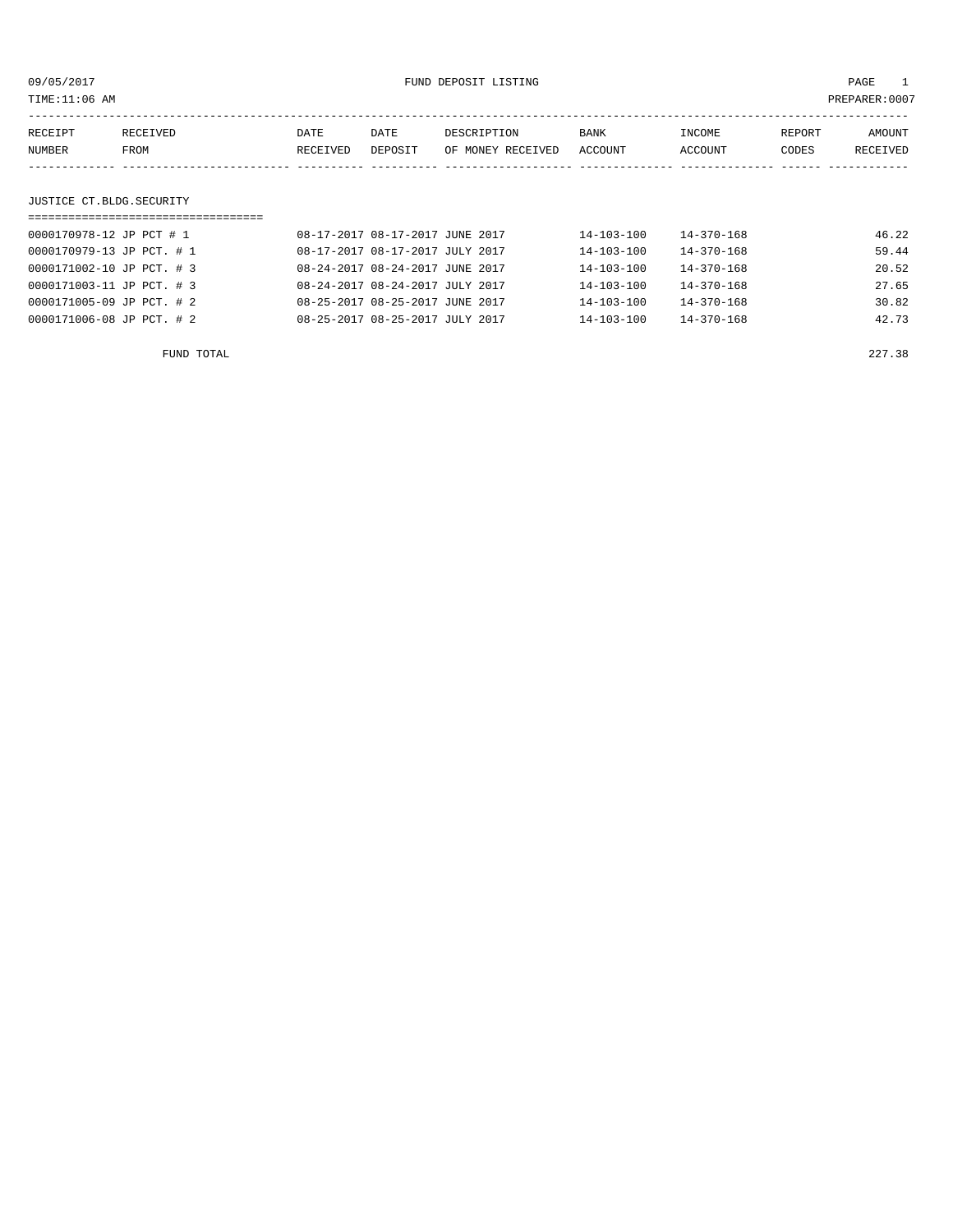09/05/2017 FUND DEPOSIT LISTING

TIME:11:06 AM PREPARER:0007

| RECEIPT NUMBER | RECEIVED FROM | DATE RECEIVED | DATE DEPOSIT | DESCRIPTION OF MONEY RECEIVED | BANK ACCOUNT | INCOME ACCOUNT | REPORT CODES | AMOUNT RECEIVED |
|---|---|---|---|---|---|---|---|---|

## JUSTICE CT.BLDG.SECURITY

| RECEIPT NUMBER | RECEIVED FROM | DATE RECEIVED | DATE DEPOSIT | DESCRIPTION OF MONEY RECEIVED | BANK ACCOUNT | INCOME ACCOUNT | REPORT CODES | AMOUNT RECEIVED |
|---|---|---|---|---|---|---|---|---|
| 0000170978-12 | JP PCT # 1 | 08-17-2017 | 08-17-2017 | JUNE 2017 | 14-103-100 | 14-370-168 | | 46.22 |
| 0000170979-13 | JP PCT. # 1 | 08-17-2017 | 08-17-2017 | JULY 2017 | 14-103-100 | 14-370-168 | | 59.44 |
| 0000171002-10 | JP PCT. # 3 | 08-24-2017 | 08-24-2017 | JUNE 2017 | 14-103-100 | 14-370-168 | | 20.52 |
| 0000171003-11 | JP PCT. # 3 | 08-24-2017 | 08-24-2017 | JULY 2017 | 14-103-100 | 14-370-168 | | 27.65 |
| 0000171005-09 | JP PCT. # 2 | 08-25-2017 | 08-25-2017 | JUNE 2017 | 14-103-100 | 14-370-168 | | 30.82 |
| 0000171006-08 | JP PCT. # 2 | 08-25-2017 | 08-25-2017 | JULY 2017 | 14-103-100 | 14-370-168 | | 42.73 |
| | FUND TOTAL | | | | | | | 227.38 |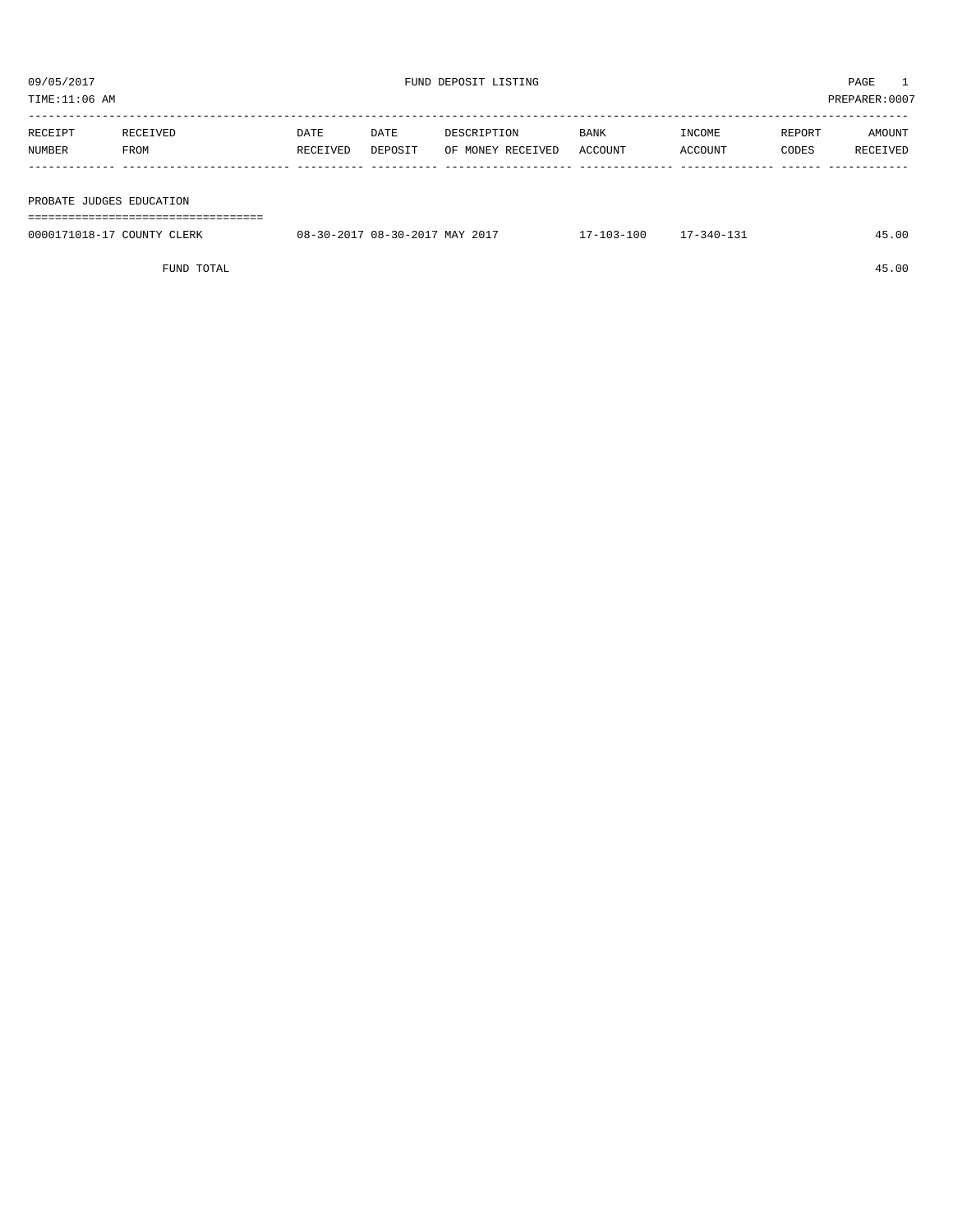09/05/2017 FUND DEPOSIT LISTING

TIME:11:06 AM PREPARER:0007

| RECEIPT NUMBER | RECEIVED FROM | DATE RECEIVED | DATE DEPOSIT | DESCRIPTION OF MONEY RECEIVED | BANK ACCOUNT | INCOME ACCOUNT | REPORT CODES | AMOUNT RECEIVED |
|---|---|---|---|---|---|---|---|---|
| **PROBATE JUDGES EDUCATION** | | | | | | | | |
| 0000171018-17 | COUNTY CLERK | 08-30-2017 | 08-30-2017 | MAY 2017 | 17-103-100 | 17-340-131 | | 45.00 |
| | FUND TOTAL | | | | | | | 45.00 |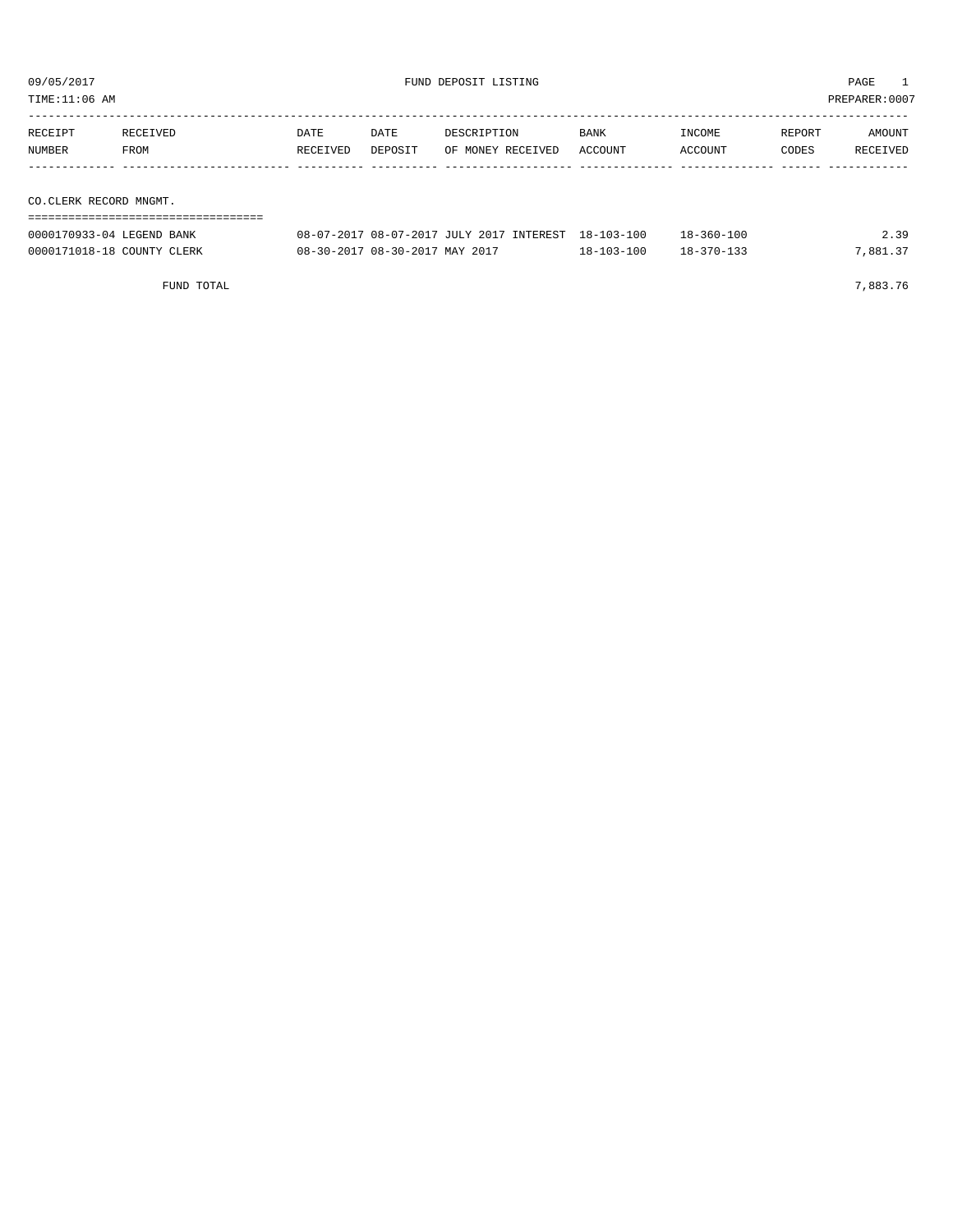09/05/2017 FUND DEPOSIT LISTING

TIME:11:06 AM PREPARER:0007

| RECEIPT NUMBER | RECEIVED FROM | DATE RECEIVED | DATE DEPOSIT | DESCRIPTION OF MONEY RECEIVED | BANK ACCOUNT | INCOME ACCOUNT | REPORT CODES | AMOUNT RECEIVED |
|---|---|---|---|---|---|---|---|---|
| **CO.CLERK RECORD MNGMT.** | | | | | | | | |
| 0000170933-04 | LEGEND BANK | 08-07-2017 | 08-07-2017 | JULY 2017 INTEREST | 18-103-100 | 18-360-100 | | 2.39 |
| 0000171018-18 | COUNTY CLERK | 08-30-2017 | 08-30-2017 | MAY 2017 | 18-103-100 | 18-370-133 | | 7,881.37 |
| | FUND TOTAL | | | | | | | 7,883.76 |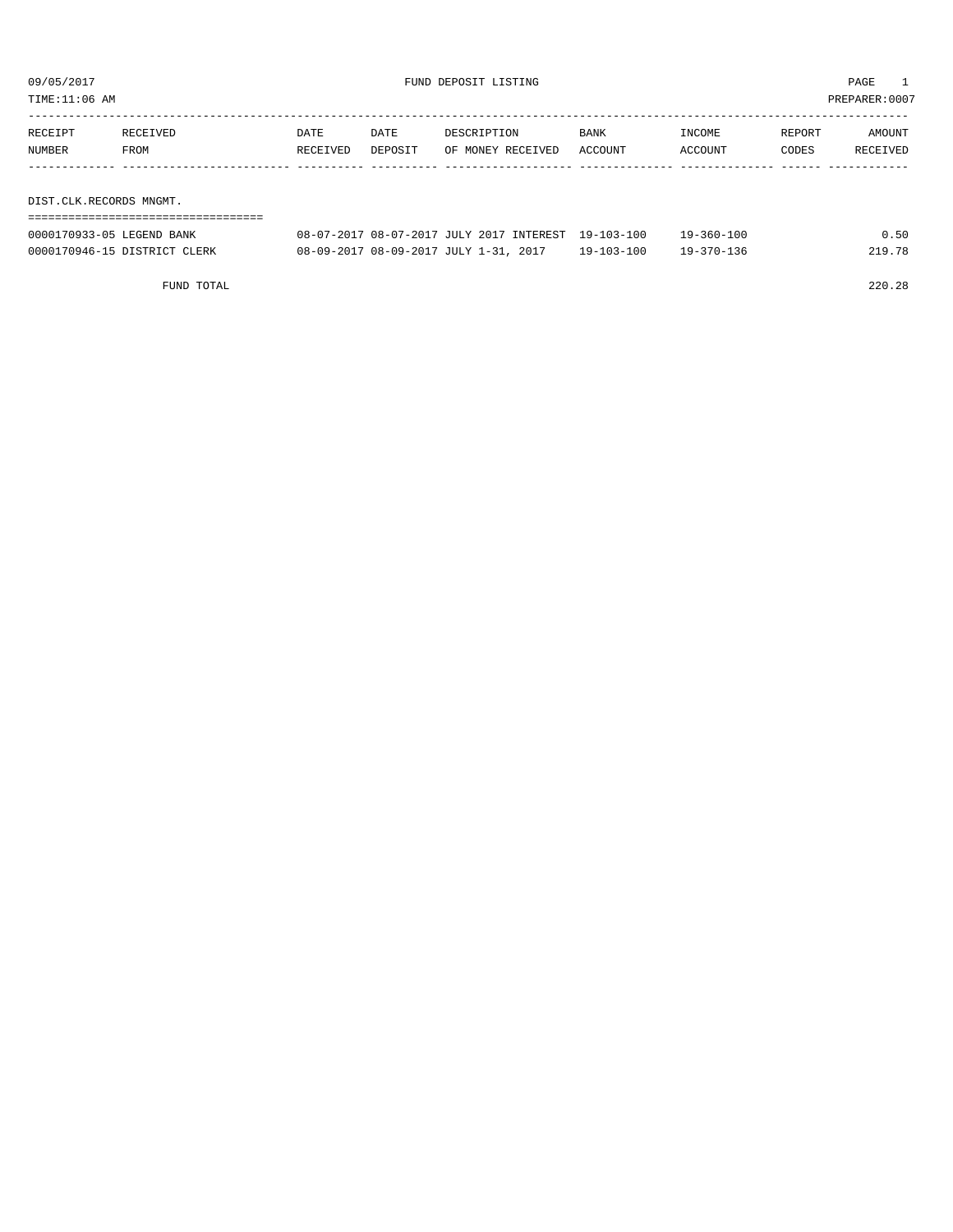09/05/2017 FUND DEPOSIT LISTING PAGE 1

TIME:11:06 AM PREPARER:0007

| RECEIPT NUMBER | RECEIVED FROM | DATE RECEIVED | DATE DEPOSIT | DESCRIPTION OF MONEY RECEIVED | BANK ACCOUNT | INCOME ACCOUNT | REPORT CODES | AMOUNT RECEIVED |
|---|---|---|---|---|---|---|---|---|
| DIST.CLK.RECORDS MNGMT. | | | | | | | | |
| 0000170933-05 | LEGEND BANK | 08-07-2017 | 08-07-2017 | JULY 2017 INTEREST | 19-103-100 | 19-360-100 | | 0.50 |
| 0000170946-15 | DISTRICT CLERK | 08-09-2017 | 08-09-2017 | JULY 1-31, 2017 | 19-103-100 | 19-370-136 | | 219.78 |
| | FUND TOTAL | | | | | | | 220.28 |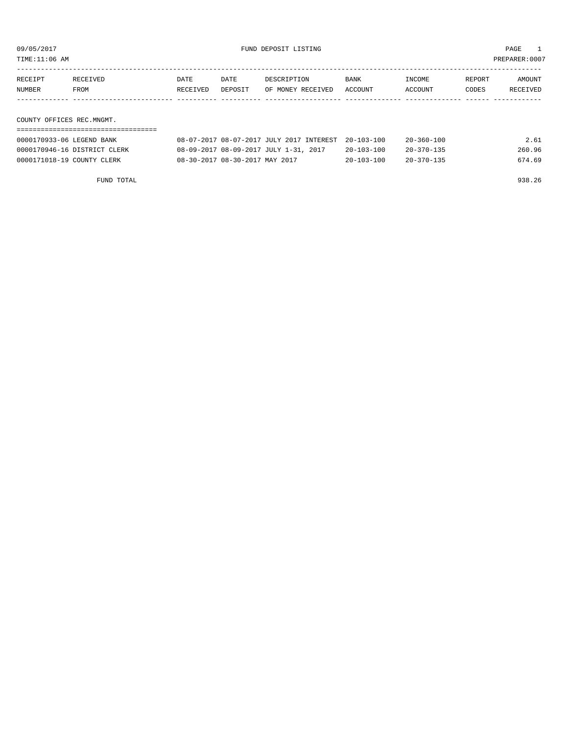09/05/2017 FUND DEPOSIT LISTING

TIME:11:06 AM PREPARER:0007

| RECEIPT NUMBER | RECEIVED FROM | DATE RECEIVED | DATE DEPOSIT | DESCRIPTION OF MONEY RECEIVED | BANK ACCOUNT | INCOME ACCOUNT | REPORT CODES | AMOUNT RECEIVED |
|---|---|---|---|---|---|---|---|---|
| **COUNTY OFFICES REC.MNGMT.** | | | | | | | | |
| 0000170933-06 | LEGEND BANK | 08-07-2017 | 08-07-2017 | JULY 2017 INTEREST | 20-103-100 | 20-360-100 | | 2.61 |
| 0000170946-16 | DISTRICT CLERK | 08-09-2017 | 08-09-2017 | JULY 1-31, 2017 | 20-103-100 | 20-370-135 | | 260.96 |
| 0000171018-19 | COUNTY CLERK | 08-30-2017 | 08-30-2017 | MAY 2017 | 20-103-100 | 20-370-135 | | 674.69 |
| | FUND TOTAL | | | | | | | 938.26 |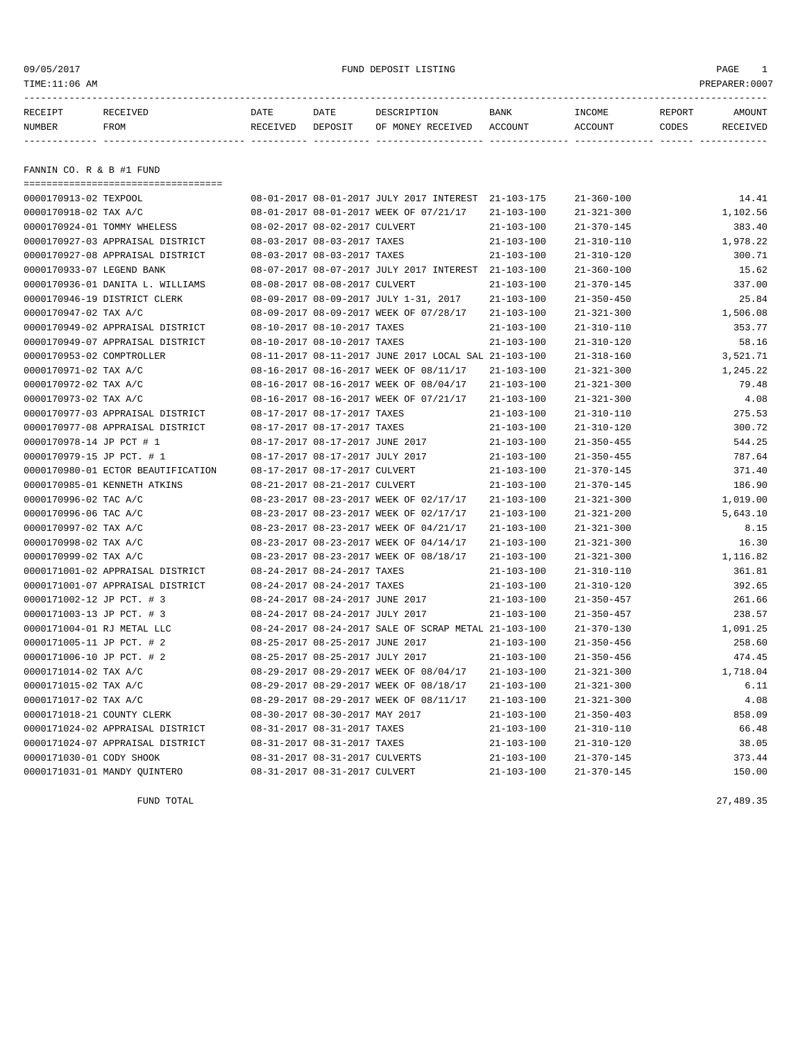09/05/2017 FUND DEPOSIT LISTING

TIME:11:06 AM PREPARER:0007

| RECEIPT NUMBER | RECEIVED FROM | DATE RECEIVED | DATE DEPOSIT | DESCRIPTION OF MONEY RECEIVED | BANK ACCOUNT | INCOME ACCOUNT | REPORT CODES | AMOUNT RECEIVED |
|---|---|---|---|---|---|---|---|---|

## FANNIN CO. R & B #1 FUND

| RECEIPT NUMBER | RECEIVED FROM | DATE RECEIVED | DATE DEPOSIT | DESCRIPTION OF MONEY RECEIVED | BANK ACCOUNT | INCOME ACCOUNT | REPORT CODES | AMOUNT RECEIVED |
|---|---|---|---|---|---|---|---|---|
| 0000170913-02 | TEXPOOL | 08-01-2017 | 08-01-2017 | JULY 2017 INTEREST | 21-103-175 | 21-360-100 | | 14.41 |
| 0000170918-02 | TAX A/C | 08-01-2017 | 08-01-2017 | WEEK OF 07/21/17 | 21-103-100 | 21-321-300 | | 1,102.56 |
| 0000170924-01 | TOMMY WHELESS | 08-02-2017 | 08-02-2017 | CULVERT | 21-103-100 | 21-370-145 | | 383.40 |
| 0000170927-03 | APPRAISAL DISTRICT | 08-03-2017 | 08-03-2017 | TAXES | 21-103-100 | 21-310-110 | | 1,978.22 |
| 0000170927-08 | APPRAISAL DISTRICT | 08-03-2017 | 08-03-2017 | TAXES | 21-103-100 | 21-310-120 | | 300.71 |
| 0000170933-07 | LEGEND BANK | 08-07-2017 | 08-07-2017 | JULY 2017 INTEREST | 21-103-100 | 21-360-100 | | 15.62 |
| 0000170936-01 | DANITA L. WILLIAMS | 08-08-2017 | 08-08-2017 | CULVERT | 21-103-100 | 21-370-145 | | 337.00 |
| 0000170946-19 | DISTRICT CLERK | 08-09-2017 | 08-09-2017 | JULY 1-31, 2017 | 21-103-100 | 21-350-450 | | 25.84 |
| 0000170947-02 | TAX A/C | 08-09-2017 | 08-09-2017 | WEEK OF 07/28/17 | 21-103-100 | 21-321-300 | | 1,506.08 |
| 0000170949-02 | APPRAISAL DISTRICT | 08-10-2017 | 08-10-2017 | TAXES | 21-103-100 | 21-310-110 | | 353.77 |
| 0000170949-07 | APPRAISAL DISTRICT | 08-10-2017 | 08-10-2017 | TAXES | 21-103-100 | 21-310-120 | | 58.16 |
| 0000170953-02 | COMPTROLLER | 08-11-2017 | 08-11-2017 | JUNE 2017 LOCAL SAL | 21-103-100 | 21-318-160 | | 3,521.71 |
| 0000170971-02 | TAX A/C | 08-16-2017 | 08-16-2017 | WEEK OF 08/11/17 | 21-103-100 | 21-321-300 | | 1,245.22 |
| 0000170972-02 | TAX A/C | 08-16-2017 | 08-16-2017 | WEEK OF 08/04/17 | 21-103-100 | 21-321-300 | | 79.48 |
| 0000170973-02 | TAX A/C | 08-16-2017 | 08-16-2017 | WEEK OF 07/21/17 | 21-103-100 | 21-321-300 | | 4.08 |
| 0000170977-03 | APPRAISAL DISTRICT | 08-17-2017 | 08-17-2017 | TAXES | 21-103-100 | 21-310-110 | | 275.53 |
| 0000170977-08 | APPRAISAL DISTRICT | 08-17-2017 | 08-17-2017 | TAXES | 21-103-100 | 21-310-120 | | 300.72 |
| 0000170978-14 | JP PCT # 1 | 08-17-2017 | 08-17-2017 | JUNE 2017 | 21-103-100 | 21-350-455 | | 544.25 |
| 0000170979-15 | JP PCT. # 1 | 08-17-2017 | 08-17-2017 | JULY 2017 | 21-103-100 | 21-350-455 | | 787.64 |
| 0000170980-01 | ECTOR BEAUTIFICATION | 08-17-2017 | 08-17-2017 | CULVERT | 21-103-100 | 21-370-145 | | 371.40 |
| 0000170985-01 | KENNETH ATKINS | 08-21-2017 | 08-21-2017 | CULVERT | 21-103-100 | 21-370-145 | | 186.90 |
| 0000170996-02 | TAC A/C | 08-23-2017 | 08-23-2017 | WEEK OF 02/17/17 | 21-103-100 | 21-321-300 | | 1,019.00 |
| 0000170996-06 | TAC A/C | 08-23-2017 | 08-23-2017 | WEEK OF 02/17/17 | 21-103-100 | 21-321-200 | | 5,643.10 |
| 0000170997-02 | TAX A/C | 08-23-2017 | 08-23-2017 | WEEK OF 04/21/17 | 21-103-100 | 21-321-300 | | 8.15 |
| 0000170998-02 | TAX A/C | 08-23-2017 | 08-23-2017 | WEEK OF 04/14/17 | 21-103-100 | 21-321-300 | | 16.30 |
| 0000170999-02 | TAX A/C | 08-23-2017 | 08-23-2017 | WEEK OF 08/18/17 | 21-103-100 | 21-321-300 | | 1,116.82 |
| 0000171001-02 | APPRAISAL DISTRICT | 08-24-2017 | 08-24-2017 | TAXES | 21-103-100 | 21-310-110 | | 361.81 |
| 0000171001-07 | APPRAISAL DISTRICT | 08-24-2017 | 08-24-2017 | TAXES | 21-103-100 | 21-310-120 | | 392.65 |
| 0000171002-12 | JP PCT. # 3 | 08-24-2017 | 08-24-2017 | JUNE 2017 | 21-103-100 | 21-350-457 | | 261.66 |
| 0000171003-13 | JP PCT. # 3 | 08-24-2017 | 08-24-2017 | JULY 2017 | 21-103-100 | 21-350-457 | | 238.57 |
| 0000171004-01 | RJ METAL LLC | 08-24-2017 | 08-24-2017 | SALE OF SCRAP METAL | 21-103-100 | 21-370-130 | | 1,091.25 |
| 0000171005-11 | JP PCT. # 2 | 08-25-2017 | 08-25-2017 | JUNE 2017 | 21-103-100 | 21-350-456 | | 258.60 |
| 0000171006-10 | JP PCT. # 2 | 08-25-2017 | 08-25-2017 | JULY 2017 | 21-103-100 | 21-350-456 | | 474.45 |
| 0000171014-02 | TAX A/C | 08-29-2017 | 08-29-2017 | WEEK OF 08/04/17 | 21-103-100 | 21-321-300 | | 1,718.04 |
| 0000171015-02 | TAX A/C | 08-29-2017 | 08-29-2017 | WEEK OF 08/18/17 | 21-103-100 | 21-321-300 | | 6.11 |
| 0000171017-02 | TAX A/C | 08-29-2017 | 08-29-2017 | WEEK OF 08/11/17 | 21-103-100 | 21-321-300 | | 4.08 |
| 0000171018-21 | COUNTY CLERK | 08-30-2017 | 08-30-2017 | MAY 2017 | 21-103-100 | 21-350-403 | | 858.09 |
| 0000171024-02 | APPRAISAL DISTRICT | 08-31-2017 | 08-31-2017 | TAXES | 21-103-100 | 21-310-110 | | 66.48 |
| 0000171024-07 | APPRAISAL DISTRICT | 08-31-2017 | 08-31-2017 | TAXES | 21-103-100 | 21-310-120 | | 38.05 |
| 0000171030-01 | CODY SHOOK | 08-31-2017 | 08-31-2017 | CULVERTS | 21-103-100 | 21-370-145 | | 373.44 |
| 0000171031-01 | MANDY QUINTERO | 08-31-2017 | 08-31-2017 | CULVERT | 21-103-100 | 21-370-145 | | 150.00 |

FUND TOTAL 27,489.35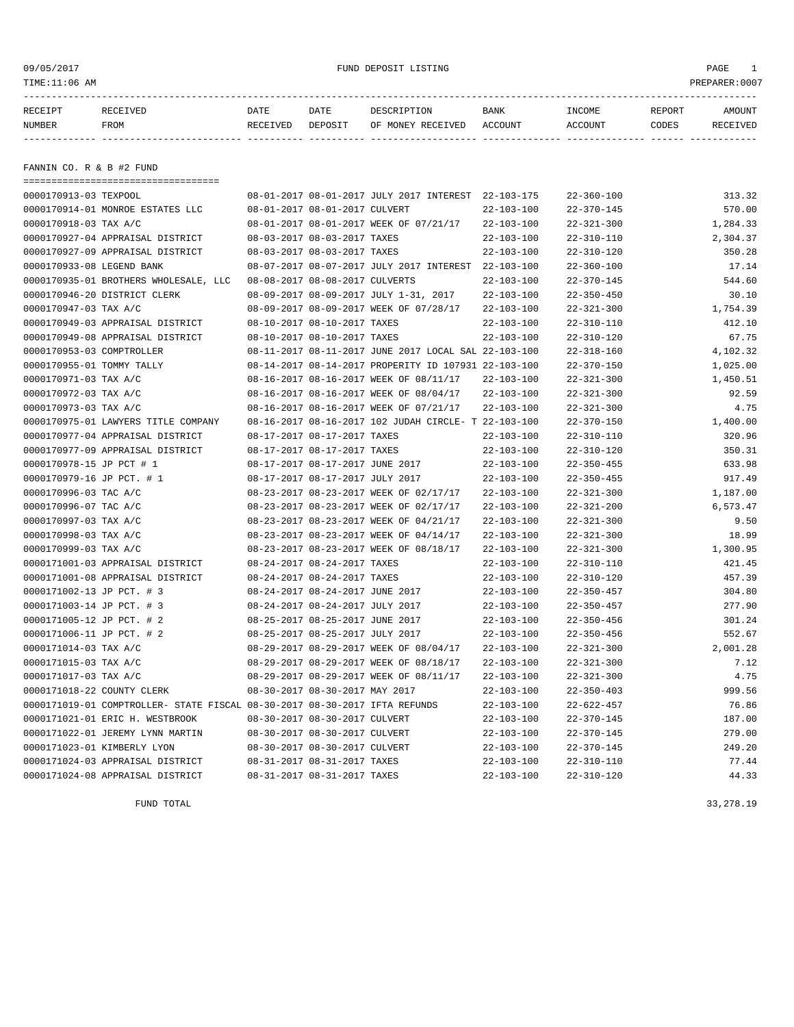FUND DEPOSIT LISTING

TIME:11:06 AM PREPARER:0007

09/05/2017

| RECEIPT NUMBER | RECEIVED FROM | DATE RECEIVED | DATE DEPOSIT | DESCRIPTION OF MONEY RECEIVED | BANK ACCOUNT | INCOME ACCOUNT | REPORT CODES | AMOUNT RECEIVED |
|---|---|---|---|---|---|---|---|---|

## FANNIN CO. R & B #2 FUND

| RECEIPT NUMBER | RECEIVED FROM | DATE RECEIVED | DATE DEPOSIT | DESCRIPTION OF MONEY RECEIVED | BANK ACCOUNT | INCOME ACCOUNT | REPORT CODES | AMOUNT RECEIVED |
|---|---|---|---|---|---|---|---|---|
| 0000170913-03 | TEXPOOL | 08-01-2017 | 08-01-2017 | JULY 2017 INTEREST | 22-103-175 | 22-360-100 | | 313.32 |
| 0000170914-01 | MONROE ESTATES LLC | 08-01-2017 | 08-01-2017 | CULVERT | 22-103-100 | 22-370-145 | | 570.00 |
| 0000170918-03 | TAX A/C | 08-01-2017 | 08-01-2017 | WEEK OF 07/21/17 | 22-103-100 | 22-321-300 | | 1,284.33 |
| 0000170927-04 | APPRAISAL DISTRICT | 08-03-2017 | 08-03-2017 | TAXES | 22-103-100 | 22-310-110 | | 2,304.37 |
| 0000170927-09 | APPRAISAL DISTRICT | 08-03-2017 | 08-03-2017 | TAXES | 22-103-100 | 22-310-120 | | 350.28 |
| 0000170933-08 | LEGEND BANK | 08-07-2017 | 08-07-2017 | JULY 2017 INTEREST | 22-103-100 | 22-360-100 | | 17.14 |
| 0000170935-01 | BROTHERS WHOLESALE, LLC | 08-08-2017 | 08-08-2017 | CULVERTS | 22-103-100 | 22-370-145 | | 544.60 |
| 0000170946-20 | DISTRICT CLERK | 08-09-2017 | 08-09-2017 | JULY 1-31, 2017 | 22-103-100 | 22-350-450 | | 30.10 |
| 0000170947-03 | TAX A/C | 08-09-2017 | 08-09-2017 | WEEK OF 07/28/17 | 22-103-100 | 22-321-300 | | 1,754.39 |
| 0000170949-03 | APPRAISAL DISTRICT | 08-10-2017 | 08-10-2017 | TAXES | 22-103-100 | 22-310-110 | | 412.10 |
| 0000170949-08 | APPRAISAL DISTRICT | 08-10-2017 | 08-10-2017 | TAXES | 22-103-100 | 22-310-120 | | 67.75 |
| 0000170953-03 | COMPTROLLER | 08-11-2017 | 08-11-2017 | JUNE 2017 LOCAL SAL | 22-103-100 | 22-318-160 | | 4,102.32 |
| 0000170955-01 | TOMMY TALLY | 08-14-2017 | 08-14-2017 | PROPERITY ID 107931 | 22-103-100 | 22-370-150 | | 1,025.00 |
| 0000170971-03 | TAX A/C | 08-16-2017 | 08-16-2017 | WEEK OF 08/11/17 | 22-103-100 | 22-321-300 | | 1,450.51 |
| 0000170972-03 | TAX A/C | 08-16-2017 | 08-16-2017 | WEEK OF 08/04/17 | 22-103-100 | 22-321-300 | | 92.59 |
| 0000170973-03 | TAX A/C | 08-16-2017 | 08-16-2017 | WEEK OF 07/21/17 | 22-103-100 | 22-321-300 | | 4.75 |
| 0000170975-01 | LAWYERS TITLE COMPANY | 08-16-2017 | 08-16-2017 | 102 JUDAH CIRCLE- T | 22-103-100 | 22-370-150 | | 1,400.00 |
| 0000170977-04 | APPRAISAL DISTRICT | 08-17-2017 | 08-17-2017 | TAXES | 22-103-100 | 22-310-110 | | 320.96 |
| 0000170977-09 | APPRAISAL DISTRICT | 08-17-2017 | 08-17-2017 | TAXES | 22-103-100 | 22-310-120 | | 350.31 |
| 0000170978-15 | JP PCT # 1 | 08-17-2017 | 08-17-2017 | JUNE 2017 | 22-103-100 | 22-350-455 | | 633.98 |
| 0000170979-16 | JP PCT. # 1 | 08-17-2017 | 08-17-2017 | JULY 2017 | 22-103-100 | 22-350-455 | | 917.49 |
| 0000170996-03 | TAC A/C | 08-23-2017 | 08-23-2017 | WEEK OF 02/17/17 | 22-103-100 | 22-321-300 | | 1,187.00 |
| 0000170996-07 | TAC A/C | 08-23-2017 | 08-23-2017 | WEEK OF 02/17/17 | 22-103-100 | 22-321-200 | | 6,573.47 |
| 0000170997-03 | TAX A/C | 08-23-2017 | 08-23-2017 | WEEK OF 04/21/17 | 22-103-100 | 22-321-300 | | 9.50 |
| 0000170998-03 | TAX A/C | 08-23-2017 | 08-23-2017 | WEEK OF 04/14/17 | 22-103-100 | 22-321-300 | | 18.99 |
| 0000170999-03 | TAX A/C | 08-23-2017 | 08-23-2017 | WEEK OF 08/18/17 | 22-103-100 | 22-321-300 | | 1,300.95 |
| 0000171001-03 | APPRAISAL DISTRICT | 08-24-2017 | 08-24-2017 | TAXES | 22-103-100 | 22-310-110 | | 421.45 |
| 0000171001-08 | APPRAISAL DISTRICT | 08-24-2017 | 08-24-2017 | TAXES | 22-103-100 | 22-310-120 | | 457.39 |
| 0000171002-13 | JP PCT. # 3 | 08-24-2017 | 08-24-2017 | JUNE 2017 | 22-103-100 | 22-350-457 | | 304.80 |
| 0000171003-14 | JP PCT. # 3 | 08-24-2017 | 08-24-2017 | JULY 2017 | 22-103-100 | 22-350-457 | | 277.90 |
| 0000171005-12 | JP PCT. # 2 | 08-25-2017 | 08-25-2017 | JUNE 2017 | 22-103-100 | 22-350-456 | | 301.24 |
| 0000171006-11 | JP PCT. # 2 | 08-25-2017 | 08-25-2017 | JULY 2017 | 22-103-100 | 22-350-456 | | 552.67 |
| 0000171014-03 | TAX A/C | 08-29-2017 | 08-29-2017 | WEEK OF 08/04/17 | 22-103-100 | 22-321-300 | | 2,001.28 |
| 0000171015-03 | TAX A/C | 08-29-2017 | 08-29-2017 | WEEK OF 08/18/17 | 22-103-100 | 22-321-300 | | 7.12 |
| 0000171017-03 | TAX A/C | 08-29-2017 | 08-29-2017 | WEEK OF 08/11/17 | 22-103-100 | 22-321-300 | | 4.75 |
| 0000171018-22 | COUNTY CLERK | 08-30-2017 | 08-30-2017 | MAY 2017 | 22-103-100 | 22-350-403 | | 999.56 |
| 0000171019-01 | COMPTROLLER- STATE FISCAL | 08-30-2017 | 08-30-2017 | IFTA REFUNDS | 22-103-100 | 22-622-457 | | 76.86 |
| 0000171021-01 | ERIC H. WESTBROOK | 08-30-2017 | 08-30-2017 | CULVERT | 22-103-100 | 22-370-145 | | 187.00 |
| 0000171022-01 | JEREMY LYNN MARTIN | 08-30-2017 | 08-30-2017 | CULVERT | 22-103-100 | 22-370-145 | | 279.00 |
| 0000171023-01 | KIMBERLY LYON | 08-30-2017 | 08-30-2017 | CULVERT | 22-103-100 | 22-370-145 | | 249.20 |
| 0000171024-03 | APPRAISAL DISTRICT | 08-31-2017 | 08-31-2017 | TAXES | 22-103-100 | 22-310-110 | | 77.44 |
| 0000171024-08 | APPRAISAL DISTRICT | 08-31-2017 | 08-31-2017 | TAXES | 22-103-100 | 22-310-120 | | 44.33 |

FUND TOTAL 33,278.19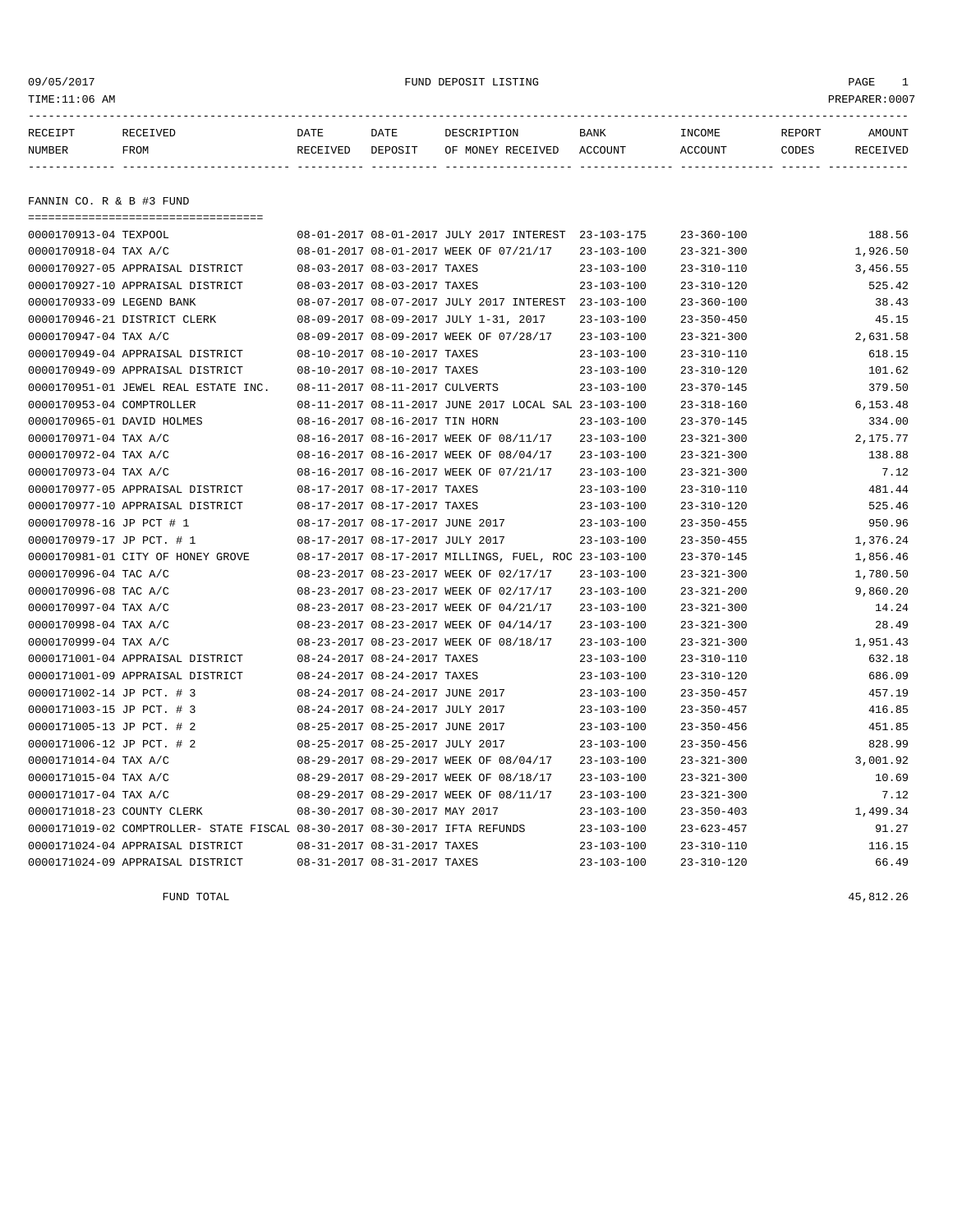09/05/2017 FUND DEPOSIT LISTING

TIME:11:06 AM PREPARER:0007

| RECEIPT NUMBER | RECEIVED FROM | DATE RECEIVED | DATE DEPOSIT | DESCRIPTION OF MONEY RECEIVED | BANK ACCOUNT | INCOME ACCOUNT | REPORT CODES | AMOUNT RECEIVED |
|---|---|---|---|---|---|---|---|---|
| **FANNIN CO. R & B #3 FUND** | | | | | | | | |
| 0000170913-04 | TEXPOOL | 08-01-2017 | 08-01-2017 | JULY 2017 INTEREST | 23-103-175 | 23-360-100 | | 188.56 |
| 0000170918-04 | TAX A/C | 08-01-2017 | 08-01-2017 | WEEK OF 07/21/17 | 23-103-100 | 23-321-300 | | 1,926.50 |
| 0000170927-05 | APPRAISAL DISTRICT | 08-03-2017 | 08-03-2017 | TAXES | 23-103-100 | 23-310-110 | | 3,456.55 |
| 0000170927-10 | APPRAISAL DISTRICT | 08-03-2017 | 08-03-2017 | TAXES | 23-103-100 | 23-310-120 | | 525.42 |
| 0000170933-09 | LEGEND BANK | 08-07-2017 | 08-07-2017 | JULY 2017 INTEREST | 23-103-100 | 23-360-100 | | 38.43 |
| 0000170946-21 | DISTRICT CLERK | 08-09-2017 | 08-09-2017 | JULY 1-31, 2017 | 23-103-100 | 23-350-450 | | 45.15 |
| 0000170947-04 | TAX A/C | 08-09-2017 | 08-09-2017 | WEEK OF 07/28/17 | 23-103-100 | 23-321-300 | | 2,631.58 |
| 0000170949-04 | APPRAISAL DISTRICT | 08-10-2017 | 08-10-2017 | TAXES | 23-103-100 | 23-310-110 | | 618.15 |
| 0000170949-09 | APPRAISAL DISTRICT | 08-10-2017 | 08-10-2017 | TAXES | 23-103-100 | 23-310-120 | | 101.62 |
| 0000170951-01 | JEWEL REAL ESTATE INC. | 08-11-2017 | 08-11-2017 | CULVERTS | 23-103-100 | 23-370-145 | | 379.50 |
| 0000170953-04 | COMPTROLLER | 08-11-2017 | 08-11-2017 | JUNE 2017 LOCAL SAL | 23-103-100 | 23-318-160 | | 6,153.48 |
| 0000170965-01 | DAVID HOLMES | 08-16-2017 | 08-16-2017 | TIN HORN | 23-103-100 | 23-370-145 | | 334.00 |
| 0000170971-04 | TAX A/C | 08-16-2017 | 08-16-2017 | WEEK OF 08/11/17 | 23-103-100 | 23-321-300 | | 2,175.77 |
| 0000170972-04 | TAX A/C | 08-16-2017 | 08-16-2017 | WEEK OF 08/04/17 | 23-103-100 | 23-321-300 | | 138.88 |
| 0000170973-04 | TAX A/C | 08-16-2017 | 08-16-2017 | WEEK OF 07/21/17 | 23-103-100 | 23-321-300 | | 7.12 |
| 0000170977-05 | APPRAISAL DISTRICT | 08-17-2017 | 08-17-2017 | TAXES | 23-103-100 | 23-310-110 | | 481.44 |
| 0000170977-10 | APPRAISAL DISTRICT | 08-17-2017 | 08-17-2017 | TAXES | 23-103-100 | 23-310-120 | | 525.46 |
| 0000170978-16 | JP PCT # 1 | 08-17-2017 | 08-17-2017 | JUNE 2017 | 23-103-100 | 23-350-455 | | 950.96 |
| 0000170979-17 | JP PCT. # 1 | 08-17-2017 | 08-17-2017 | JULY 2017 | 23-103-100 | 23-350-455 | | 1,376.24 |
| 0000170981-01 | CITY OF HONEY GROVE | 08-17-2017 | 08-17-2017 | MILLINGS, FUEL, ROC | 23-103-100 | 23-370-145 | | 1,856.46 |
| 0000170996-04 | TAC A/C | 08-23-2017 | 08-23-2017 | WEEK OF 02/17/17 | 23-103-100 | 23-321-300 | | 1,780.50 |
| 0000170996-08 | TAC A/C | 08-23-2017 | 08-23-2017 | WEEK OF 02/17/17 | 23-103-100 | 23-321-200 | | 9,860.20 |
| 0000170997-04 | TAX A/C | 08-23-2017 | 08-23-2017 | WEEK OF 04/21/17 | 23-103-100 | 23-321-300 | | 14.24 |
| 0000170998-04 | TAX A/C | 08-23-2017 | 08-23-2017 | WEEK OF 04/14/17 | 23-103-100 | 23-321-300 | | 28.49 |
| 0000170999-04 | TAX A/C | 08-23-2017 | 08-23-2017 | WEEK OF 08/18/17 | 23-103-100 | 23-321-300 | | 1,951.43 |
| 0000171001-04 | APPRAISAL DISTRICT | 08-24-2017 | 08-24-2017 | TAXES | 23-103-100 | 23-310-110 | | 632.18 |
| 0000171001-09 | APPRAISAL DISTRICT | 08-24-2017 | 08-24-2017 | TAXES | 23-103-100 | 23-310-120 | | 686.09 |
| 0000171002-14 | JP PCT. # 3 | 08-24-2017 | 08-24-2017 | JUNE 2017 | 23-103-100 | 23-350-457 | | 457.19 |
| 0000171003-15 | JP PCT. # 3 | 08-24-2017 | 08-24-2017 | JULY 2017 | 23-103-100 | 23-350-457 | | 416.85 |
| 0000171005-13 | JP PCT. # 2 | 08-25-2017 | 08-25-2017 | JUNE 2017 | 23-103-100 | 23-350-456 | | 451.85 |
| 0000171006-12 | JP PCT. # 2 | 08-25-2017 | 08-25-2017 | JULY 2017 | 23-103-100 | 23-350-456 | | 828.99 |
| 0000171014-04 | TAX A/C | 08-29-2017 | 08-29-2017 | WEEK OF 08/04/17 | 23-103-100 | 23-321-300 | | 3,001.92 |
| 0000171015-04 | TAX A/C | 08-29-2017 | 08-29-2017 | WEEK OF 08/18/17 | 23-103-100 | 23-321-300 | | 10.69 |
| 0000171017-04 | TAX A/C | 08-29-2017 | 08-29-2017 | WEEK OF 08/11/17 | 23-103-100 | 23-321-300 | | 7.12 |
| 0000171018-23 | COUNTY CLERK | 08-30-2017 | 08-30-2017 | MAY 2017 | 23-103-100 | 23-350-403 | | 1,499.34 |
| 0000171019-02 | COMPTROLLER- STATE FISCAL | 08-30-2017 | 08-30-2017 | IFTA REFUNDS | 23-103-100 | 23-623-457 | | 91.27 |
| 0000171024-04 | APPRAISAL DISTRICT | 08-31-2017 | 08-31-2017 | TAXES | 23-103-100 | 23-310-110 | | 116.15 |
| 0000171024-09 | APPRAISAL DISTRICT | 08-31-2017 | 08-31-2017 | TAXES | 23-103-100 | 23-310-120 | | 66.49 |
| | FUND TOTAL | | | | | | | 45,812.26 |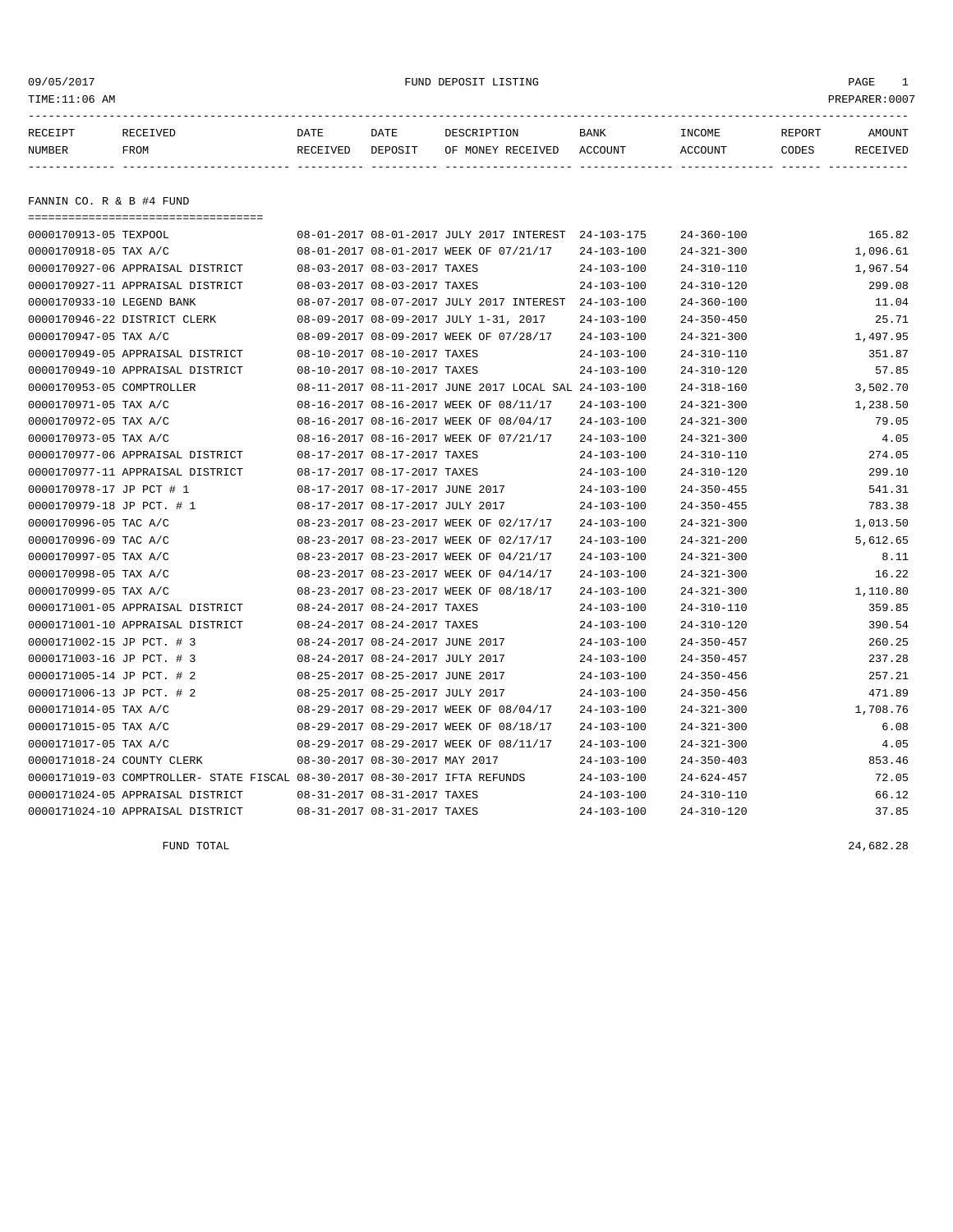09/05/2017 FUND DEPOSIT LISTING

TIME:11:06 AM PREPARER:0007

## FANNIN CO. R & B #4 FUND

| RECEIPT NUMBER | RECEIVED FROM | DATE RECEIVED | DATE DEPOSIT | DESCRIPTION OF MONEY RECEIVED | BANK ACCOUNT | INCOME ACCOUNT | REPORT CODES | AMOUNT RECEIVED |
|---|---|---|---|---|---|---|---|---|
| 0000170913-05 | TEXPOOL | 08-01-2017 | 08-01-2017 | JULY 2017 INTEREST | 24-103-175 | 24-360-100 | | 165.82 |
| 0000170918-05 | TAX A/C | 08-01-2017 | 08-01-2017 | WEEK OF 07/21/17 | 24-103-100 | 24-321-300 | | 1,096.61 |
| 0000170927-06 | APPRAISAL DISTRICT | 08-03-2017 | 08-03-2017 | TAXES | 24-103-100 | 24-310-110 | | 1,967.54 |
| 0000170927-11 | APPRAISAL DISTRICT | 08-03-2017 | 08-03-2017 | TAXES | 24-103-100 | 24-310-120 | | 299.08 |
| 0000170933-10 | LEGEND BANK | 08-07-2017 | 08-07-2017 | JULY 2017 INTEREST | 24-103-100 | 24-360-100 | | 11.04 |
| 0000170946-22 | DISTRICT CLERK | 08-09-2017 | 08-09-2017 | JULY 1-31, 2017 | 24-103-100 | 24-350-450 | | 25.71 |
| 0000170947-05 | TAX A/C | 08-09-2017 | 08-09-2017 | WEEK OF 07/28/17 | 24-103-100 | 24-321-300 | | 1,497.95 |
| 0000170949-05 | APPRAISAL DISTRICT | 08-10-2017 | 08-10-2017 | TAXES | 24-103-100 | 24-310-110 | | 351.87 |
| 0000170949-10 | APPRAISAL DISTRICT | 08-10-2017 | 08-10-2017 | TAXES | 24-103-100 | 24-310-120 | | 57.85 |
| 0000170953-05 | COMPTROLLER | 08-11-2017 | 08-11-2017 | JUNE 2017 LOCAL SAL | 24-103-100 | 24-318-160 | | 3,502.70 |
| 0000170971-05 | TAX A/C | 08-16-2017 | 08-16-2017 | WEEK OF 08/11/17 | 24-103-100 | 24-321-300 | | 1,238.50 |
| 0000170972-05 | TAX A/C | 08-16-2017 | 08-16-2017 | WEEK OF 08/04/17 | 24-103-100 | 24-321-300 | | 79.05 |
| 0000170973-05 | TAX A/C | 08-16-2017 | 08-16-2017 | WEEK OF 07/21/17 | 24-103-100 | 24-321-300 | | 4.05 |
| 0000170977-06 | APPRAISAL DISTRICT | 08-17-2017 | 08-17-2017 | TAXES | 24-103-100 | 24-310-110 | | 274.05 |
| 0000170977-11 | APPRAISAL DISTRICT | 08-17-2017 | 08-17-2017 | TAXES | 24-103-100 | 24-310-120 | | 299.10 |
| 0000170978-17 | JP PCT # 1 | 08-17-2017 | 08-17-2017 | JUNE 2017 | 24-103-100 | 24-350-455 | | 541.31 |
| 0000170979-18 | JP PCT. # 1 | 08-17-2017 | 08-17-2017 | JULY 2017 | 24-103-100 | 24-350-455 | | 783.38 |
| 0000170996-05 | TAC A/C | 08-23-2017 | 08-23-2017 | WEEK OF 02/17/17 | 24-103-100 | 24-321-300 | | 1,013.50 |
| 0000170996-09 | TAC A/C | 08-23-2017 | 08-23-2017 | WEEK OF 02/17/17 | 24-103-100 | 24-321-200 | | 5,612.65 |
| 0000170997-05 | TAX A/C | 08-23-2017 | 08-23-2017 | WEEK OF 04/21/17 | 24-103-100 | 24-321-300 | | 8.11 |
| 0000170998-05 | TAX A/C | 08-23-2017 | 08-23-2017 | WEEK OF 04/14/17 | 24-103-100 | 24-321-300 | | 16.22 |
| 0000170999-05 | TAX A/C | 08-23-2017 | 08-23-2017 | WEEK OF 08/18/17 | 24-103-100 | 24-321-300 | | 1,110.80 |
| 0000171001-05 | APPRAISAL DISTRICT | 08-24-2017 | 08-24-2017 | TAXES | 24-103-100 | 24-310-110 | | 359.85 |
| 0000171001-10 | APPRAISAL DISTRICT | 08-24-2017 | 08-24-2017 | TAXES | 24-103-100 | 24-310-120 | | 390.54 |
| 0000171002-15 | JP PCT. # 3 | 08-24-2017 | 08-24-2017 | JUNE 2017 | 24-103-100 | 24-350-457 | | 260.25 |
| 0000171003-16 | JP PCT. # 3 | 08-24-2017 | 08-24-2017 | JULY 2017 | 24-103-100 | 24-350-457 | | 237.28 |
| 0000171005-14 | JP PCT. # 2 | 08-25-2017 | 08-25-2017 | JUNE 2017 | 24-103-100 | 24-350-456 | | 257.21 |
| 0000171006-13 | JP PCT. # 2 | 08-25-2017 | 08-25-2017 | JULY 2017 | 24-103-100 | 24-350-456 | | 471.89 |
| 0000171014-05 | TAX A/C | 08-29-2017 | 08-29-2017 | WEEK OF 08/04/17 | 24-103-100 | 24-321-300 | | 1,708.76 |
| 0000171015-05 | TAX A/C | 08-29-2017 | 08-29-2017 | WEEK OF 08/18/17 | 24-103-100 | 24-321-300 | | 6.08 |
| 0000171017-05 | TAX A/C | 08-29-2017 | 08-29-2017 | WEEK OF 08/11/17 | 24-103-100 | 24-321-300 | | 4.05 |
| 0000171018-24 | COUNTY CLERK | 08-30-2017 | 08-30-2017 | MAY 2017 | 24-103-100 | 24-350-403 | | 853.46 |
| 0000171019-03 | COMPTROLLER- STATE FISCAL | 08-30-2017 | 08-30-2017 | IFTA REFUNDS | 24-103-100 | 24-624-457 | | 72.05 |
| 0000171024-05 | APPRAISAL DISTRICT | 08-31-2017 | 08-31-2017 | TAXES | 24-103-100 | 24-310-110 | | 66.12 |
| 0000171024-10 | APPRAISAL DISTRICT | 08-31-2017 | 08-31-2017 | TAXES | 24-103-100 | 24-310-120 | | 37.85 |

FUND TOTAL 24,682.28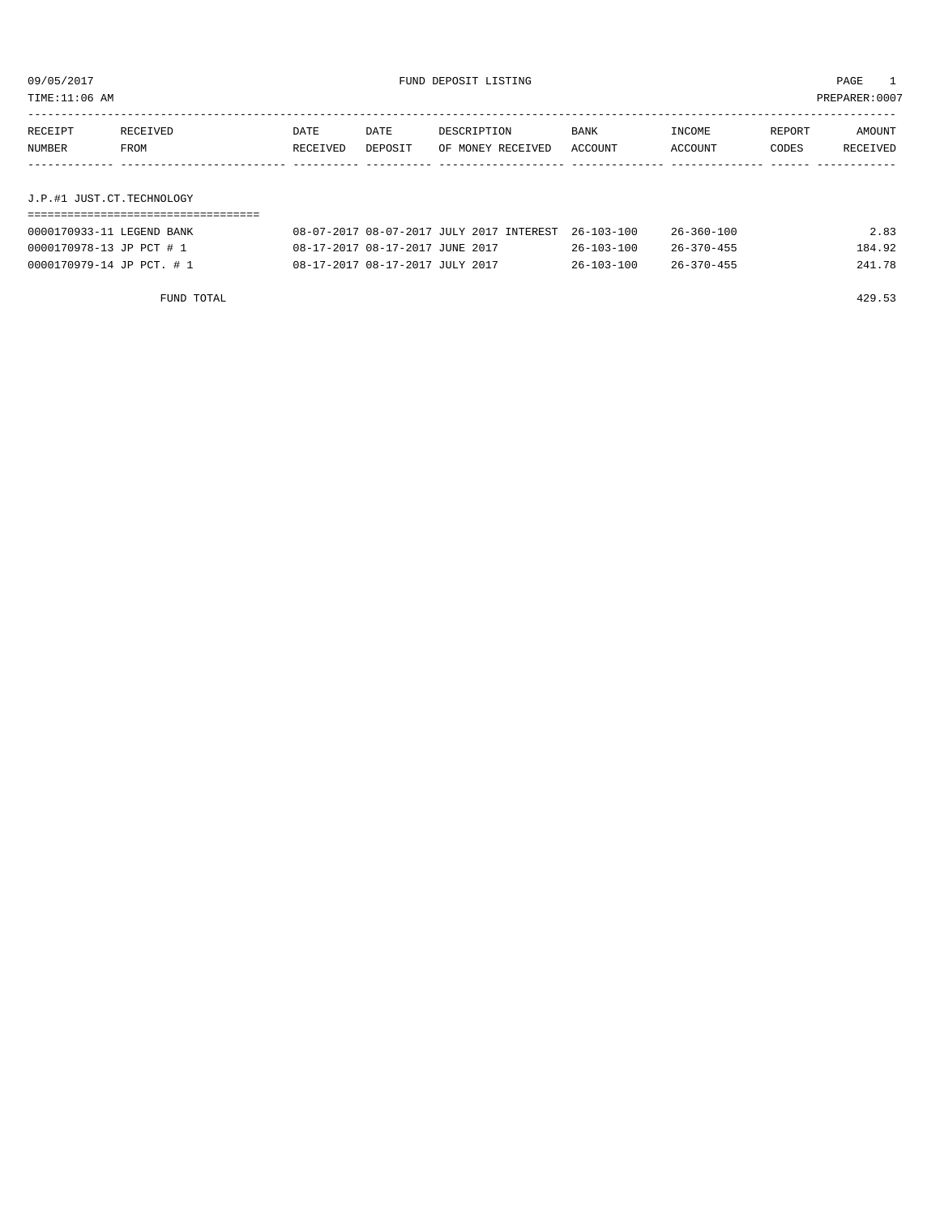FUND DEPOSIT LISTING

09/05/2017
TIME:11:06 AM
PREPARER:0007

| RECEIPT NUMBER | RECEIVED FROM | DATE RECEIVED | DATE DEPOSIT | DESCRIPTION OF MONEY RECEIVED | BANK ACCOUNT | INCOME ACCOUNT | REPORT CODES | AMOUNT RECEIVED |
|---|---|---|---|---|---|---|---|---|
| **J.P.#1 JUST.CT.TECHNOLOGY** | | | | | | | | |
| 0000170933-11 | LEGEND BANK | 08-07-2017 | 08-07-2017 | JULY 2017 INTEREST | 26-103-100 | 26-360-100 | | 2.83 |
| 0000170978-13 | JP PCT # 1 | 08-17-2017 | 08-17-2017 | JUNE 2017 | 26-103-100 | 26-370-455 | | 184.92 |
| 0000170979-14 | JP PCT. # 1 | 08-17-2017 | 08-17-2017 | JULY 2017 | 26-103-100 | 26-370-455 | | 241.78 |
| | FUND TOTAL | | | | | | | 429.53 |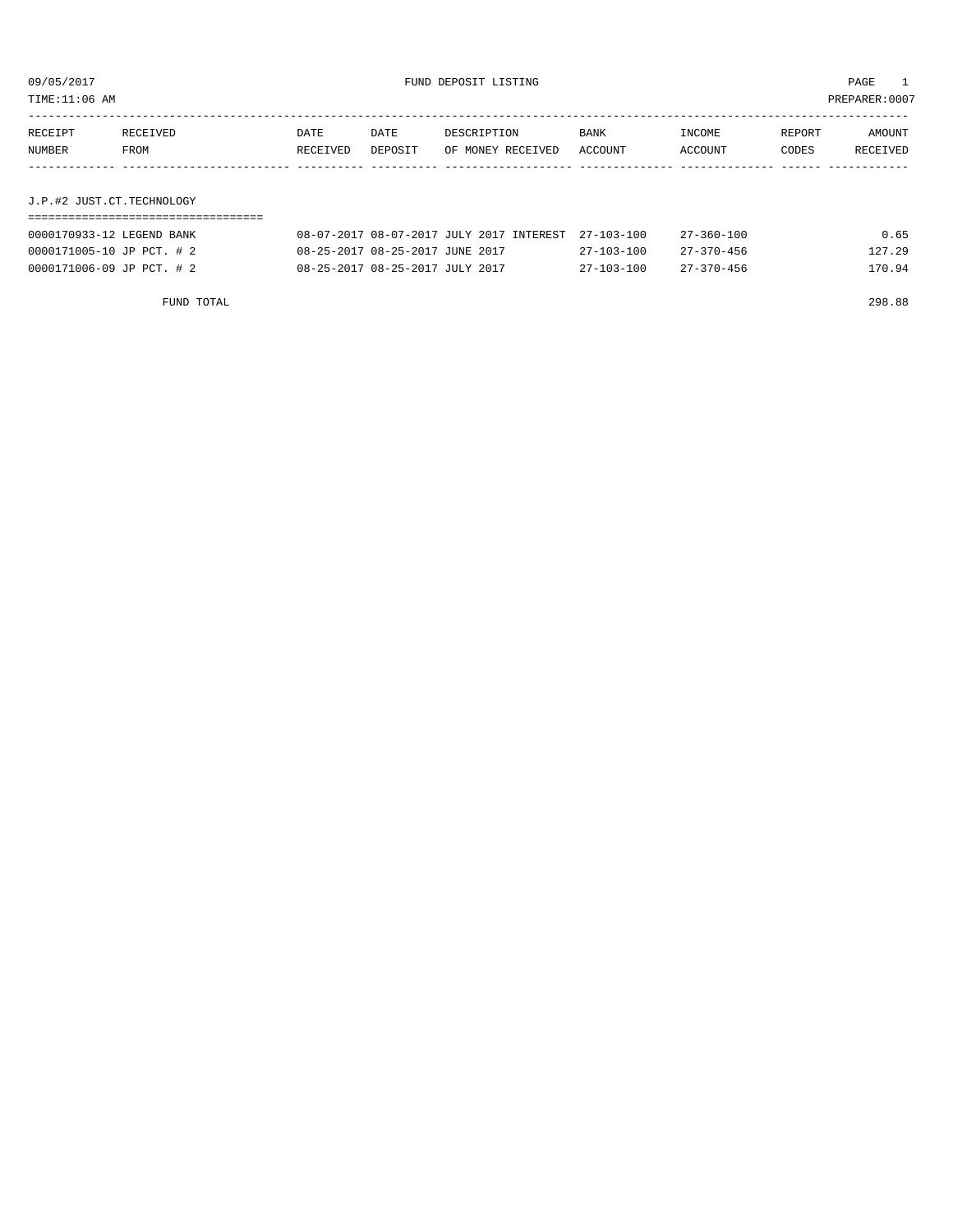09/05/2017 FUND DEPOSIT LISTING PAGE 1

TIME:11:06 AM PREPARER:0007

| RECEIPT NUMBER | RECEIVED FROM | DATE RECEIVED | DATE DEPOSIT | DESCRIPTION OF MONEY RECEIVED | BANK ACCOUNT | INCOME ACCOUNT | REPORT CODES | AMOUNT RECEIVED |
|---|---|---|---|---|---|---|---|---|
| **J.P.#2 JUST.CT.TECHNOLOGY** | | | | | | | | |
| 0000170933-12 | LEGEND BANK | 08-07-2017 | 08-07-2017 | JULY 2017 INTEREST | 27-103-100 | 27-360-100 | | 0.65 |
| 0000171005-10 | JP PCT. # 2 | 08-25-2017 | 08-25-2017 | JUNE 2017 | 27-103-100 | 27-370-456 | | 127.29 |
| 0000171006-09 | JP PCT. # 2 | 08-25-2017 | 08-25-2017 | JULY 2017 | 27-103-100 | 27-370-456 | | 170.94 |
| | FUND TOTAL | | | | | | | 298.88 |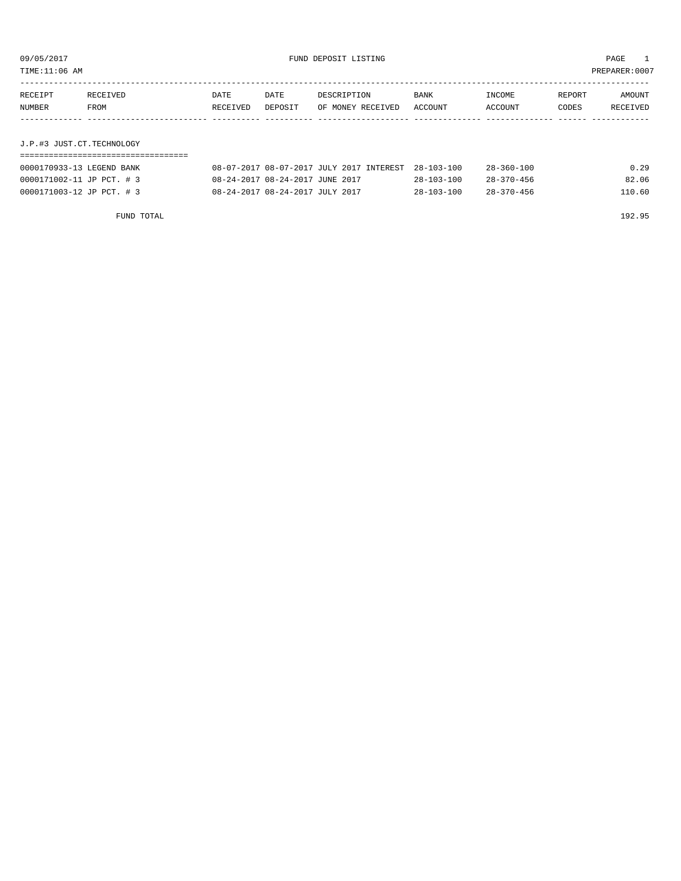09/05/2017 FUND DEPOSIT LISTING PAGE 1

TIME:11:06 AM PREPARER:0007

| RECEIPT NUMBER | RECEIVED FROM | DATE RECEIVED | DATE DEPOSIT | DESCRIPTION OF MONEY RECEIVED | BANK ACCOUNT | INCOME ACCOUNT | REPORT CODES | AMOUNT RECEIVED |
|---|---|---|---|---|---|---|---|---|

## J.P.#3 JUST.CT.TECHNOLOGY

| RECEIPT NUMBER | RECEIVED FROM | DATE RECEIVED | DATE DEPOSIT | DESCRIPTION OF MONEY RECEIVED | BANK ACCOUNT | INCOME ACCOUNT | REPORT CODES | AMOUNT RECEIVED |
|---|---|---|---|---|---|---|---|---|
| 0000170933-13 | LEGEND BANK | 08-07-2017 | 08-07-2017 | JULY 2017 INTEREST | 28-103-100 | 28-360-100 | | 0.29 |
| 0000171002-11 | JP PCT. # 3 | 08-24-2017 | 08-24-2017 | JUNE 2017 | 28-103-100 | 28-370-456 | | 82.06 |
| 0000171003-12 | JP PCT. # 3 | 08-24-2017 | 08-24-2017 | JULY 2017 | 28-103-100 | 28-370-456 | | 110.60 |

FUND TOTAL 192.95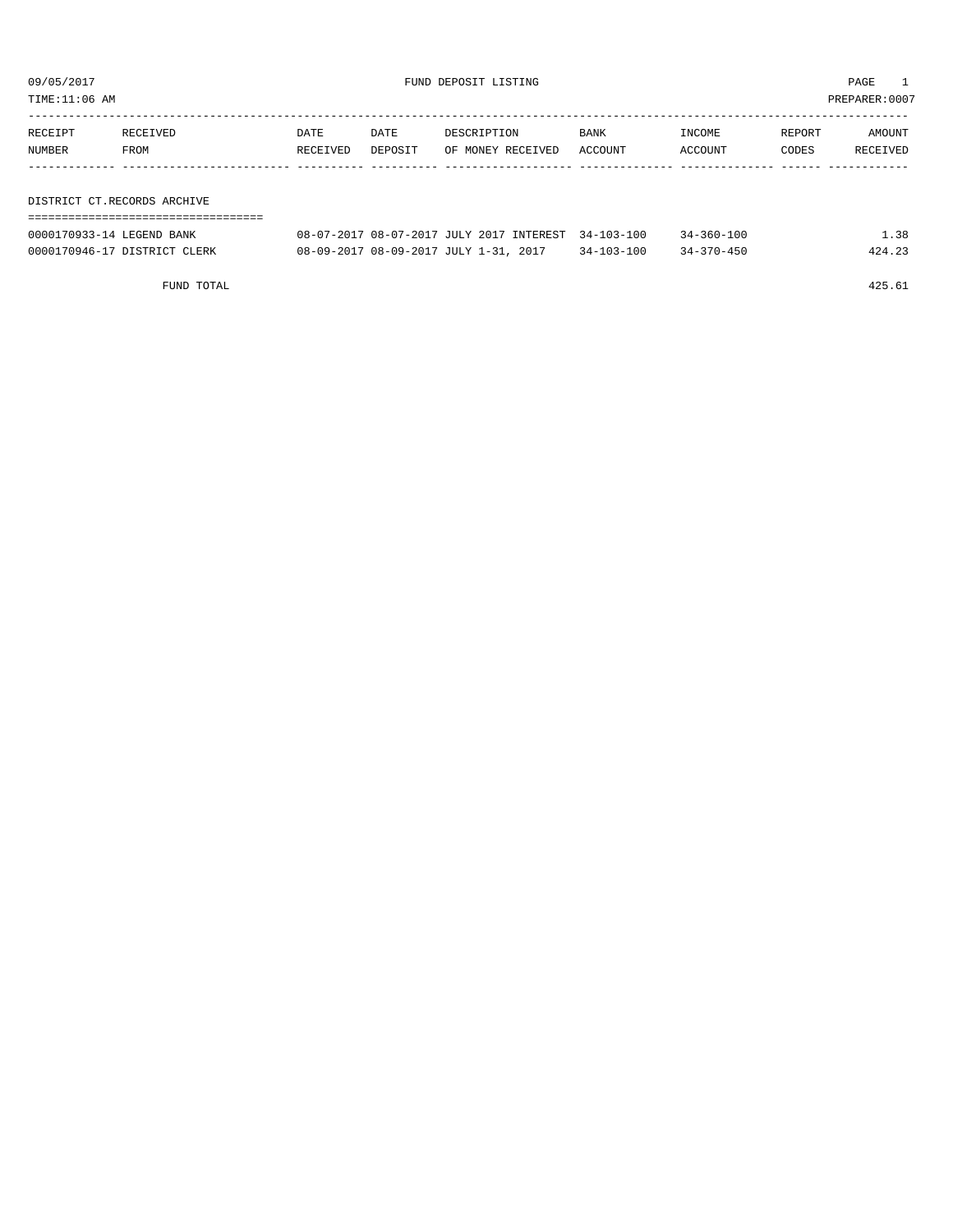09/05/2017 FUND DEPOSIT LISTING PAGE 1

TIME:11:06 AM PREPARER:0007

| RECEIPT NUMBER | RECEIVED FROM | DATE RECEIVED | DATE DEPOSIT | DESCRIPTION OF MONEY RECEIVED | BANK ACCOUNT | INCOME ACCOUNT | REPORT CODES | AMOUNT RECEIVED |
|---|---|---|---|---|---|---|---|---|

DISTRICT CT.RECORDS ARCHIVE

| RECEIPT NUMBER | RECEIVED FROM | DATE RECEIVED | DATE DEPOSIT | DESCRIPTION OF MONEY RECEIVED | BANK ACCOUNT | INCOME ACCOUNT | REPORT CODES | AMOUNT RECEIVED |
|---|---|---|---|---|---|---|---|---|
| 0000170933-14 | LEGEND BANK | 08-07-2017 | 08-07-2017 | JULY 2017 INTEREST | 34-103-100 | 34-360-100 | | 1.38 |
| 0000170946-17 | DISTRICT CLERK | 08-09-2017 | 08-09-2017 | JULY 1-31, 2017 | 34-103-100 | 34-370-450 | | 424.23 |

FUND TOTAL 425.61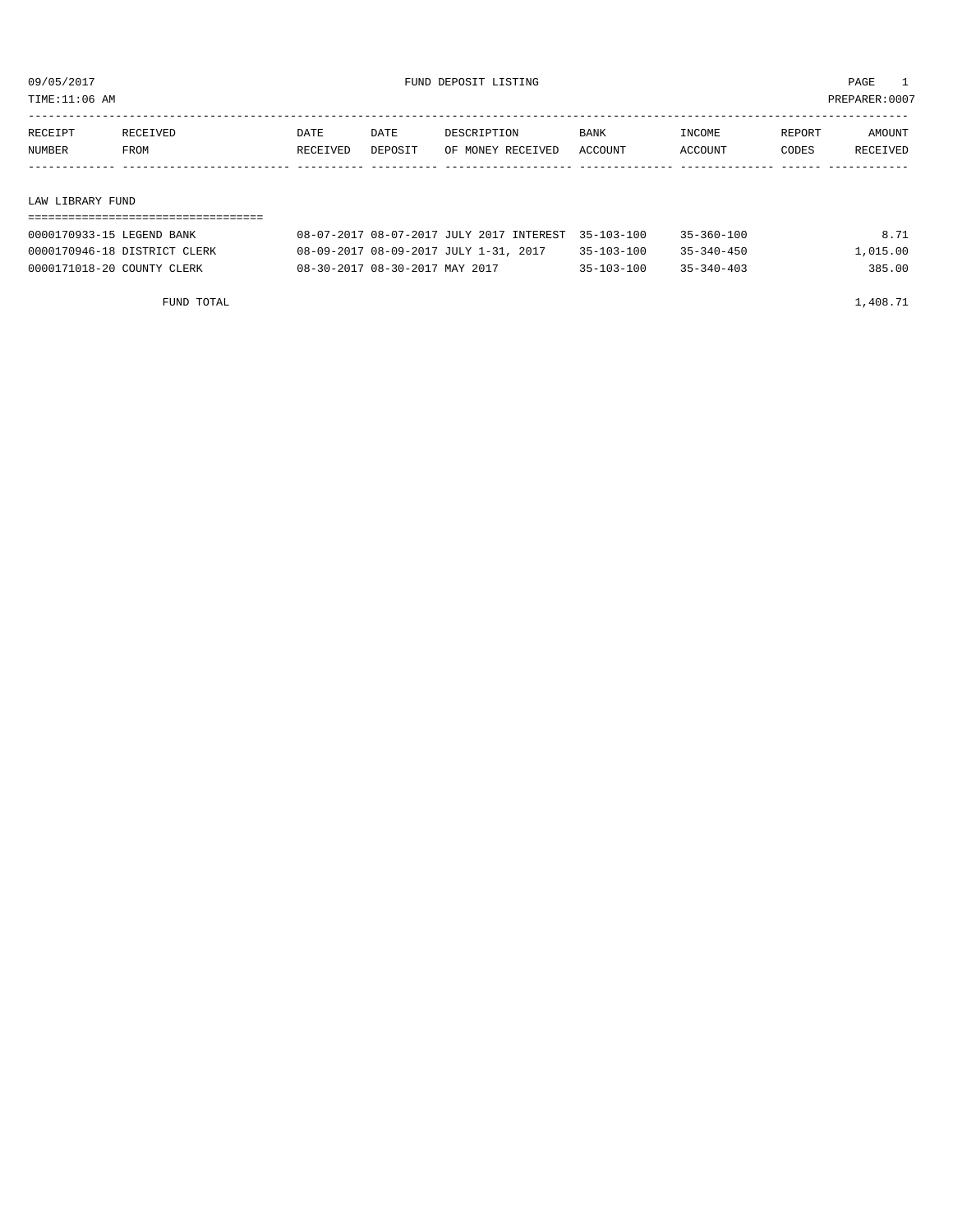# FUND DEPOSIT LISTING

09/05/2017
TIME:11:06 AM
PREPARER:0007

| RECEIPT NUMBER | RECEIVED FROM | DATE RECEIVED | DATE DEPOSIT | DESCRIPTION OF MONEY RECEIVED | BANK ACCOUNT | INCOME ACCOUNT | REPORT CODES | AMOUNT RECEIVED |
|---|---|---|---|---|---|---|---|---|

## LAW LIBRARY FUND

| RECEIPT NUMBER | RECEIVED FROM | DATE RECEIVED | DATE DEPOSIT | DESCRIPTION OF MONEY RECEIVED | BANK ACCOUNT | INCOME ACCOUNT | REPORT CODES | AMOUNT RECEIVED |
|---|---|---|---|---|---|---|---|---|
| 0000170933-15 | LEGEND BANK | 08-07-2017 | 08-07-2017 | JULY 2017 INTEREST | 35-103-100 | 35-360-100 | | 8.71 |
| 0000170946-18 | DISTRICT CLERK | 08-09-2017 | 08-09-2017 | JULY 1-31, 2017 | 35-103-100 | 35-340-450 | | 1,015.00 |
| 0000171018-20 | COUNTY CLERK | 08-30-2017 | 08-30-2017 | MAY 2017 | 35-103-100 | 35-340-403 | | 385.00 |
| | FUND TOTAL | | | | | | | 1,408.71 |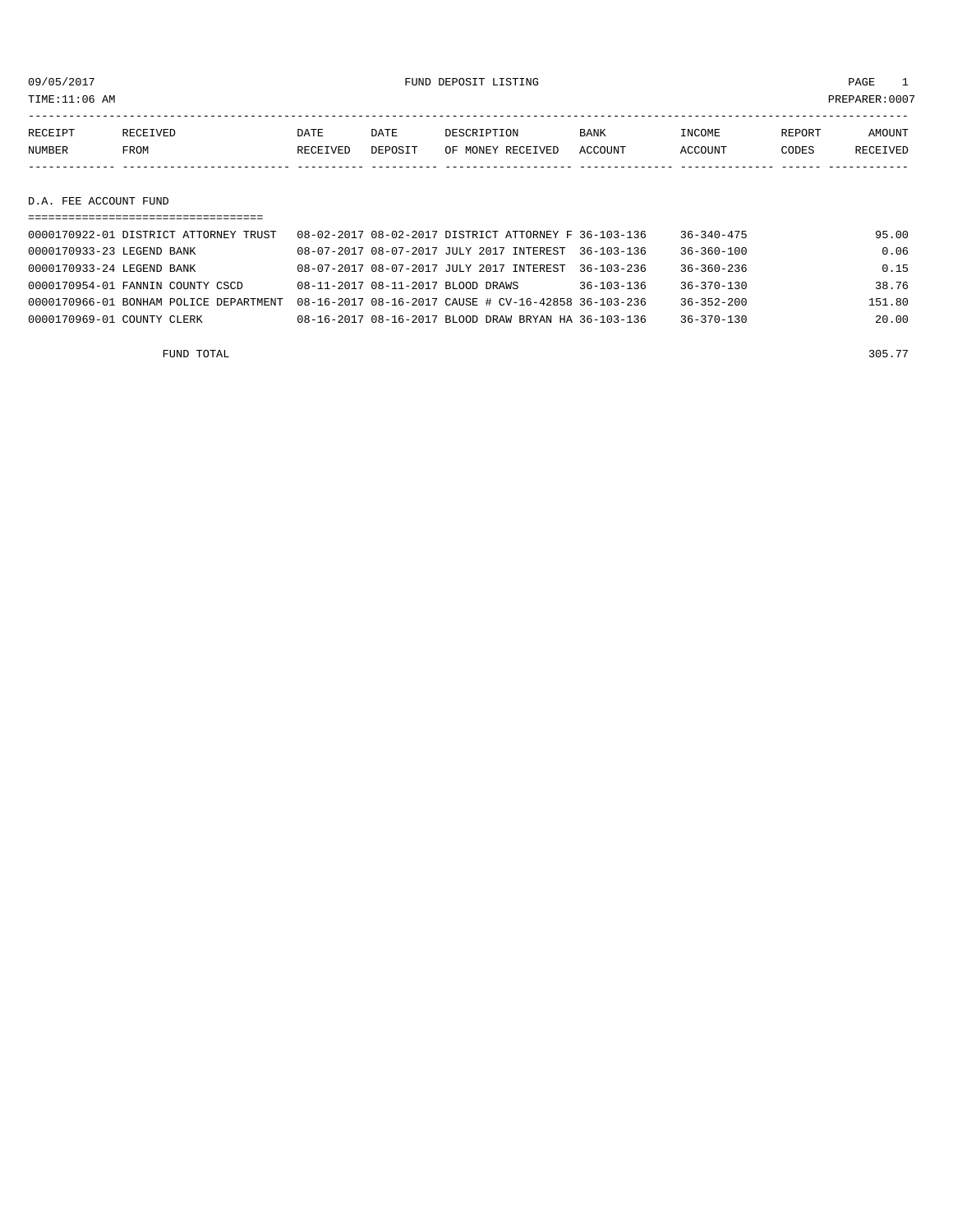09/05/2017 FUND DEPOSIT LISTING

TIME:11:06 AM PREPARER:0007

| RECEIPT NUMBER | RECEIVED FROM | DATE RECEIVED | DATE DEPOSIT | DESCRIPTION OF MONEY RECEIVED | BANK ACCOUNT | INCOME ACCOUNT | REPORT CODES | AMOUNT RECEIVED |
|---|---|---|---|---|---|---|---|---|

## D.A. FEE ACCOUNT FUND

| RECEIPT NUMBER | RECEIVED FROM | DATE RECEIVED | DATE DEPOSIT | DESCRIPTION OF MONEY RECEIVED | BANK ACCOUNT | INCOME ACCOUNT | REPORT CODES | AMOUNT RECEIVED |
|---|---|---|---|---|---|---|---|---|
| 0000170922-01 | DISTRICT ATTORNEY TRUST | 08-02-2017 | 08-02-2017 | DISTRICT ATTORNEY F | 36-103-136 | 36-340-475 | | 95.00 |
| 0000170933-23 | LEGEND BANK | 08-07-2017 | 08-07-2017 | JULY 2017 INTEREST | 36-103-136 | 36-360-100 | | 0.06 |
| 0000170933-24 | LEGEND BANK | 08-07-2017 | 08-07-2017 | JULY 2017 INTEREST | 36-103-236 | 36-360-236 | | 0.15 |
| 0000170954-01 | FANNIN COUNTY CSCD | 08-11-2017 | 08-11-2017 | BLOOD DRAWS | 36-103-136 | 36-370-130 | | 38.76 |
| 0000170966-01 | BONHAM POLICE DEPARTMENT | 08-16-2017 | 08-16-2017 | CAUSE # CV-16-42858 | 36-103-236 | 36-352-200 | | 151.80 |
| 0000170969-01 | COUNTY CLERK | 08-16-2017 | 08-16-2017 | BLOOD DRAW BRYAN HA | 36-103-136 | 36-370-130 | | 20.00 |
| | FUND TOTAL | | | | | | | 305.77 |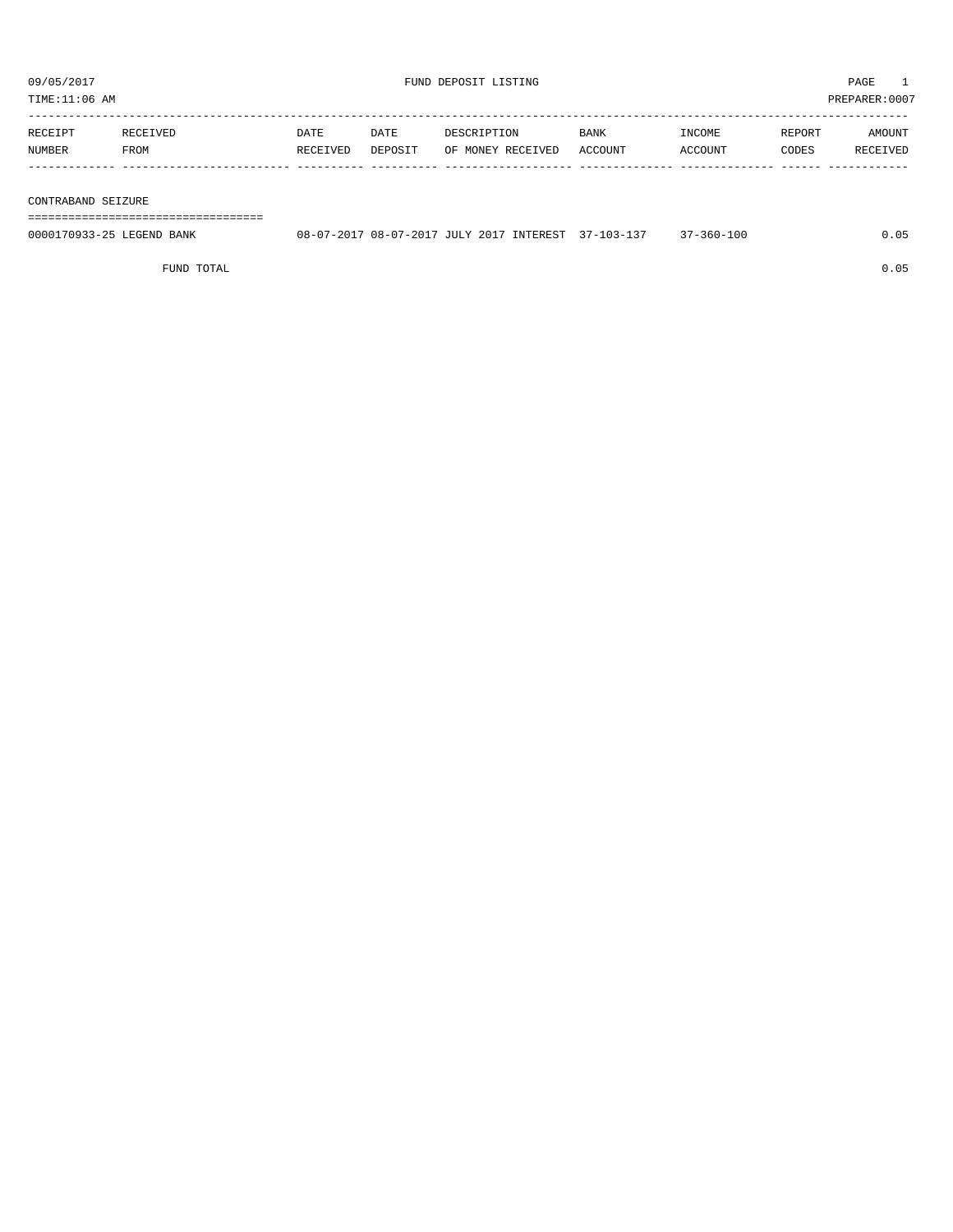09/05/2017 FUND DEPOSIT LISTING PAGE 1
TIME:11:06 AM PREPARER:0007

| RECEIPT NUMBER | RECEIVED FROM | DATE RECEIVED | DATE DEPOSIT | DESCRIPTION OF MONEY RECEIVED | BANK ACCOUNT | INCOME ACCOUNT | REPORT CODES | AMOUNT RECEIVED |
|---|---|---|---|---|---|---|---|---|
| **CONTRABAND SEIZURE** | | | | | | | | |
| 0000170933-25 | LEGEND BANK | 08-07-2017 | 08-07-2017 | JULY 2017 INTEREST | 37-103-137 | 37-360-100 | | 0.05 |
| | FUND TOTAL | | | | | | | 0.05 |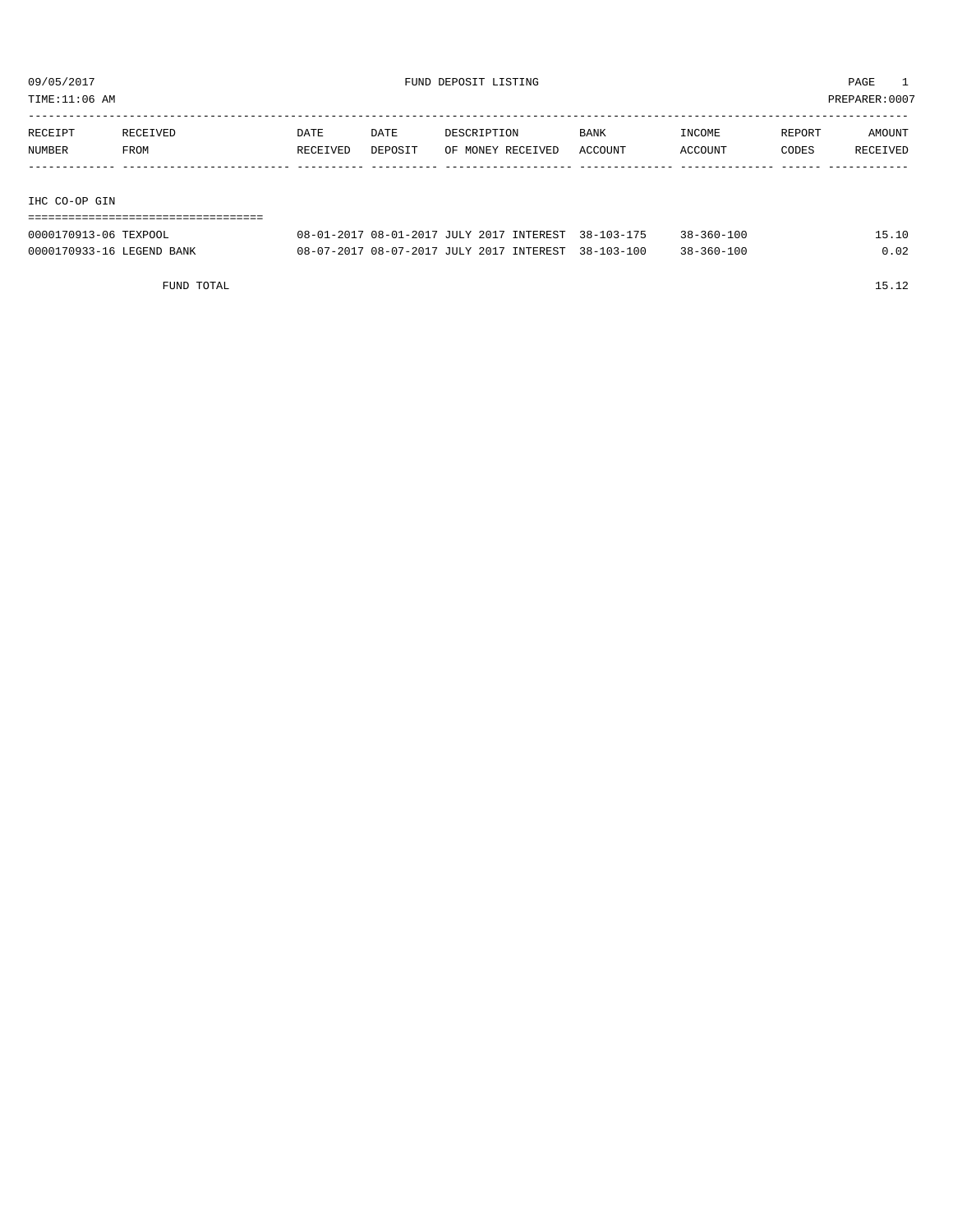09/05/2017 FUND DEPOSIT LISTING PAGE 1

TIME:11:06 AM PREPARER:0007

| RECEIPT NUMBER | RECEIVED FROM | DATE RECEIVED | DATE DEPOSIT | DESCRIPTION OF MONEY RECEIVED | BANK ACCOUNT | INCOME ACCOUNT | REPORT CODES | AMOUNT RECEIVED |
|---|---|---|---|---|---|---|---|---|
| **IHC CO-OP GIN** | | | | | | | | |
| 0000170913-06 | TEXPOOL | 08-01-2017 | 08-01-2017 | JULY 2017 INTEREST | 38-103-175 | 38-360-100 | | 15.10 |
| 0000170933-16 | LEGEND BANK | 08-07-2017 | 08-07-2017 | JULY 2017 INTEREST | 38-103-100 | 38-360-100 | | 0.02 |
| | FUND TOTAL | | | | | | | 15.12 |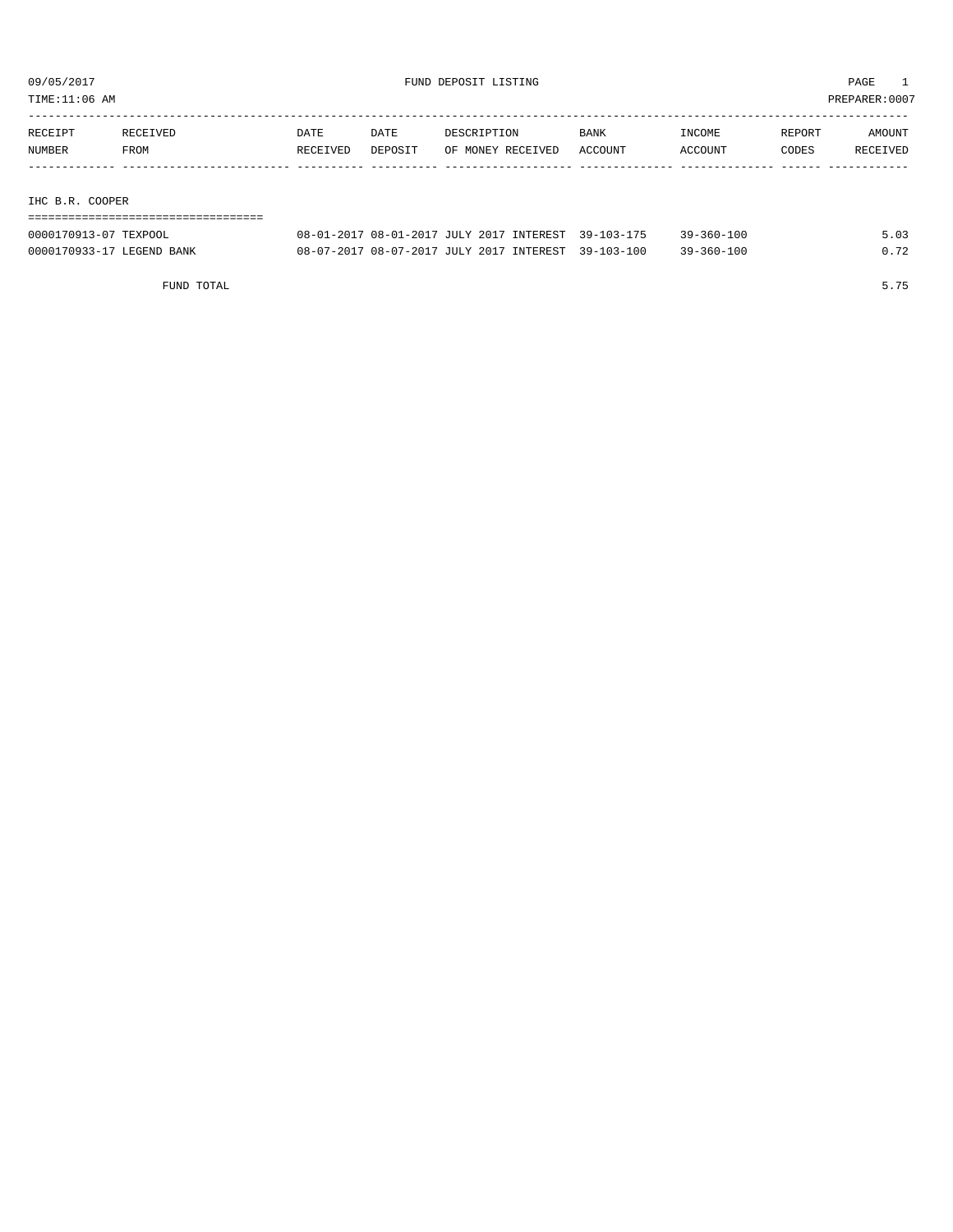09/05/2017 FUND DEPOSIT LISTING

TIME:11:06 AM PREPARER:0007

| RECEIPT NUMBER | RECEIVED FROM | DATE RECEIVED | DATE DEPOSIT | DESCRIPTION OF MONEY RECEIVED | BANK ACCOUNT | INCOME ACCOUNT | REPORT CODES | AMOUNT RECEIVED |
|---|---|---|---|---|---|---|---|---|

IHC B.R. COOPER

| RECEIPT NUMBER | RECEIVED FROM | DATE RECEIVED | DATE DEPOSIT | DESCRIPTION OF MONEY RECEIVED | BANK ACCOUNT | INCOME ACCOUNT | REPORT CODES | AMOUNT RECEIVED |
|---|---|---|---|---|---|---|---|---|
| 0000170913-07 | TEXPOOL | 08-01-2017 | 08-01-2017 | JULY 2017 INTEREST | 39-103-175 | 39-360-100 | | 5.03 |
| 0000170933-17 | LEGEND BANK | 08-07-2017 | 08-07-2017 | JULY 2017 INTEREST | 39-103-100 | 39-360-100 | | 0.72 |
| | FUND TOTAL | | | | | | | 5.75 |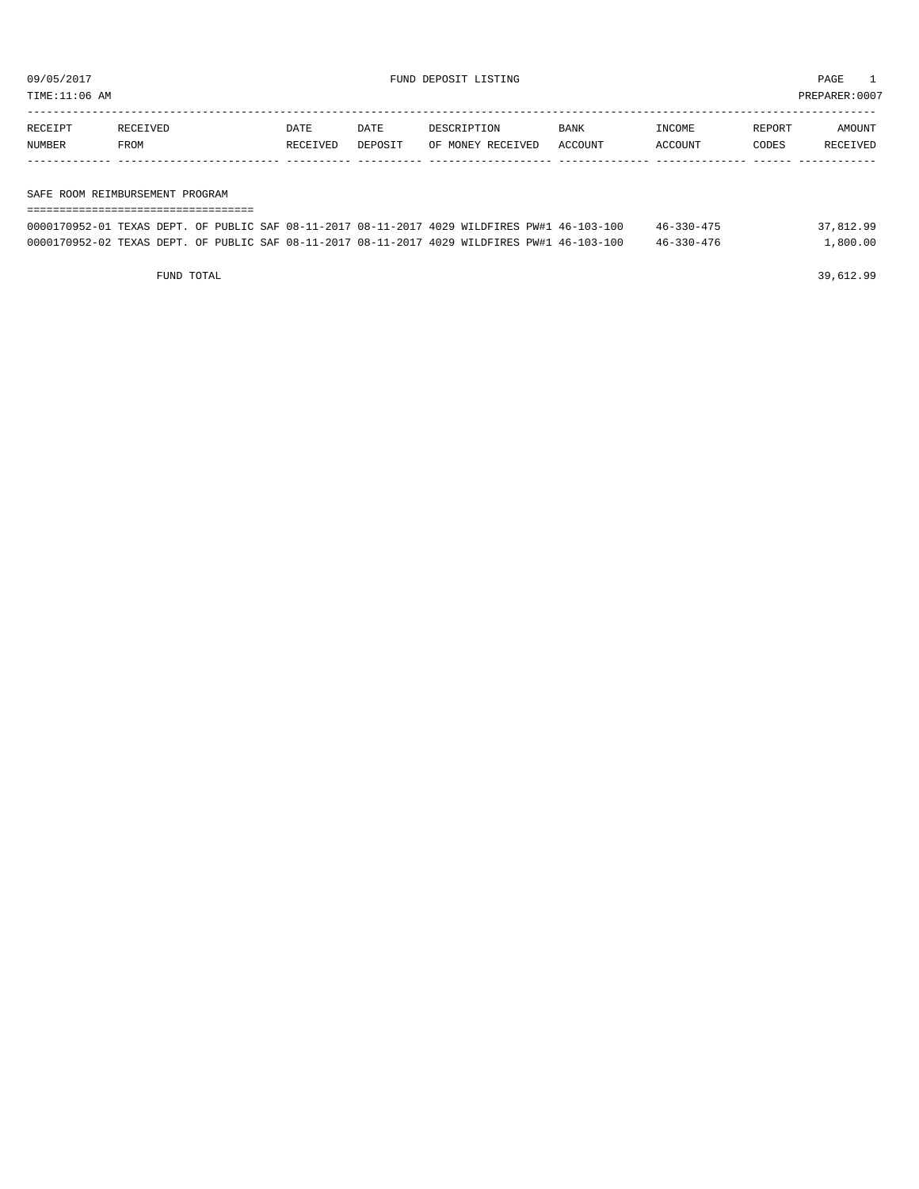09/05/2017 FUND DEPOSIT LISTING

TIME:11:06 AM PREPARER:0007

| RECEIPT NUMBER | RECEIVED FROM | DATE RECEIVED | DATE DEPOSIT | DESCRIPTION OF MONEY RECEIVED | BANK ACCOUNT | INCOME ACCOUNT | REPORT CODES | AMOUNT RECEIVED |
|---|---|---|---|---|---|---|---|---|
| SAFE ROOM REIMBURSEMENT PROGRAM | | | | | | | | |
| 0000170952-01 | TEXAS DEPT. OF PUBLIC SAF | 08-11-2017 | 08-11-2017 | 4029 WILDFIRES PW#1 | 46-103-100 | 46-330-475 | | 37,812.99 |
| 0000170952-02 | TEXAS DEPT. OF PUBLIC SAF | 08-11-2017 | 08-11-2017 | 4029 WILDFIRES PW#1 | 46-103-100 | 46-330-476 | | 1,800.00 |
| FUND TOTAL | | | | | | | | 39,612.99 |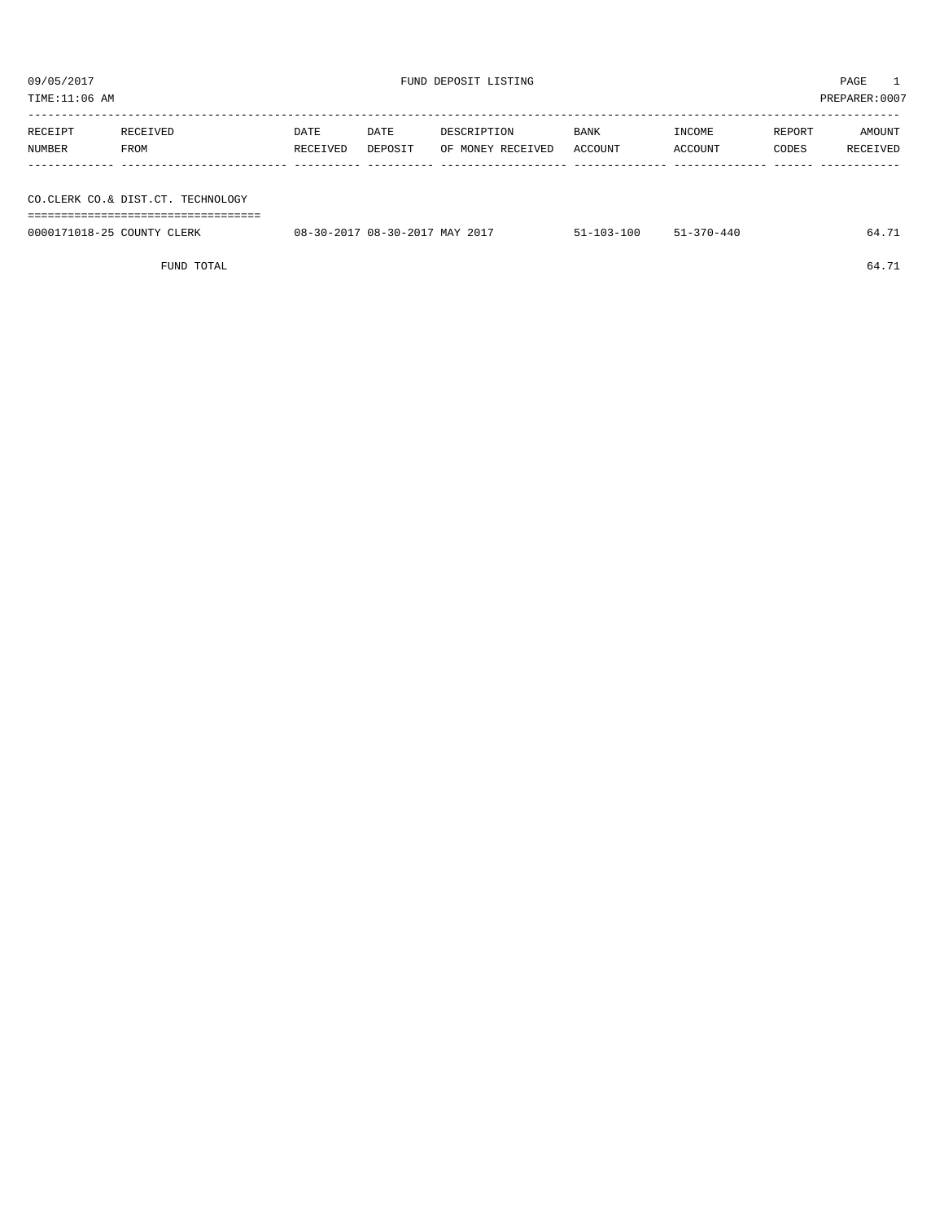09/05/2017 FUND DEPOSIT LISTING PAGE 1
TIME:11:06 AM PREPARER:0007

| RECEIPT NUMBER | RECEIVED FROM | DATE RECEIVED | DATE DEPOSIT | DESCRIPTION OF MONEY RECEIVED | BANK ACCOUNT | INCOME ACCOUNT | REPORT CODES | AMOUNT RECEIVED |
|---|---|---|---|---|---|---|---|---|
| **CO.CLERK CO.& DIST.CT. TECHNOLOGY** | | | | | | | | |
| 0000171018-25 | COUNTY CLERK | 08-30-2017 | 08-30-2017 | MAY 2017 | 51-103-100 | 51-370-440 | | 64.71 |
| | FUND TOTAL | | | | | | | 64.71 |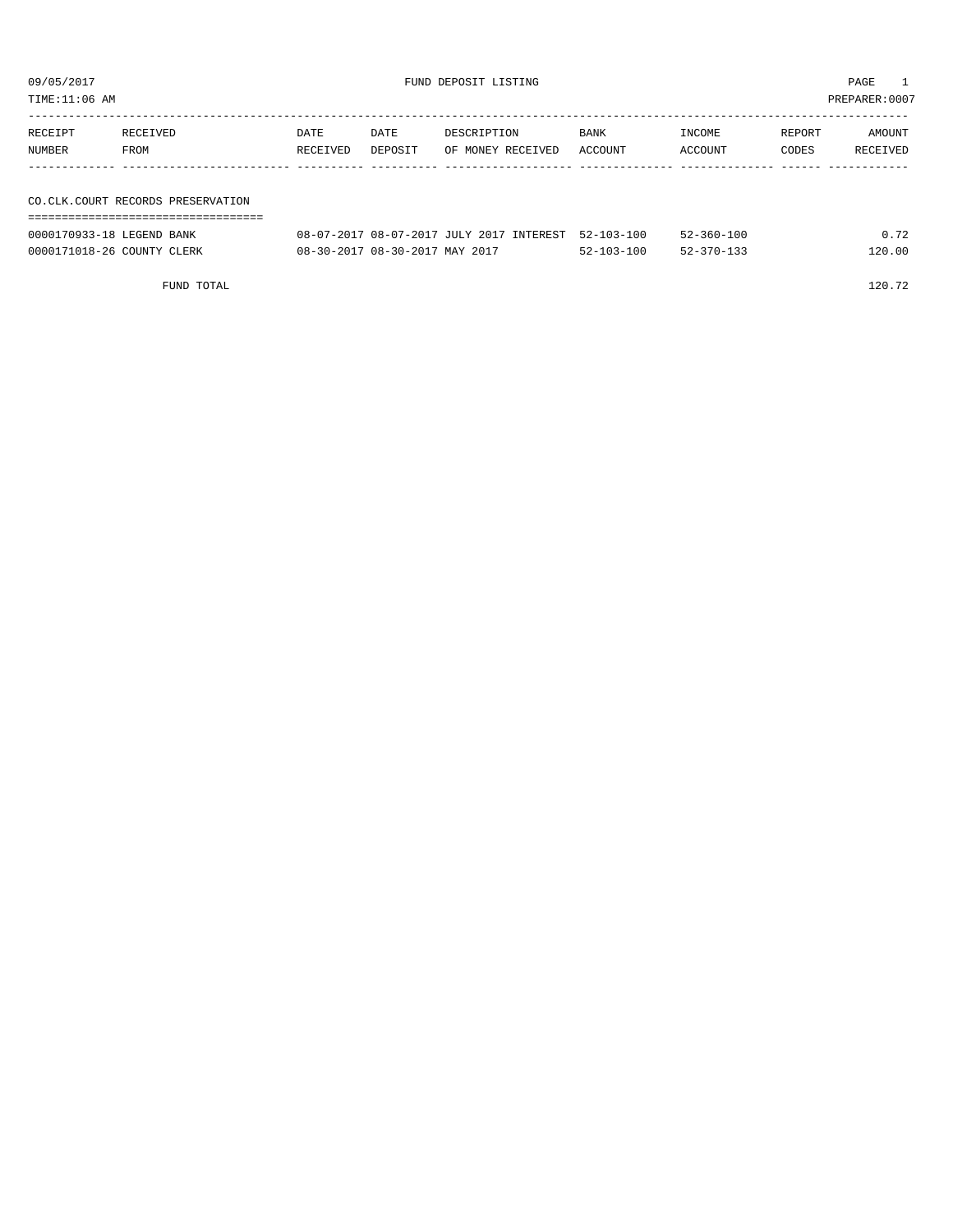09/05/2017 FUND DEPOSIT LISTING PAGE 1
TIME:11:06 AM PREPARER:0007

| RECEIPT NUMBER | RECEIVED FROM | DATE RECEIVED | DATE DEPOSIT | DESCRIPTION OF MONEY RECEIVED | BANK ACCOUNT | INCOME ACCOUNT | REPORT CODES | AMOUNT RECEIVED |
|---|---|---|---|---|---|---|---|---|

## CO.CLK.COURT RECORDS PRESERVATION

| RECEIPT NUMBER | RECEIVED FROM | DATE RECEIVED | DATE DEPOSIT | DESCRIPTION OF MONEY RECEIVED | BANK ACCOUNT | INCOME ACCOUNT | REPORT CODES | AMOUNT RECEIVED |
|---|---|---|---|---|---|---|---|---|
| 0000170933-18 | LEGEND BANK | 08-07-2017 | 08-07-2017 | JULY 2017 INTEREST | 52-103-100 | 52-360-100 | | 0.72 |
| 0000171018-26 | COUNTY CLERK | 08-30-2017 | 08-30-2017 | MAY 2017 | 52-103-100 | 52-370-133 | | 120.00 |
| | FUND TOTAL | | | | | | | 120.72 |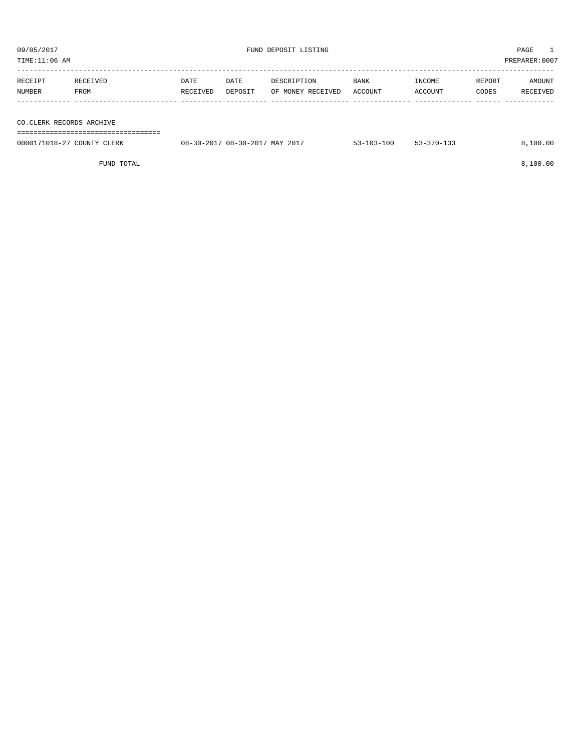09/05/2017 FUND DEPOSIT LISTING PAGE 1

TIME:11:06 AM PREPARER:0007

| RECEIPT NUMBER | RECEIVED FROM | DATE RECEIVED | DATE DEPOSIT | DESCRIPTION OF MONEY RECEIVED | BANK ACCOUNT | INCOME ACCOUNT | REPORT CODES | AMOUNT RECEIVED |
|---|---|---|---|---|---|---|---|---|
| **CO.CLERK RECORDS ARCHIVE** | | | | | | | | |
| 0000171018-27 | COUNTY CLERK | 08-30-2017 | 08-30-2017 | MAY 2017 | 53-103-100 | 53-370-133 | | 8,100.00 |
| | FUND TOTAL | | | | | | | 8,100.00 |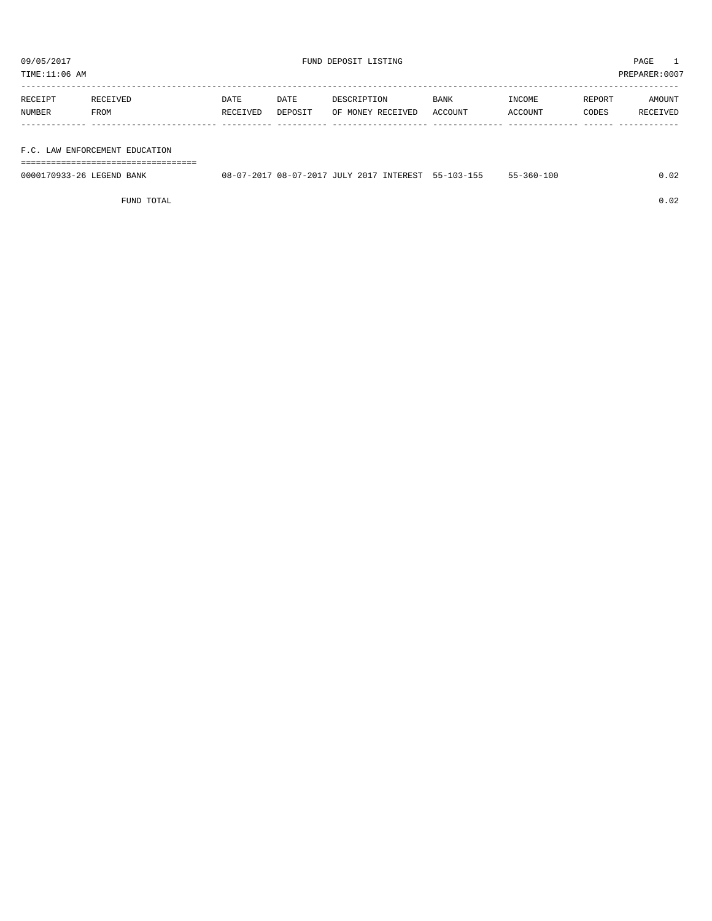09/05/2017 FUND DEPOSIT LISTING

TIME:11:06 AM PREPARER:0007

| RECEIPT NUMBER | RECEIVED FROM | DATE RECEIVED | DATE DEPOSIT | DESCRIPTION OF MONEY RECEIVED | BANK ACCOUNT | INCOME ACCOUNT | REPORT CODES | AMOUNT RECEIVED |
|---|---|---|---|---|---|---|---|---|
| **F.C. LAW ENFORCEMENT EDUCATION** | | | | | | | | |
| 0000170933-26 | LEGEND BANK | 08-07-2017 | 08-07-2017 | JULY 2017 INTEREST | 55-103-155 | 55-360-100 | | 0.02 |
| | FUND TOTAL | | | | | | | 0.02 |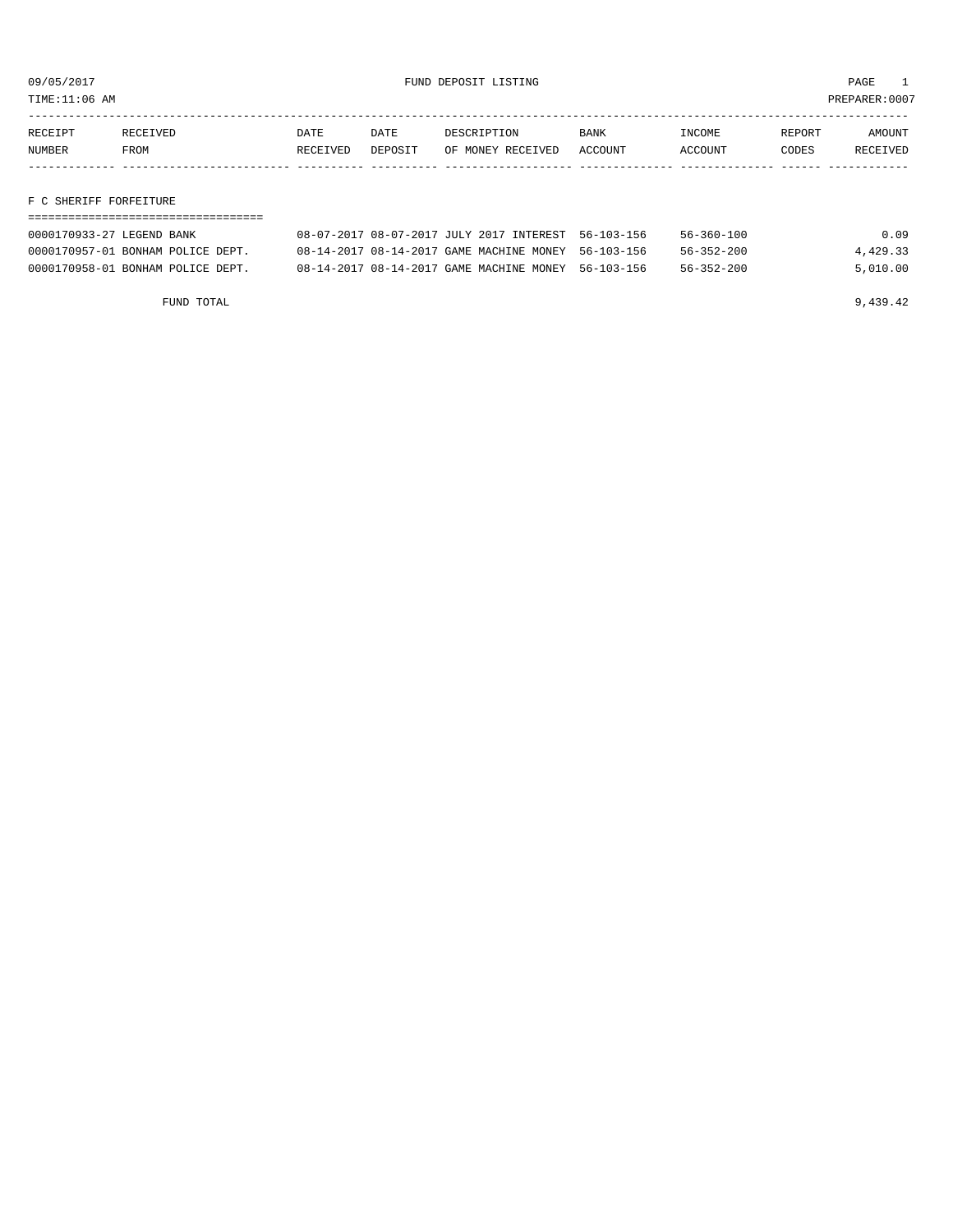09/05/2017 FUND DEPOSIT LISTING PAGE 1

TIME:11:06 AM PREPARER:0007

| RECEIPT NUMBER | RECEIVED FROM | DATE RECEIVED | DATE DEPOSIT | DESCRIPTION OF MONEY RECEIVED | BANK ACCOUNT | INCOME ACCOUNT | REPORT CODES | AMOUNT RECEIVED |
|---|---|---|---|---|---|---|---|---|

## F C SHERIFF FORFEITURE

| RECEIPT NUMBER | RECEIVED FROM | DATE RECEIVED | DATE DEPOSIT | DESCRIPTION OF MONEY RECEIVED | BANK ACCOUNT | INCOME ACCOUNT | REPORT CODES | AMOUNT RECEIVED |
|---|---|---|---|---|---|---|---|---|
| 0000170933-27 | LEGEND BANK | 08-07-2017 | 08-07-2017 | JULY 2017 INTEREST | 56-103-156 | 56-360-100 | | 0.09 |
| 0000170957-01 | BONHAM POLICE DEPT. | 08-14-2017 | 08-14-2017 | GAME MACHINE MONEY | 56-103-156 | 56-352-200 | | 4,429.33 |
| 0000170958-01 | BONHAM POLICE DEPT. | 08-14-2017 | 08-14-2017 | GAME MACHINE MONEY | 56-103-156 | 56-352-200 | | 5,010.00 |
| | FUND TOTAL | | | | | | | 9,439.42 |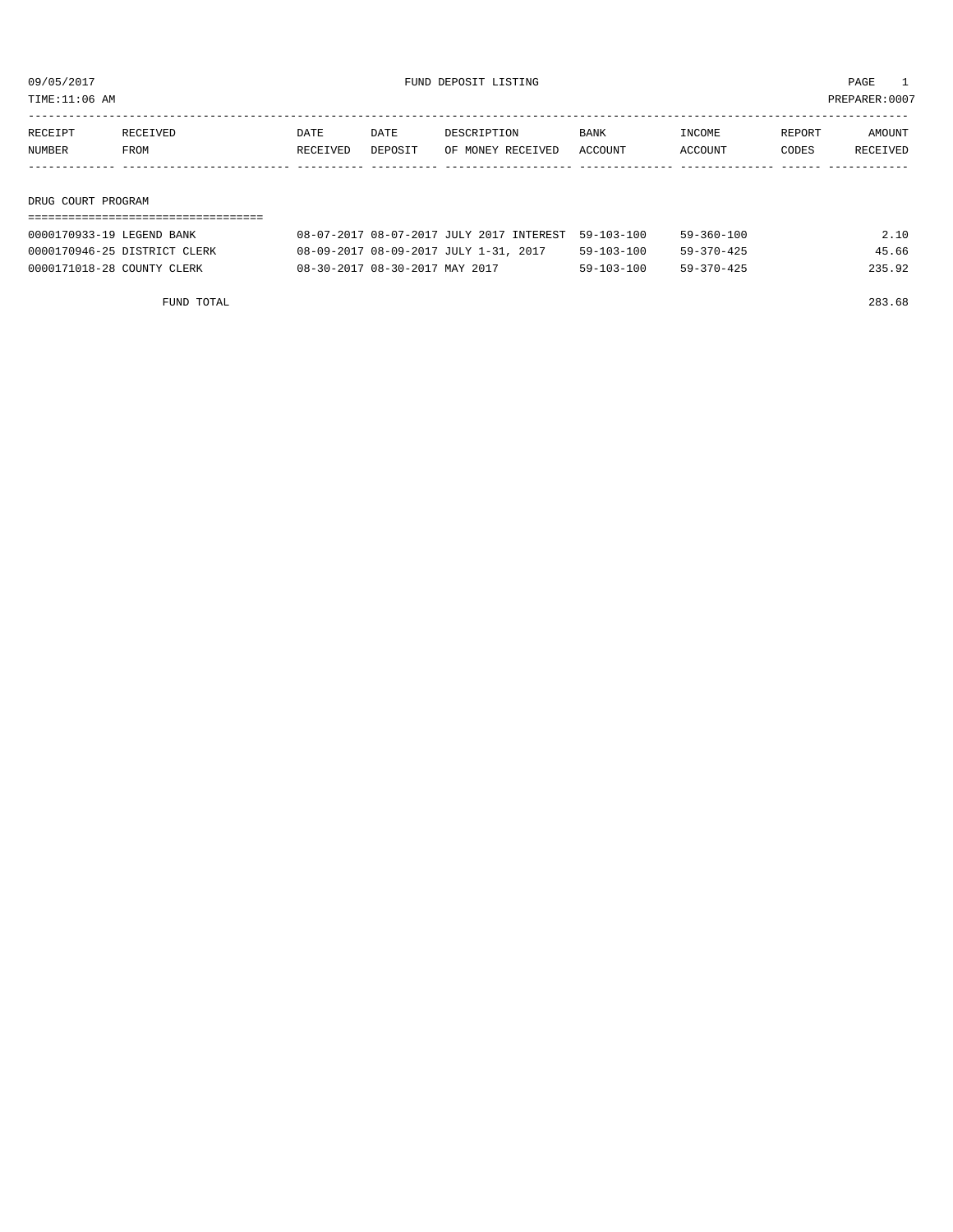09/05/2017 FUND DEPOSIT LISTING PAGE 1

TIME:11:06 AM PREPARER:0007

| RECEIPT NUMBER | RECEIVED FROM | DATE RECEIVED | DATE DEPOSIT | DESCRIPTION OF MONEY RECEIVED | BANK ACCOUNT | INCOME ACCOUNT | REPORT CODES | AMOUNT RECEIVED |
|---|---|---|---|---|---|---|---|---|

## DRUG COURT PROGRAM

| RECEIPT NUMBER | RECEIVED FROM | DATE RECEIVED | DATE DEPOSIT | DESCRIPTION OF MONEY RECEIVED | BANK ACCOUNT | INCOME ACCOUNT | REPORT CODES | AMOUNT RECEIVED |
|---|---|---|---|---|---|---|---|---|
| 0000170933-19 | LEGEND BANK | 08-07-2017 | 08-07-2017 | JULY 2017 INTEREST | 59-103-100 | 59-360-100 | | 2.10 |
| 0000170946-25 | DISTRICT CLERK | 08-09-2017 | 08-09-2017 | JULY 1-31, 2017 | 59-103-100 | 59-370-425 | | 45.66 |
| 0000171018-28 | COUNTY CLERK | 08-30-2017 | 08-30-2017 | MAY 2017 | 59-103-100 | 59-370-425 | | 235.92 |
| | FUND TOTAL | | | | | | | 283.68 |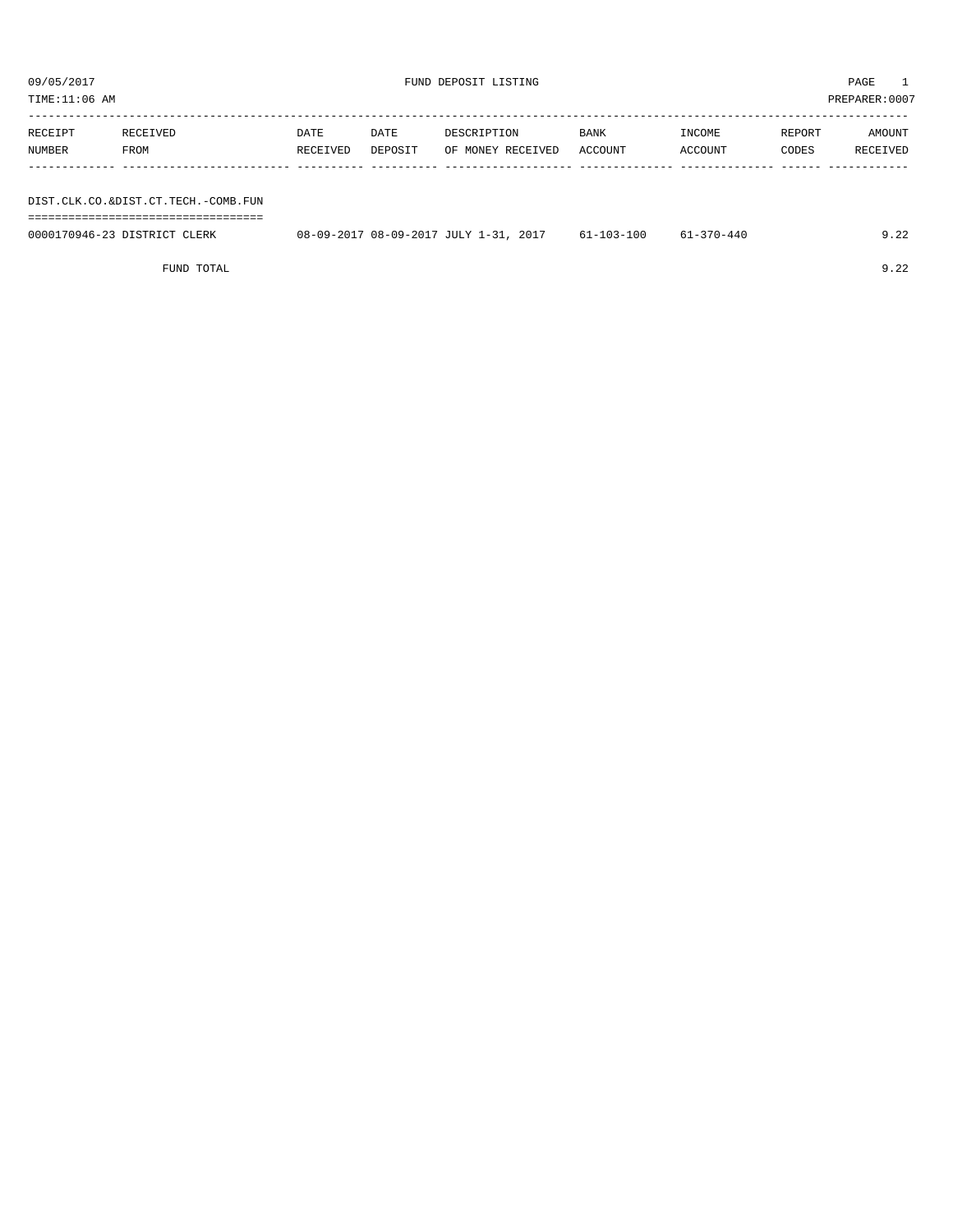09/05/2017 FUND DEPOSIT LISTING

TIME:11:06 AM PREPARER:0007

| RECEIPT NUMBER | RECEIVED FROM | DATE RECEIVED | DATE DEPOSIT | DESCRIPTION OF MONEY RECEIVED | BANK ACCOUNT | INCOME ACCOUNT | REPORT CODES | AMOUNT RECEIVED |
|---|---|---|---|---|---|---|---|---|
| **DIST.CLK.CO.&DIST.CT.TECH.-COMB.FUN** | | | | | | | | |
| 0000170946-23 | DISTRICT CLERK | 08-09-2017 | 08-09-2017 | JULY 1-31, 2017 | 61-103-100 | 61-370-440 | | 9.22 |
| | FUND TOTAL | | | | | | | 9.22 |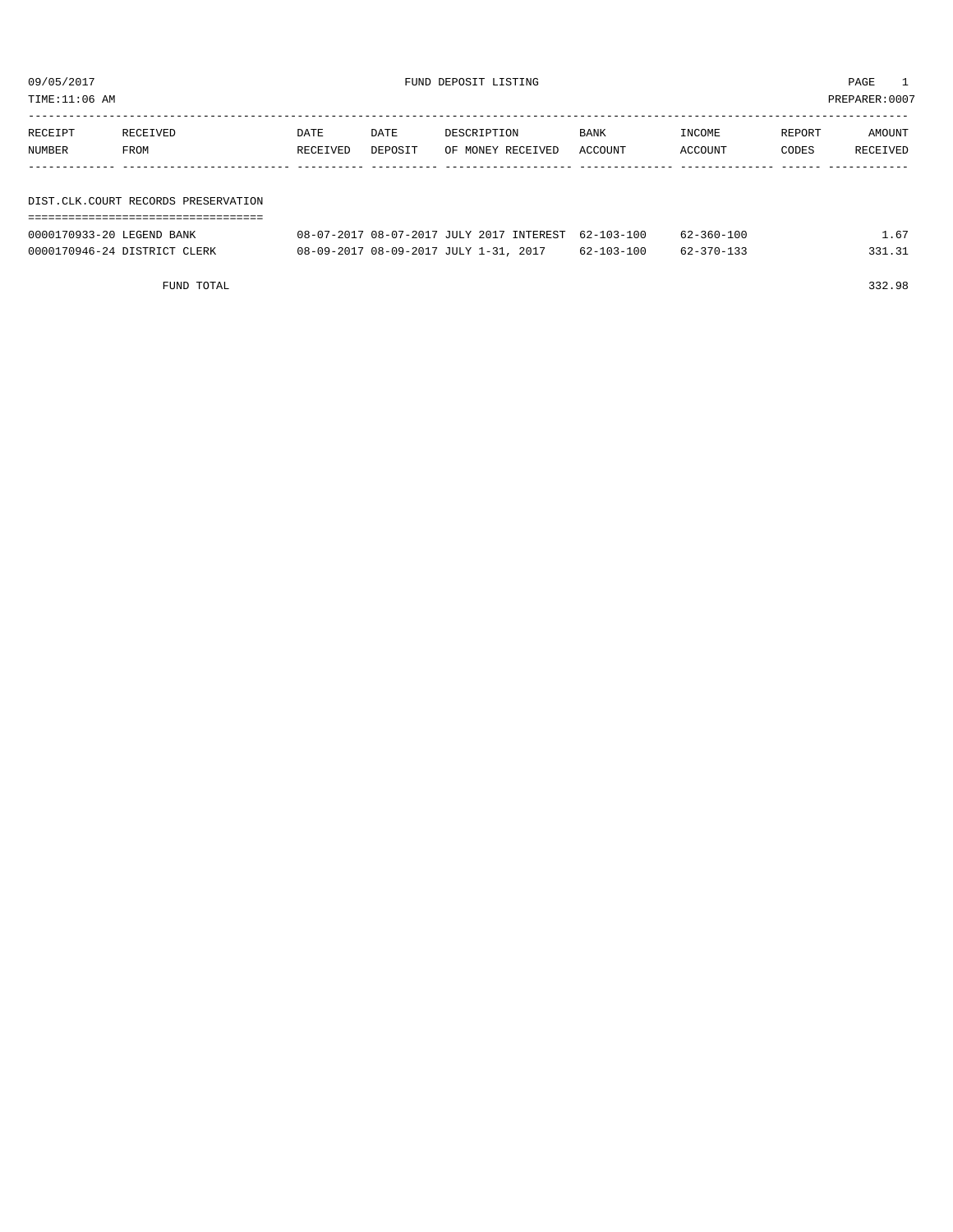09/05/2017 FUND DEPOSIT LISTING PAGE 1

TIME:11:06 AM PREPARER:0007

| RECEIPT NUMBER | RECEIVED FROM | DATE RECEIVED | DATE DEPOSIT | DESCRIPTION OF MONEY RECEIVED | BANK ACCOUNT | INCOME ACCOUNT | REPORT CODES | AMOUNT RECEIVED |
|---|---|---|---|---|---|---|---|---|
| **DIST.CLK.COURT RECORDS PRESERVATION** | | | | | | | | |
| 0000170933-20 | LEGEND BANK | 08-07-2017 | 08-07-2017 | JULY 2017 INTEREST | 62-103-100 | 62-360-100 | | 1.67 |
| 0000170946-24 | DISTRICT CLERK | 08-09-2017 | 08-09-2017 | JULY 1-31, 2017 | 62-103-100 | 62-370-133 | | 331.31 |
| | FUND TOTAL | | | | | | | 332.98 |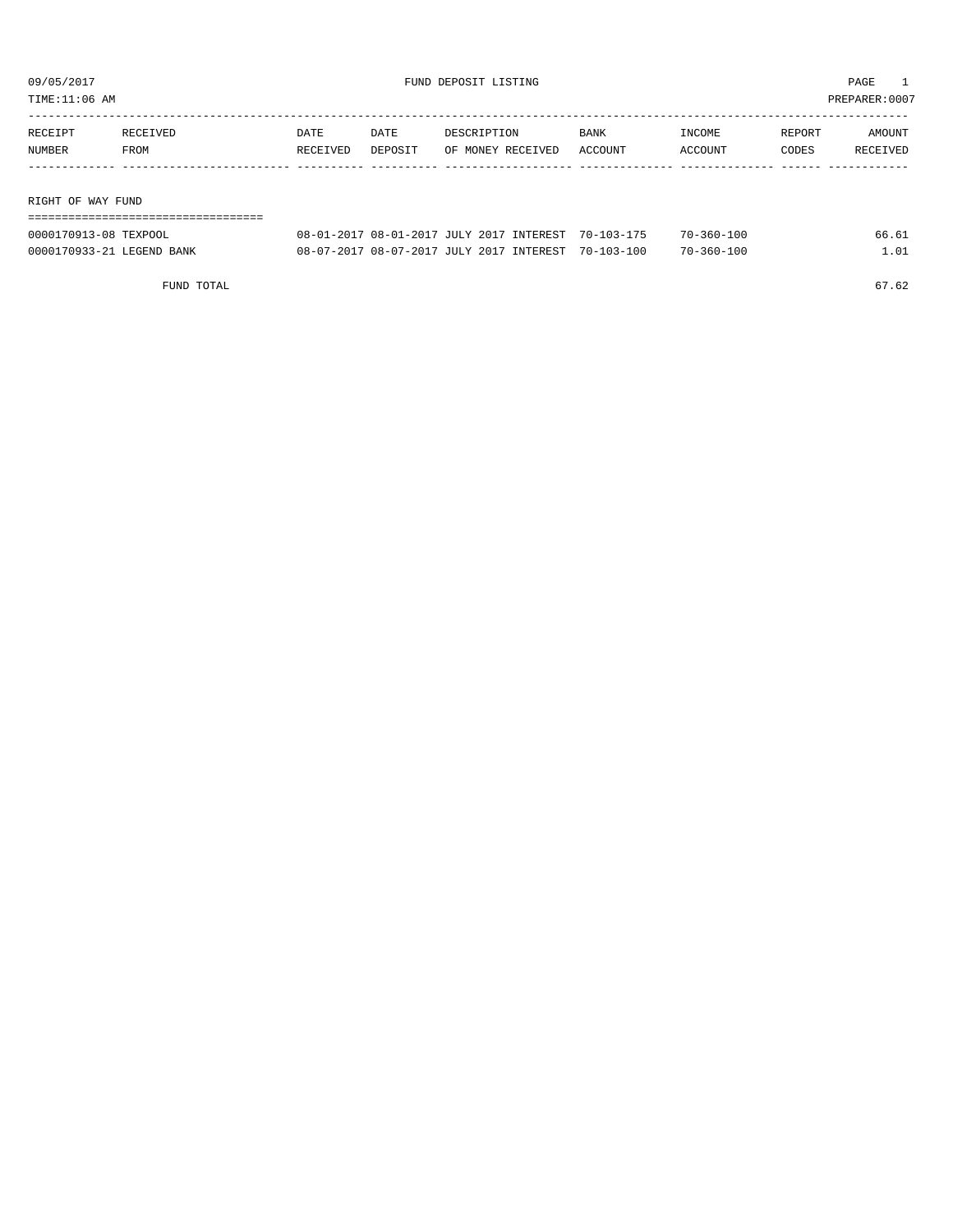09/05/2017 FUND DEPOSIT LISTING

TIME:11:06 AM PREPARER:0007

| RECEIPT NUMBER | RECEIVED FROM | DATE RECEIVED | DATE DEPOSIT | DESCRIPTION OF MONEY RECEIVED | BANK ACCOUNT | INCOME ACCOUNT | REPORT CODES | AMOUNT RECEIVED |
|---|---|---|---|---|---|---|---|---|
| **RIGHT OF WAY FUND** | | | | | | | | |
| 0000170913-08 | TEXPOOL | 08-01-2017 | 08-01-2017 | JULY 2017 INTEREST | 70-103-175 | 70-360-100 | | 66.61 |
| 0000170933-21 | LEGEND BANK | 08-07-2017 | 08-07-2017 | JULY 2017 INTEREST | 70-103-100 | 70-360-100 | | 1.01 |
| | FUND TOTAL | | | | | | | 67.62 |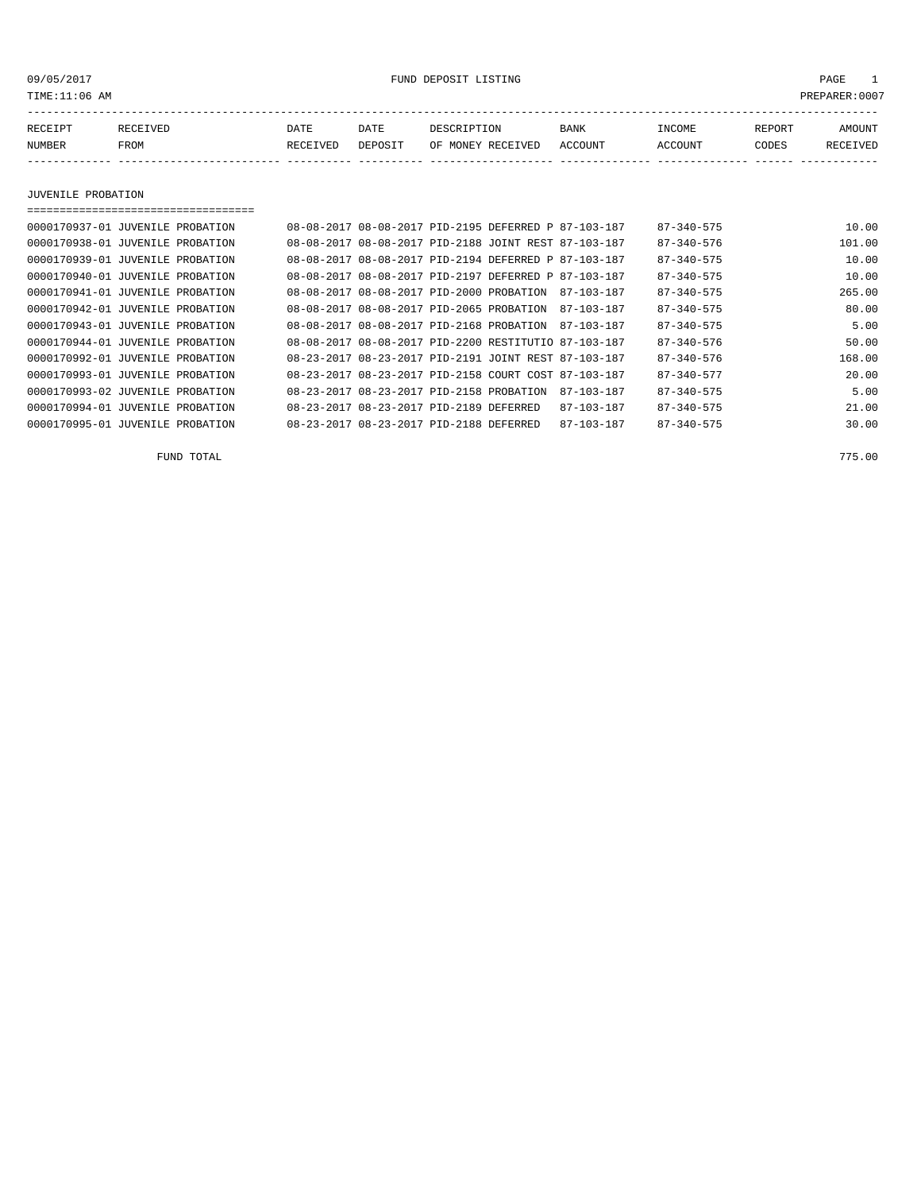09/05/2017 FUND DEPOSIT LISTING PAGE 1

TIME:11:06 AM PREPARER:0007

| RECEIPT NUMBER | RECEIVED FROM | DATE RECEIVED | DATE DEPOSIT | DESCRIPTION OF MONEY RECEIVED | BANK ACCOUNT | INCOME ACCOUNT | REPORT CODES | AMOUNT RECEIVED |
|---|---|---|---|---|---|---|---|---|

## JUVENILE PROBATION

| RECEIPT NUMBER | RECEIVED FROM | DATE RECEIVED | DATE DEPOSIT | DESCRIPTION OF MONEY RECEIVED | BANK ACCOUNT | INCOME ACCOUNT | REPORT CODES | AMOUNT RECEIVED |
|---|---|---|---|---|---|---|---|---|
| 0000170937-01 | JUVENILE PROBATION | 08-08-2017 | 08-08-2017 | PID-2195 DEFERRED P | 87-103-187 | 87-340-575 | | 10.00 |
| 0000170938-01 | JUVENILE PROBATION | 08-08-2017 | 08-08-2017 | PID-2188 JOINT REST | 87-103-187 | 87-340-576 | | 101.00 |
| 0000170939-01 | JUVENILE PROBATION | 08-08-2017 | 08-08-2017 | PID-2194 DEFERRED P | 87-103-187 | 87-340-575 | | 10.00 |
| 0000170940-01 | JUVENILE PROBATION | 08-08-2017 | 08-08-2017 | PID-2197 DEFERRED P | 87-103-187 | 87-340-575 | | 10.00 |
| 0000170941-01 | JUVENILE PROBATION | 08-08-2017 | 08-08-2017 | PID-2000 PROBATION | 87-103-187 | 87-340-575 | | 265.00 |
| 0000170942-01 | JUVENILE PROBATION | 08-08-2017 | 08-08-2017 | PID-2065 PROBATION | 87-103-187 | 87-340-575 | | 80.00 |
| 0000170943-01 | JUVENILE PROBATION | 08-08-2017 | 08-08-2017 | PID-2168 PROBATION | 87-103-187 | 87-340-575 | | 5.00 |
| 0000170944-01 | JUVENILE PROBATION | 08-08-2017 | 08-08-2017 | PID-2200 RESTITUTIO | 87-103-187 | 87-340-576 | | 50.00 |
| 0000170992-01 | JUVENILE PROBATION | 08-23-2017 | 08-23-2017 | PID-2191 JOINT REST | 87-103-187 | 87-340-576 | | 168.00 |
| 0000170993-01 | JUVENILE PROBATION | 08-23-2017 | 08-23-2017 | PID-2158 COURT COST | 87-103-187 | 87-340-577 | | 20.00 |
| 0000170993-02 | JUVENILE PROBATION | 08-23-2017 | 08-23-2017 | PID-2158 PROBATION | 87-103-187 | 87-340-575 | | 5.00 |
| 0000170994-01 | JUVENILE PROBATION | 08-23-2017 | 08-23-2017 | PID-2189 DEFERRED | 87-103-187 | 87-340-575 | | 21.00 |
| 0000170995-01 | JUVENILE PROBATION | 08-23-2017 | 08-23-2017 | PID-2188 DEFERRED | 87-103-187 | 87-340-575 | | 30.00 |

FUND TOTAL 775.00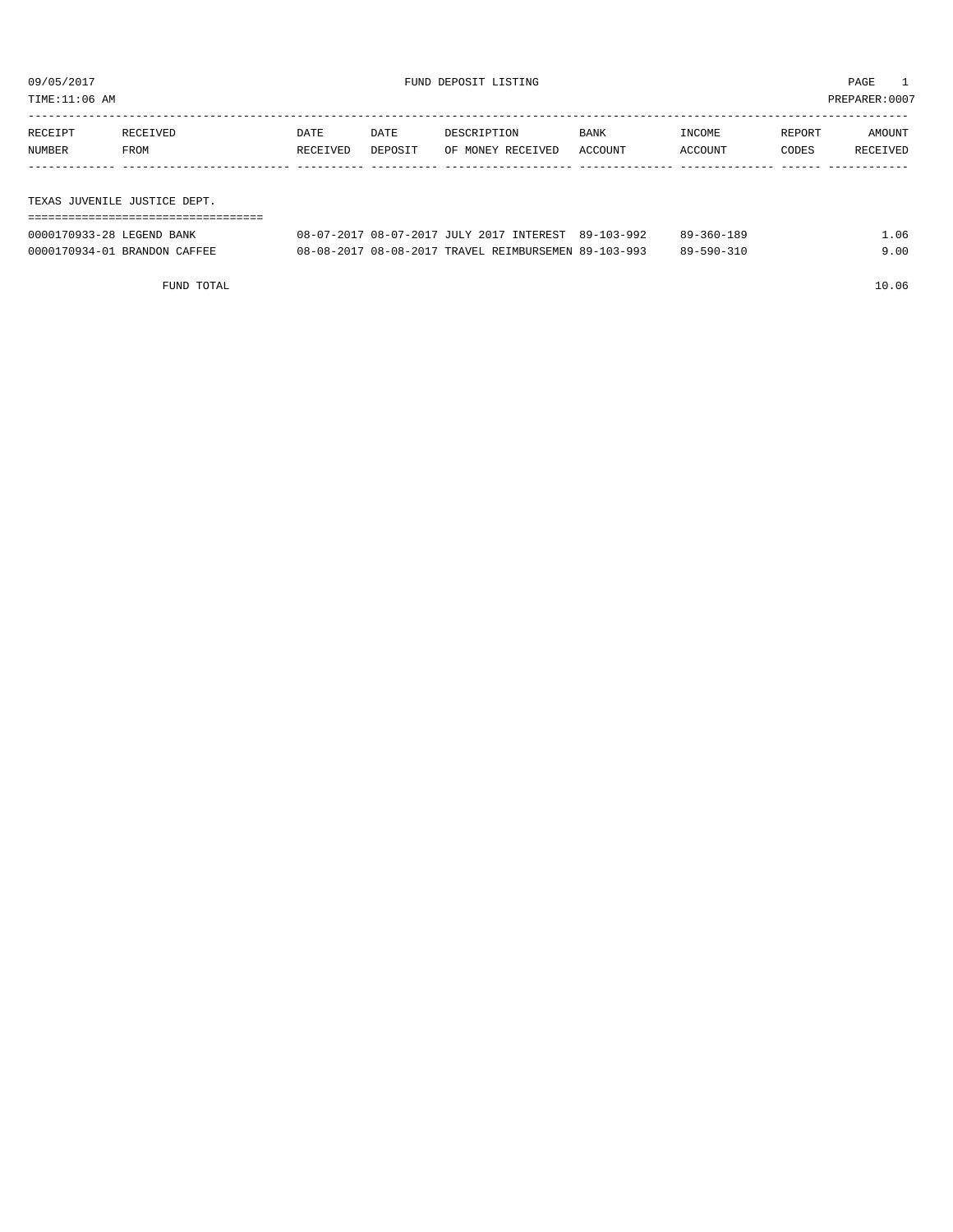09/05/2017 FUND DEPOSIT LISTING PAGE 1

TIME:11:06 AM PREPARER:0007

| RECEIPT NUMBER | RECEIVED FROM | DATE RECEIVED | DATE DEPOSIT | DESCRIPTION OF MONEY RECEIVED | BANK ACCOUNT | INCOME ACCOUNT | REPORT CODES | AMOUNT RECEIVED |
|---|---|---|---|---|---|---|---|---|
| **TEXAS JUVENILE JUSTICE DEPT.** | | | | | | | | |
| 0000170933-28 | LEGEND BANK | 08-07-2017 | 08-07-2017 | JULY 2017 INTEREST | 89-103-992 | 89-360-189 | | 1.06 |
| 0000170934-01 | BRANDON CAFFEE | 08-08-2017 | 08-08-2017 | TRAVEL REIMBURSEMEN | 89-103-993 | 89-590-310 | | 9.00 |
| | FUND TOTAL | | | | | | | 10.06 |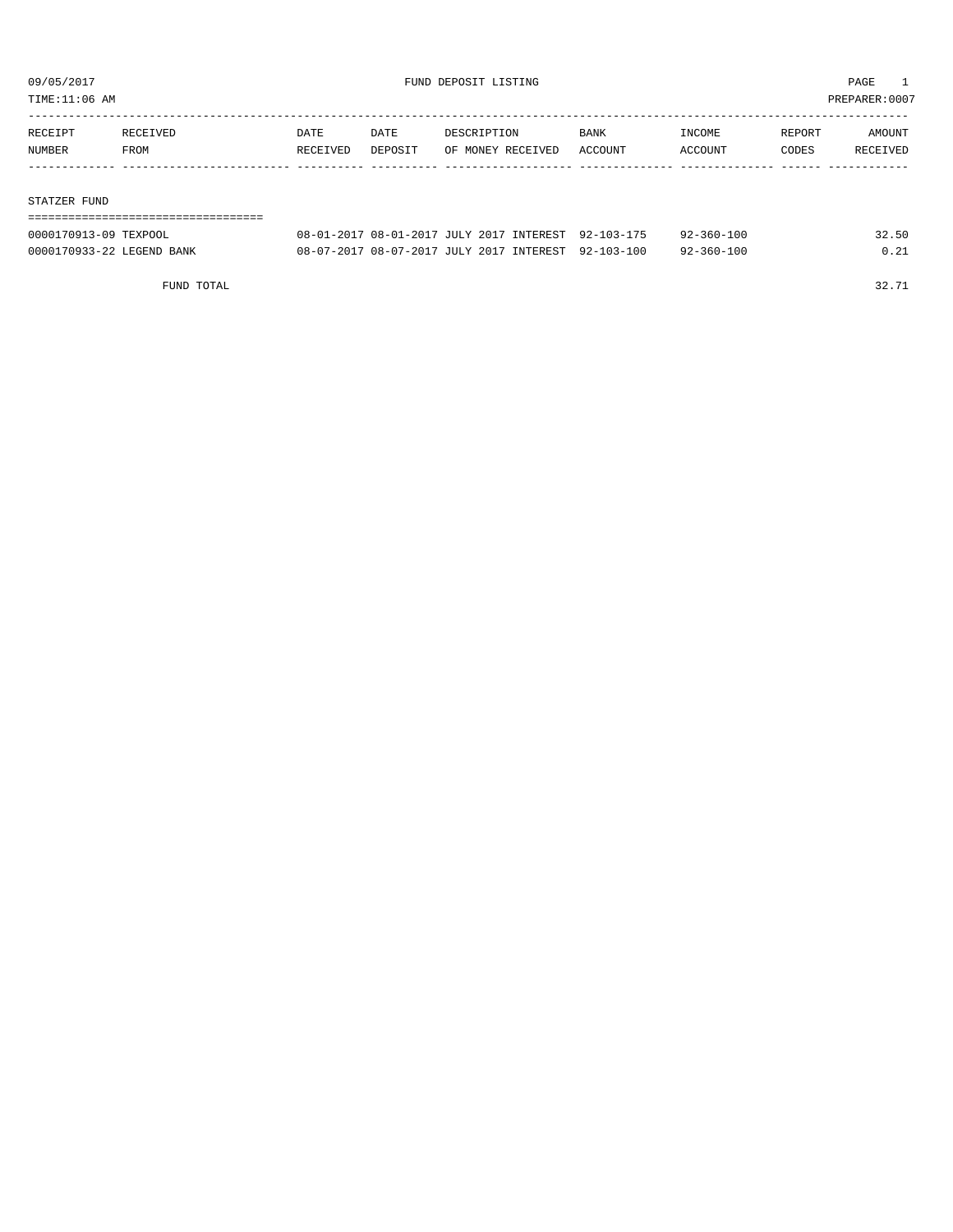09/05/2017 FUND DEPOSIT LISTING PAGE 1

TIME:11:06 AM PREPARER:0007

| RECEIPT NUMBER | RECEIVED FROM | DATE RECEIVED | DATE DEPOSIT | DESCRIPTION OF MONEY RECEIVED | BANK ACCOUNT | INCOME ACCOUNT | REPORT CODES | AMOUNT RECEIVED |
|---|---|---|---|---|---|---|---|---|
| **STATZER FUND** | | | | | | | | |
| 0000170913-09 | TEXPOOL | 08-01-2017 | 08-01-2017 | JULY 2017 INTEREST | 92-103-175 | 92-360-100 | | 32.50 |
| 0000170933-22 | LEGEND BANK | 08-07-2017 | 08-07-2017 | JULY 2017 INTEREST | 92-103-100 | 92-360-100 | | 0.21 |
| | FUND TOTAL | | | | | | | 32.71 |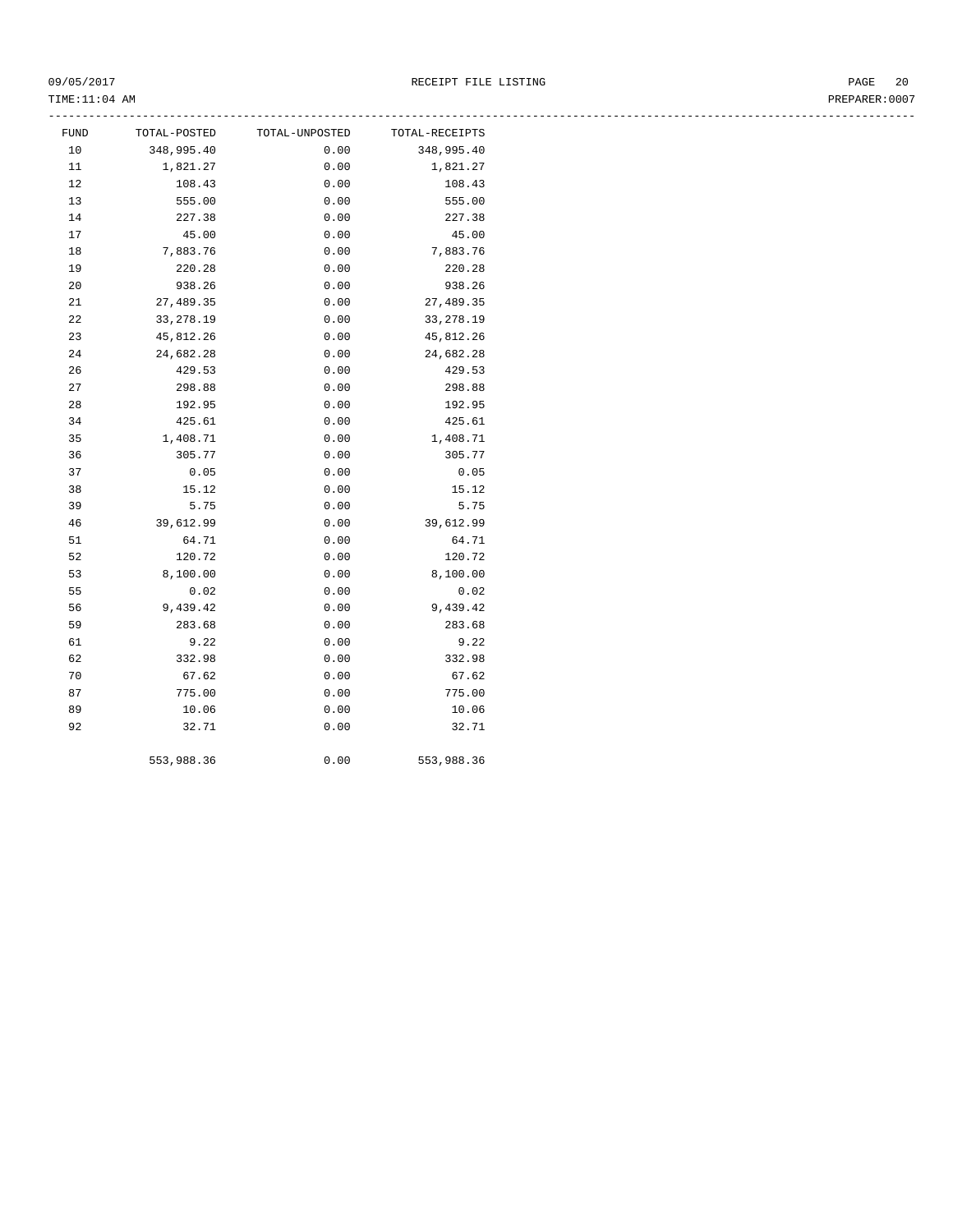09/05/2017 RECEIPT FILE LISTING

TIME:11:04 AM PREPARER:0007

| FUND | TOTAL-POSTED | TOTAL-UNPOSTED | TOTAL-RECEIPTS |
|---|---|---|---|
| 10 | 348,995.40 | 0.00 | 348,995.40 |
| 11 | 1,821.27 | 0.00 | 1,821.27 |
| 12 | 108.43 | 0.00 | 108.43 |
| 13 | 555.00 | 0.00 | 555.00 |
| 14 | 227.38 | 0.00 | 227.38 |
| 17 | 45.00 | 0.00 | 45.00 |
| 18 | 7,883.76 | 0.00 | 7,883.76 |
| 19 | 220.28 | 0.00 | 220.28 |
| 20 | 938.26 | 0.00 | 938.26 |
| 21 | 27,489.35 | 0.00 | 27,489.35 |
| 22 | 33,278.19 | 0.00 | 33,278.19 |
| 23 | 45,812.26 | 0.00 | 45,812.26 |
| 24 | 24,682.28 | 0.00 | 24,682.28 |
| 26 | 429.53 | 0.00 | 429.53 |
| 27 | 298.88 | 0.00 | 298.88 |
| 28 | 192.95 | 0.00 | 192.95 |
| 34 | 425.61 | 0.00 | 425.61 |
| 35 | 1,408.71 | 0.00 | 1,408.71 |
| 36 | 305.77 | 0.00 | 305.77 |
| 37 | 0.05 | 0.00 | 0.05 |
| 38 | 15.12 | 0.00 | 15.12 |
| 39 | 5.75 | 0.00 | 5.75 |
| 46 | 39,612.99 | 0.00 | 39,612.99 |
| 51 | 64.71 | 0.00 | 64.71 |
| 52 | 120.72 | 0.00 | 120.72 |
| 53 | 8,100.00 | 0.00 | 8,100.00 |
| 55 | 0.02 | 0.00 | 0.02 |
| 56 | 9,439.42 | 0.00 | 9,439.42 |
| 59 | 283.68 | 0.00 | 283.68 |
| 61 | 9.22 | 0.00 | 9.22 |
| 62 | 332.98 | 0.00 | 332.98 |
| 70 | 67.62 | 0.00 | 67.62 |
| 87 | 775.00 | 0.00 | 775.00 |
| 89 | 10.06 | 0.00 | 10.06 |
| 92 | 32.71 | 0.00 | 32.71 |
| | 553,988.36 | 0.00 | 553,988.36 |